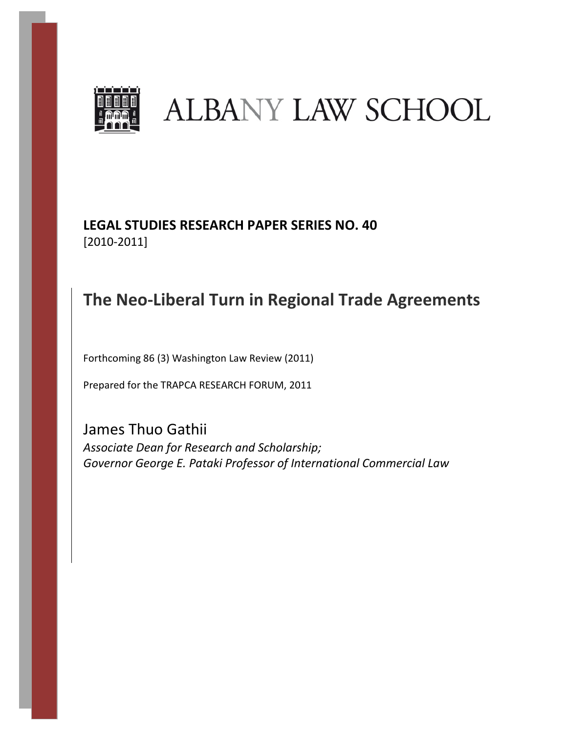# ALBANY LAW SCHOOL

**LEGAL STUDIES RESEARCH PAPER SERIES NO. 40**
[2010-2011]

## The Neo-Liberal Turn in Regional Trade Agreements

Forthcoming 86 (3) Washington Law Review (2011)

Prepared for the TRAPCA RESEARCH FORUM, 2011

James Thuo Gathii
*Associate Dean for Research and Scholarship;*
*Governor George E. Pataki Professor of International Commercial Law*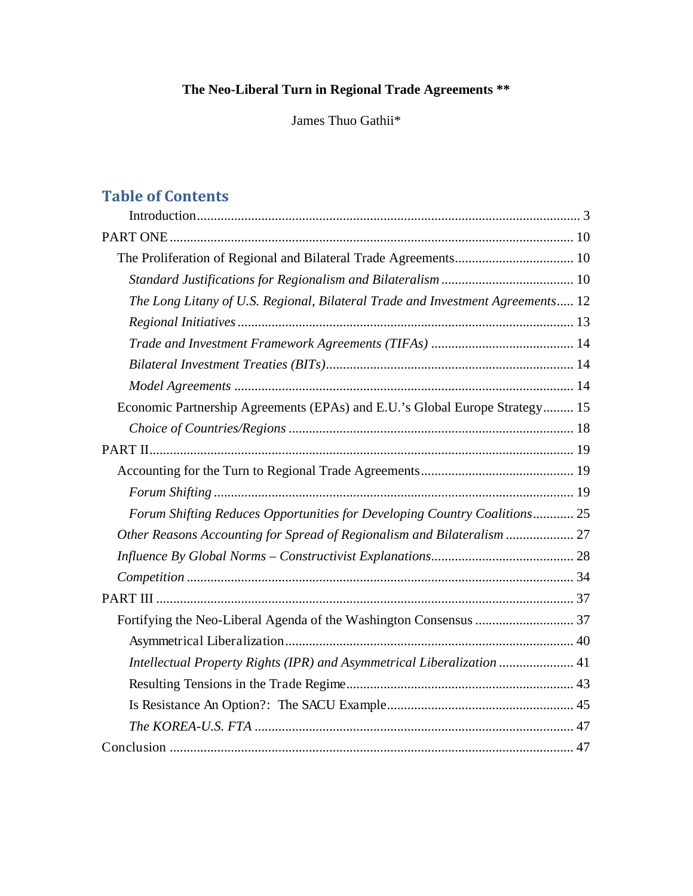**The Neo-Liberal Turn in Regional Trade Agreements \*\***

James Thuo Gathii\*

## Table of Contents

- Introduction ........ 3
- PART ONE ........ 10
  - The Proliferation of Regional and Bilateral Trade Agreements ........ 10
    - *Standard Justifications for Regionalism and Bilateralism* ........ 10
    - *The Long Litany of U.S. Regional, Bilateral Trade and Investment Agreements* ........ 12
    - *Regional Initiatives* ........ 13
    - *Trade and Investment Framework Agreements (TIFAs)* ........ 14
    - *Bilateral Investment Treaties (BITs)* ........ 14
    - *Model Agreements* ........ 14
  - Economic Partnership Agreements (EPAs) and E.U.'s Global Europe Strategy ........ 15
    - *Choice of Countries/Regions* ........ 18
- PART II ........ 19
  - Accounting for the Turn to Regional Trade Agreements ........ 19
    - *Forum Shifting* ........ 19
    - *Forum Shifting Reduces Opportunities for Developing Country Coalitions* ........ 25
  - *Other Reasons Accounting for Spread of Regionalism and Bilateralism* ........ 27
  - *Influence By Global Norms – Constructivist Explanations* ........ 28
  - *Competition* ........ 34
- PART III ........ 37
  - Fortifying the Neo-Liberal Agenda of the Washington Consensus ........ 37
    - Asymmetrical Liberalization ........ 40
    - *Intellectual Property Rights (IPR) and Asymmetrical Liberalization* ........ 41
    - Resulting Tensions in the Trade Regime ........ 43
    - Is Resistance An Option?: The SACU Example ........ 45
    - *The KOREA-U.S. FTA* ........ 47
- Conclusion ........ 47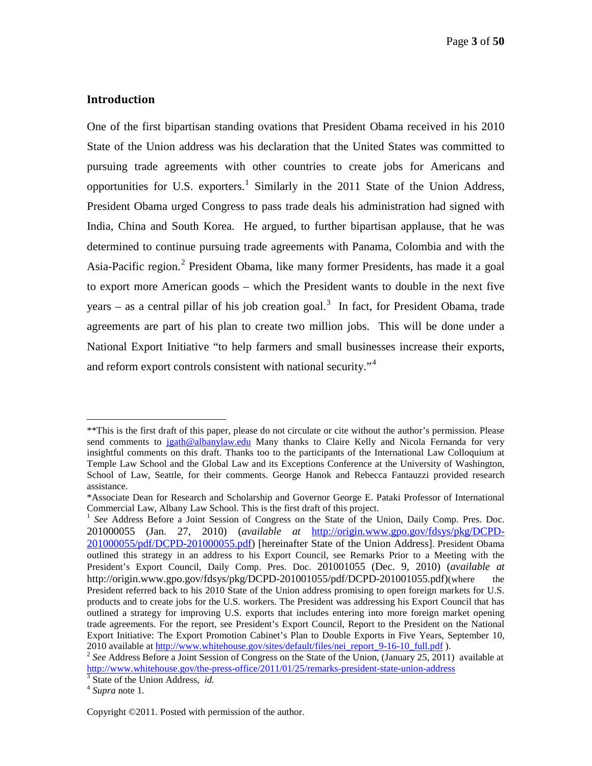## Introduction

One of the first bipartisan standing ovations that President Obama received in his 2010 State of the Union address was his declaration that the United States was committed to pursuing trade agreements with other countries to create jobs for Americans and opportunities for U.S. exporters.[1] Similarly in the 2011 State of the Union Address, President Obama urged Congress to pass trade deals his administration had signed with India, China and South Korea. He argued, to further bipartisan applause, that he was determined to continue pursuing trade agreements with Panama, Colombia and with the Asia-Pacific region.[2] President Obama, like many former Presidents, has made it a goal to export more American goods – which the President wants to double in the next five years – as a central pillar of his job creation goal.[3] In fact, for President Obama, trade agreements are part of his plan to create two million jobs. This will be done under a National Export Initiative "to help farmers and small businesses increase their exports, and reform export controls consistent with national security."[4]

---

**This is the first draft of this paper, please do not circulate or cite without the author's permission. Please send comments to jgath@albanylaw.edu Many thanks to Claire Kelly and Nicola Fernanda for very insightful comments on this draft. Thanks too to the participants of the International Law Colloquium at Temple Law School and the Global Law and its Exceptions Conference at the University of Washington, School of Law, Seattle, for their comments. George Hanok and Rebecca Fantauzzi provided research assistance.

*Associate Dean for Research and Scholarship and Governor George E. Pataki Professor of International Commercial Law, Albany Law School. This is the first draft of this project.

[1] *See* Address Before a Joint Session of Congress on the State of the Union, Daily Comp. Pres. Doc. 201000055 (Jan. 27, 2010) (*available at* http://origin.www.gpo.gov/fdsys/pkg/DCPD-201000055/pdf/DCPD-201000055.pdf) [hereinafter State of the Union Address]. President Obama outlined this strategy in an address to his Export Council, see Remarks Prior to a Meeting with the President's Export Council, Daily Comp. Pres. Doc. 201001055 (Dec. 9, 2010) (*available at* http://origin.www.gpo.gov/fdsys/pkg/DCPD-201001055/pdf/DCPD-201001055.pdf)(where the President referred back to his 2010 State of the Union address promising to open foreign markets for U.S. products and to create jobs for the U.S. workers. The President was addressing his Export Council that has outlined a strategy for improving U.S. exports that includes entering into more foreign market opening trade agreements. For the report, see President's Export Council, Report to the President on the National Export Initiative: The Export Promotion Cabinet's Plan to Double Exports in Five Years, September 10, 2010 available at http://www.whitehouse.gov/sites/default/files/nei_report_9-16-10_full.pdf ).

[2] *See* Address Before a Joint Session of Congress on the State of the Union, (January 25, 2011) available at http://www.whitehouse.gov/the-press-office/2011/01/25/remarks-president-state-union-address

[3] State of the Union Address, *id.*

[4] *Supra* note 1.

Copyright ©2011. Posted with permission of the author.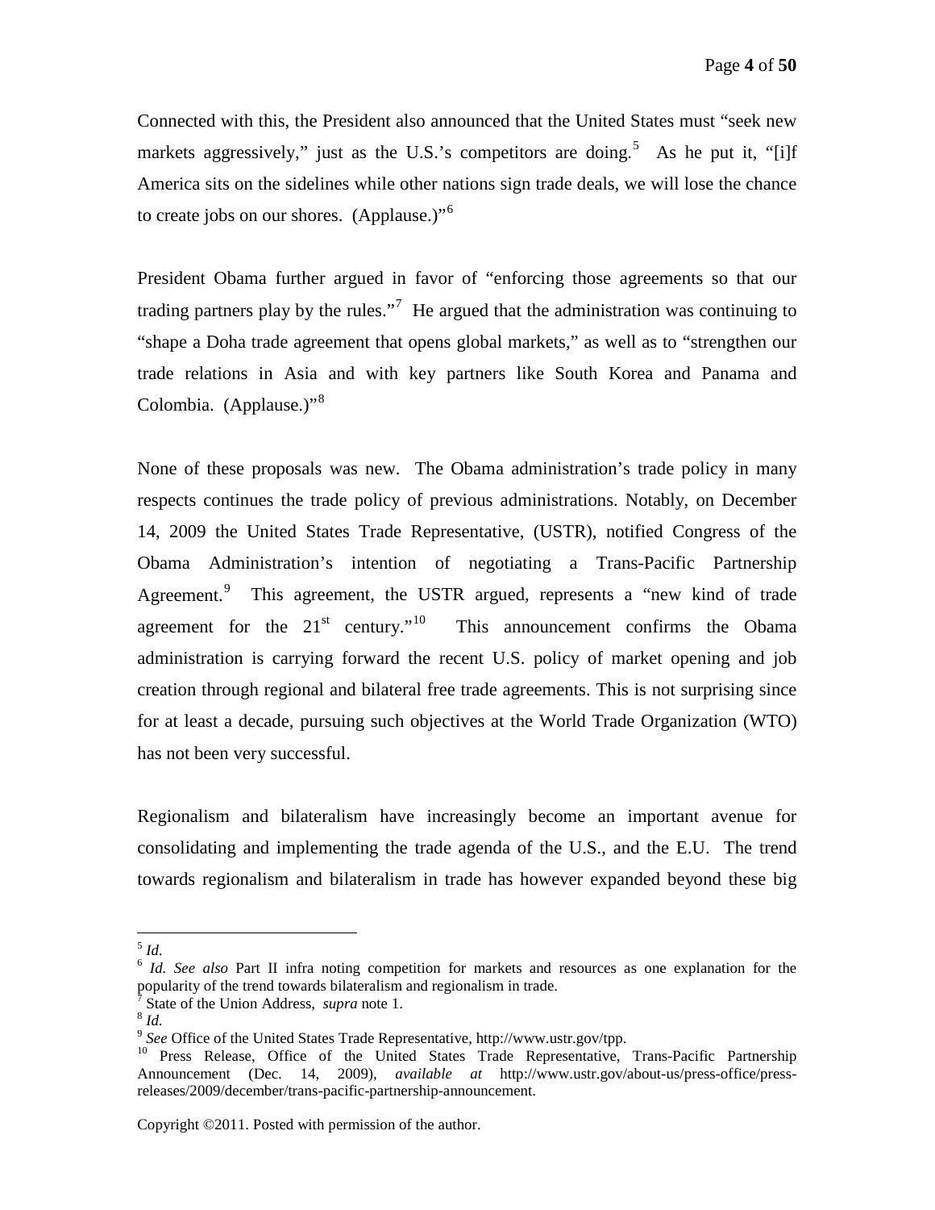Connected with this, the President also announced that the United States must "seek new markets aggressively," just as the U.S.'s competitors are doing.[5] As he put it, "[i]f America sits on the sidelines while other nations sign trade deals, we will lose the chance to create jobs on our shores. (Applause.)"[6]

President Obama further argued in favor of "enforcing those agreements so that our trading partners play by the rules."[7] He argued that the administration was continuing to "shape a Doha trade agreement that opens global markets," as well as to "strengthen our trade relations in Asia and with key partners like South Korea and Panama and Colombia. (Applause.)"[8]

None of these proposals was new. The Obama administration's trade policy in many respects continues the trade policy of previous administrations. Notably, on December 14, 2009 the United States Trade Representative, (USTR), notified Congress of the Obama Administration's intention of negotiating a Trans-Pacific Partnership Agreement.[9] This agreement, the USTR argued, represents a "new kind of trade agreement for the 21st century."[10] This announcement confirms the Obama administration is carrying forward the recent U.S. policy of market opening and job creation through regional and bilateral free trade agreements. This is not surprising since for at least a decade, pursuing such objectives at the World Trade Organization (WTO) has not been very successful.

Regionalism and bilateralism have increasingly become an important avenue for consolidating and implementing the trade agenda of the U.S., and the E.U. The trend towards regionalism and bilateralism in trade has however expanded beyond these big

---

[5] *Id.*

[6] *Id. See also* Part II infra noting competition for markets and resources as one explanation for the popularity of the trend towards bilateralism and regionalism in trade.

[7] State of the Union Address, *supra* note 1.

[8] *Id.*

[9] *See* Office of the United States Trade Representative, http://www.ustr.gov/tpp.

[10] Press Release, Office of the United States Trade Representative, Trans-Pacific Partnership Announcement (Dec. 14, 2009), *available at* http://www.ustr.gov/about-us/press-office/press-releases/2009/december/trans-pacific-partnership-announcement.

Copyright ©2011. Posted with permission of the author.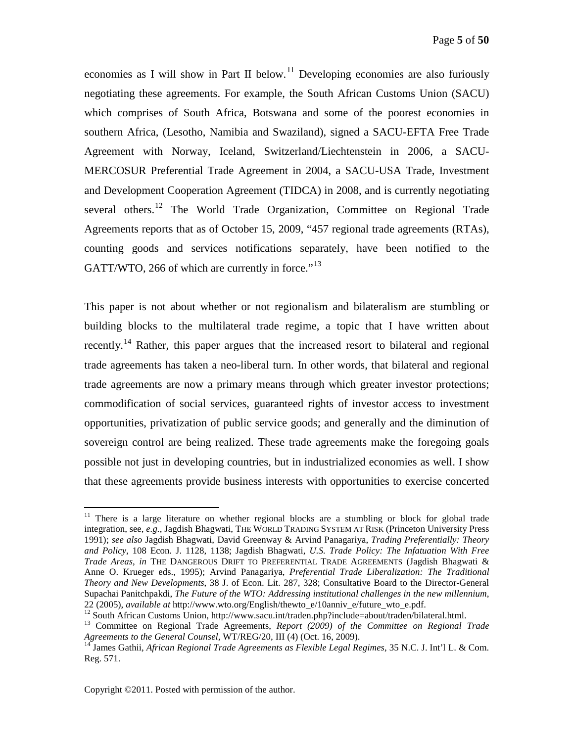economies as I will show in Part II below.[11] Developing economies are also furiously negotiating these agreements. For example, the South African Customs Union (SACU) which comprises of South Africa, Botswana and some of the poorest economies in southern Africa, (Lesotho, Namibia and Swaziland), signed a SACU-EFTA Free Trade Agreement with Norway, Iceland, Switzerland/Liechtenstein in 2006, a SACU-MERCOSUR Preferential Trade Agreement in 2004, a SACU-USA Trade, Investment and Development Cooperation Agreement (TIDCA) in 2008, and is currently negotiating several others.[12] The World Trade Organization, Committee on Regional Trade Agreements reports that as of October 15, 2009, "457 regional trade agreements (RTAs), counting goods and services notifications separately, have been notified to the GATT/WTO, 266 of which are currently in force."[13]

This paper is not about whether or not regionalism and bilateralism are stumbling or building blocks to the multilateral trade regime, a topic that I have written about recently.[14] Rather, this paper argues that the increased resort to bilateral and regional trade agreements has taken a neo-liberal turn. In other words, that bilateral and regional trade agreements are now a primary means through which greater investor protections; commodification of social services, guaranteed rights of investor access to investment opportunities, privatization of public service goods; and generally and the diminution of sovereign control are being realized. These trade agreements make the foregoing goals possible not just in developing countries, but in industrialized economies as well. I show that these agreements provide business interests with opportunities to exercise concerted

---

[11] There is a large literature on whether regional blocks are a stumbling or block for global trade integration, see, *e.g.*, Jagdish Bhagwati, THE WORLD TRADING SYSTEM AT RISK (Princeton University Press 1991); *see also* Jagdish Bhagwati, David Greenway & Arvind Panagariya, *Trading Preferentially: Theory and Policy*, 108 Econ. J. 1128, 1138; Jagdish Bhagwati, *U.S. Trade Policy: The Infatuation With Free Trade Areas*, *in* THE DANGEROUS DRIFT TO PREFERENTIAL TRADE AGREEMENTS (Jagdish Bhagwati & Anne O. Krueger eds., 1995); Arvind Panagariya, *Preferential Trade Liberalization: The Traditional Theory and New Developments*, 38 J. of Econ. Lit. 287, 328; Consultative Board to the Director-General Supachai Panitchpakdi, *The Future of the WTO: Addressing institutional challenges in the new millennium*, 22 (2005), *available at* http://www.wto.org/English/thewto_e/10anniv_e/future_wto_e.pdf.

[12] South African Customs Union, http://www.sacu.int/traden.php?include=about/traden/bilateral.html.

[13] Committee on Regional Trade Agreements, *Report (2009) of the Committee on Regional Trade Agreements to the General Counsel*, WT/REG/20, III (4) (Oct. 16, 2009).

[14] James Gathii, *African Regional Trade Agreements as Flexible Legal Regimes*, 35 N.C. J. Int'l L. & Com. Reg. 571.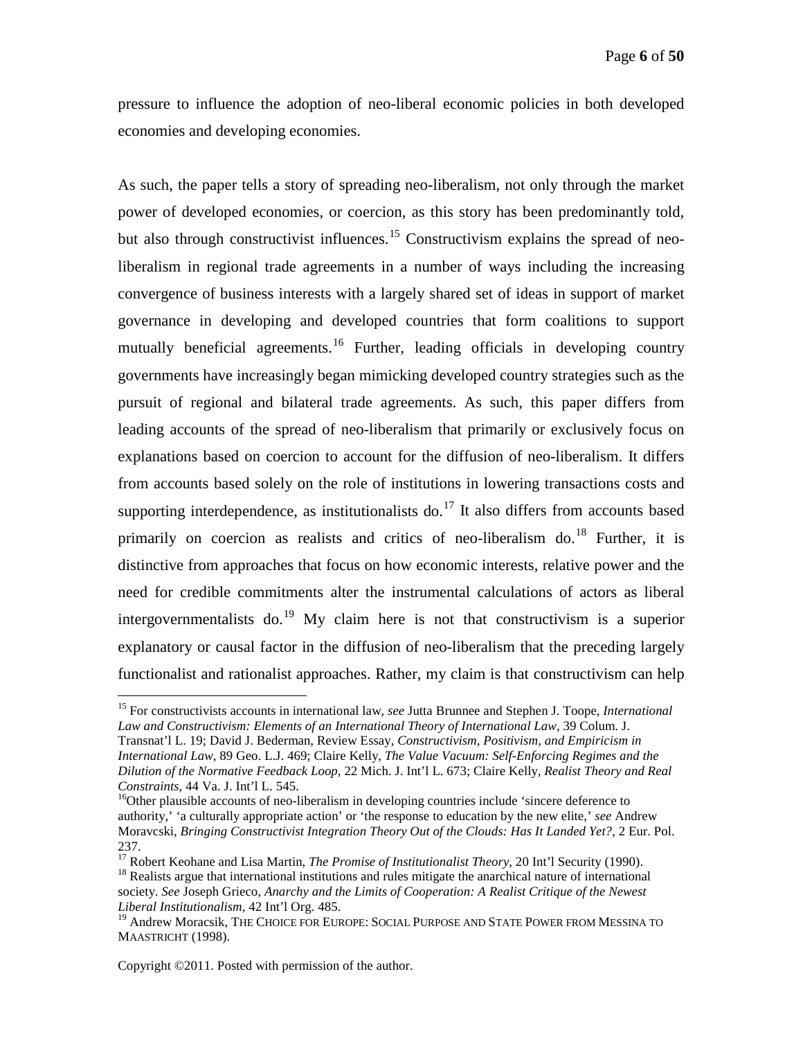pressure to influence the adoption of neo-liberal economic policies in both developed economies and developing economies.

As such, the paper tells a story of spreading neo-liberalism, not only through the market power of developed economies, or coercion, as this story has been predominantly told, but also through constructivist influences.[15] Constructivism explains the spread of neo-liberalism in regional trade agreements in a number of ways including the increasing convergence of business interests with a largely shared set of ideas in support of market governance in developing and developed countries that form coalitions to support mutually beneficial agreements.[16] Further, leading officials in developing country governments have increasingly began mimicking developed country strategies such as the pursuit of regional and bilateral trade agreements. As such, this paper differs from leading accounts of the spread of neo-liberalism that primarily or exclusively focus on explanations based on coercion to account for the diffusion of neo-liberalism. It differs from accounts based solely on the role of institutions in lowering transactions costs and supporting interdependence, as institutionalists do.[17] It also differs from accounts based primarily on coercion as realists and critics of neo-liberalism do.[18] Further, it is distinctive from approaches that focus on how economic interests, relative power and the need for credible commitments alter the instrumental calculations of actors as liberal intergovernmentalists do.[19] My claim here is not that constructivism is a superior explanatory or causal factor in the diffusion of neo-liberalism that the preceding largely functionalist and rationalist approaches. Rather, my claim is that constructivism can help

---

[15] For constructivists accounts in international law, *see* Jutta Brunnee and Stephen J. Toope, *International Law and Constructivism: Elements of an International Theory of International Law*, 39 Colum. J. Transnat'l L. 19; David J. Bederman, Review Essay, *Constructivism, Positivism, and Empiricism in International Law*, 89 Geo. L.J. 469; Claire Kelly, *The Value Vacuum: Self-Enforcing Regimes and the Dilution of the Normative Feedback Loop*, 22 Mich. J. Int'l L. 673; Claire Kelly, *Realist Theory and Real Constraints*, 44 Va. J. Int'l L. 545.

[16] Other plausible accounts of neo-liberalism in developing countries include 'sincere deference to authority,' 'a culturally appropriate action' or 'the response to education by the new elite,' *see* Andrew Moravcski, *Bringing Constructivist Integration Theory Out of the Clouds: Has It Landed Yet?*, 2 Eur. Pol. 237.

[17] Robert Keohane and Lisa Martin, *The Promise of Institutionalist Theory*, 20 Int'l Security (1990).

[18] Realists argue that international institutions and rules mitigate the anarchical nature of international society. *See* Joseph Grieco, *Anarchy and the Limits of Cooperation: A Realist Critique of the Newest Liberal Institutionalism*, 42 Int'l Org. 485.

[19] Andrew Moracsik, THE CHOICE FOR EUROPE: SOCIAL PURPOSE AND STATE POWER FROM MESSINA TO MAASTRICHT (1998).

Copyright ©2011. Posted with permission of the author.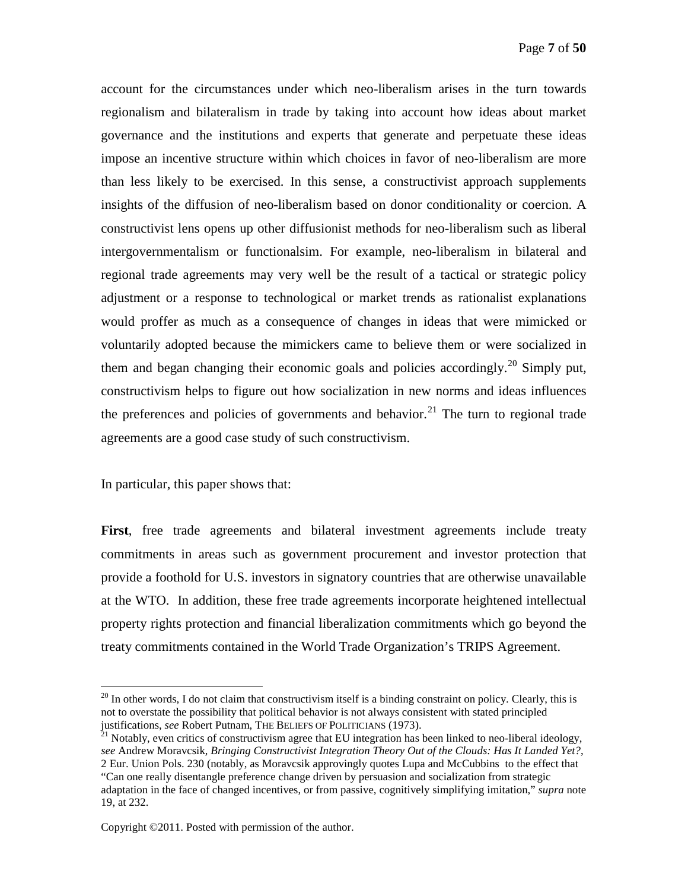account for the circumstances under which neo-liberalism arises in the turn towards regionalism and bilateralism in trade by taking into account how ideas about market governance and the institutions and experts that generate and perpetuate these ideas impose an incentive structure within which choices in favor of neo-liberalism are more than less likely to be exercised. In this sense, a constructivist approach supplements insights of the diffusion of neo-liberalism based on donor conditionality or coercion. A constructivist lens opens up other diffusionist methods for neo-liberalism such as liberal intergovernmentalism or functionalsim. For example, neo-liberalism in bilateral and regional trade agreements may very well be the result of a tactical or strategic policy adjustment or a response to technological or market trends as rationalist explanations would proffer as much as a consequence of changes in ideas that were mimicked or voluntarily adopted because the mimickers came to believe them or were socialized in them and began changing their economic goals and policies accordingly.[20] Simply put, constructivism helps to figure out how socialization in new norms and ideas influences the preferences and policies of governments and behavior.[21] The turn to regional trade agreements are a good case study of such constructivism.

In particular, this paper shows that:

**First**, free trade agreements and bilateral investment agreements include treaty commitments in areas such as government procurement and investor protection that provide a foothold for U.S. investors in signatory countries that are otherwise unavailable at the WTO. In addition, these free trade agreements incorporate heightened intellectual property rights protection and financial liberalization commitments which go beyond the treaty commitments contained in the World Trade Organization's TRIPS Agreement.

[20] In other words, I do not claim that constructivism itself is a binding constraint on policy. Clearly, this is not to overstate the possibility that political behavior is not always consistent with stated principled justifications, *see* Robert Putnam, THE BELIEFS OF POLITICIANS (1973).

[21] Notably, even critics of constructivism agree that EU integration has been linked to neo-liberal ideology, *see* Andrew Moravcsik, *Bringing Constructivist Integration Theory Out of the Clouds: Has It Landed Yet?*, 2 Eur. Union Pols. 230 (notably, as Moravcsik approvingly quotes Lupa and McCubbins to the effect that "Can one really disentangle preference change driven by persuasion and socialization from strategic adaptation in the face of changed incentives, or from passive, cognitively simplifying imitation," *supra* note 19, at 232.

Copyright ©2011. Posted with permission of the author.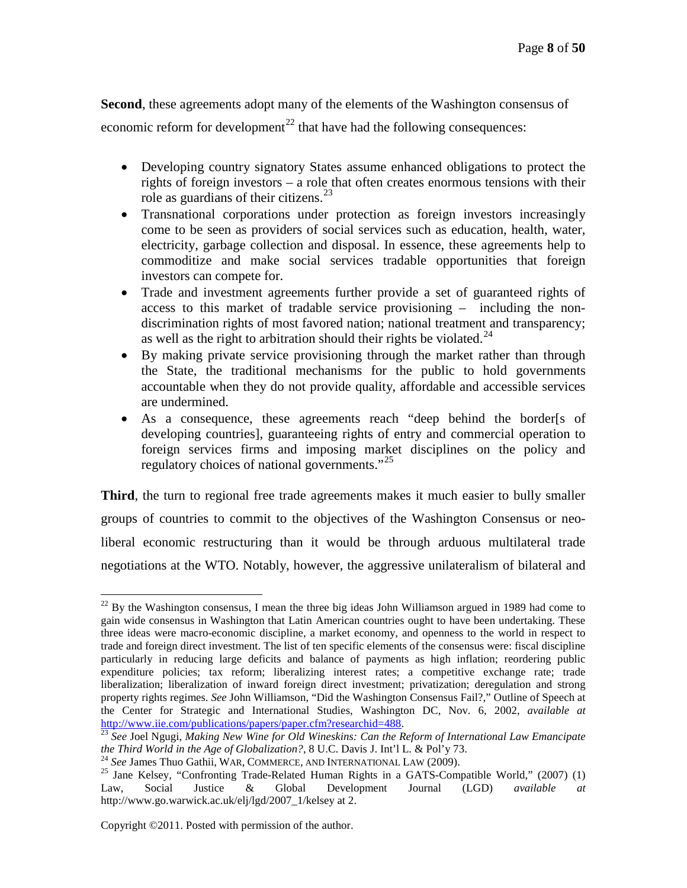**Second**, these agreements adopt many of the elements of the Washington consensus of economic reform for development[22] that have had the following consequences:

- Developing country signatory States assume enhanced obligations to protect the rights of foreign investors – a role that often creates enormous tensions with their role as guardians of their citizens.[23]
- Transnational corporations under protection as foreign investors increasingly come to be seen as providers of social services such as education, health, water, electricity, garbage collection and disposal. In essence, these agreements help to commoditize and make social services tradable opportunities that foreign investors can compete for.
- Trade and investment agreements further provide a set of guaranteed rights of access to this market of tradable service provisioning – including the non-discrimination rights of most favored nation; national treatment and transparency; as well as the right to arbitration should their rights be violated.[24]
- By making private service provisioning through the market rather than through the State, the traditional mechanisms for the public to hold governments accountable when they do not provide quality, affordable and accessible services are undermined.
- As a consequence, these agreements reach "deep behind the border[s of developing countries], guaranteeing rights of entry and commercial operation to foreign services firms and imposing market disciplines on the policy and regulatory choices of national governments."[25]

**Third**, the turn to regional free trade agreements makes it much easier to bully smaller groups of countries to commit to the objectives of the Washington Consensus or neo-liberal economic restructuring than it would be through arduous multilateral trade negotiations at the WTO. Notably, however, the aggressive unilateralism of bilateral and

---

[22] By the Washington consensus, I mean the three big ideas John Williamson argued in 1989 had come to gain wide consensus in Washington that Latin American countries ought to have been undertaking. These three ideas were macro-economic discipline, a market economy, and openness to the world in respect to trade and foreign direct investment. The list of ten specific elements of the consensus were: fiscal discipline particularly in reducing large deficits and balance of payments as high inflation; reordering public expenditure policies; tax reform; liberalizing interest rates; a competitive exchange rate; trade liberalization; liberalization of inward foreign direct investment; privatization; deregulation and strong property rights regimes. *See* John Williamson, "Did the Washington Consensus Fail?," Outline of Speech at the Center for Strategic and International Studies, Washington DC, Nov. 6, 2002, *available at* http://www.iie.com/publications/papers/paper.cfm?researchid=488.

[23] *See* Joel Ngugi, *Making New Wine for Old Wineskins: Can the Reform of International Law Emancipate the Third World in the Age of Globalization?*, 8 U.C. Davis J. Int'l L. & Pol'y 73.

[24] *See* James Thuo Gathii, WAR, COMMERCE, AND INTERNATIONAL LAW (2009).

[25] Jane Kelsey, "Confronting Trade-Related Human Rights in a GATS-Compatible World," (2007) (1) Law, Social Justice & Global Development Journal (LGD) *available at* http://www.go.warwick.ac.uk/elj/lgd/2007_1/kelsey at 2.

Copyright ©2011. Posted with permission of the author.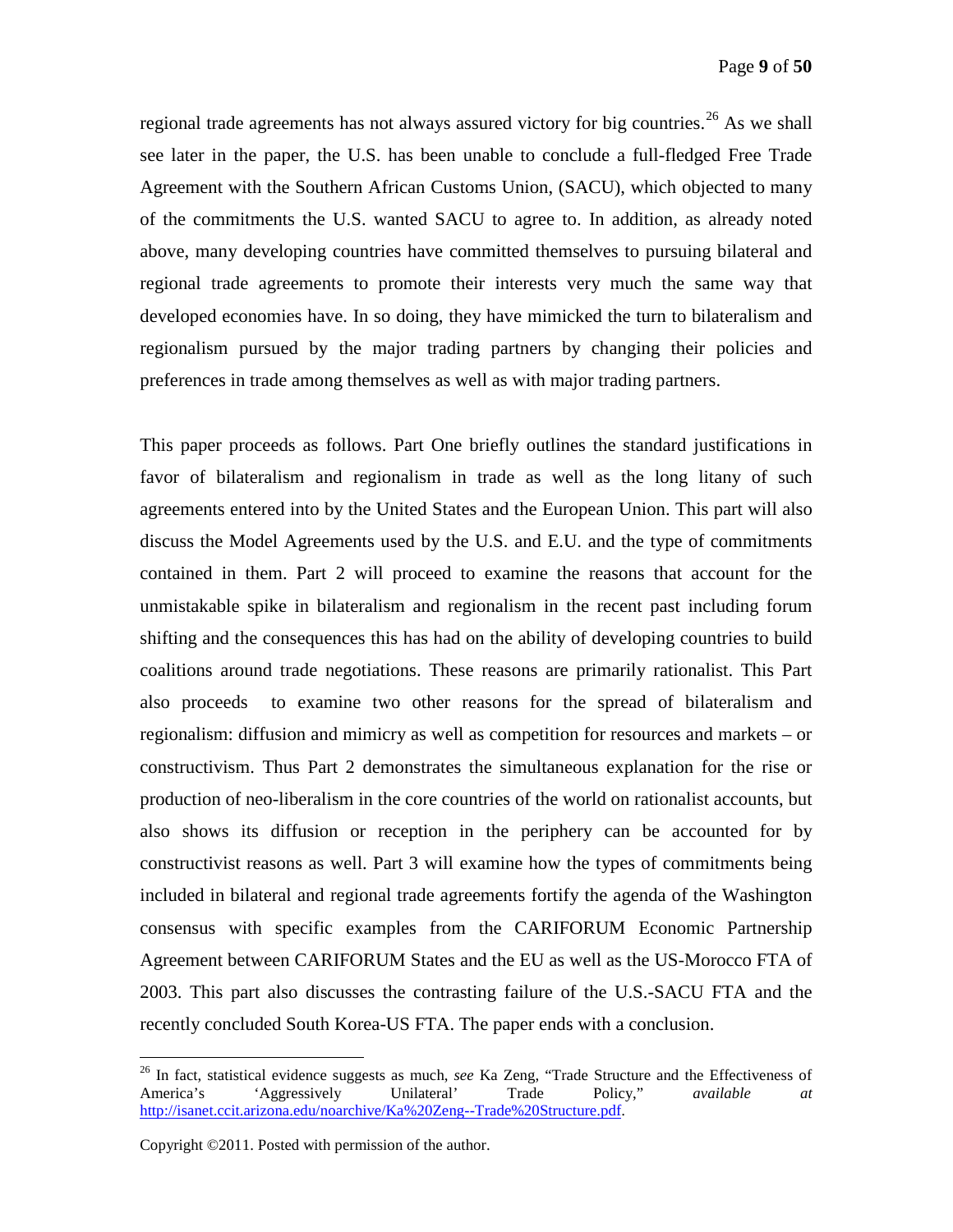regional trade agreements has not always assured victory for big countries.[26] As we shall see later in the paper, the U.S. has been unable to conclude a full-fledged Free Trade Agreement with the Southern African Customs Union, (SACU), which objected to many of the commitments the U.S. wanted SACU to agree to. In addition, as already noted above, many developing countries have committed themselves to pursuing bilateral and regional trade agreements to promote their interests very much the same way that developed economies have. In so doing, they have mimicked the turn to bilateralism and regionalism pursued by the major trading partners by changing their policies and preferences in trade among themselves as well as with major trading partners.

This paper proceeds as follows. Part One briefly outlines the standard justifications in favor of bilateralism and regionalism in trade as well as the long litany of such agreements entered into by the United States and the European Union. This part will also discuss the Model Agreements used by the U.S. and E.U. and the type of commitments contained in them. Part 2 will proceed to examine the reasons that account for the unmistakable spike in bilateralism and regionalism in the recent past including forum shifting and the consequences this has had on the ability of developing countries to build coalitions around trade negotiations. These reasons are primarily rationalist. This Part also proceeds to examine two other reasons for the spread of bilateralism and regionalism: diffusion and mimicry as well as competition for resources and markets – or constructivism. Thus Part 2 demonstrates the simultaneous explanation for the rise or production of neo-liberalism in the core countries of the world on rationalist accounts, but also shows its diffusion or reception in the periphery can be accounted for by constructivist reasons as well. Part 3 will examine how the types of commitments being included in bilateral and regional trade agreements fortify the agenda of the Washington consensus with specific examples from the CARIFORUM Economic Partnership Agreement between CARIFORUM States and the EU as well as the US-Morocco FTA of 2003. This part also discusses the contrasting failure of the U.S.-SACU FTA and the recently concluded South Korea-US FTA. The paper ends with a conclusion.

---

[26] In fact, statistical evidence suggests as much, *see* Ka Zeng, "Trade Structure and the Effectiveness of America's 'Aggressively Unilateral' Trade Policy," *available at* http://isanet.ccit.arizona.edu/noarchive/Ka%20Zeng--Trade%20Structure.pdf.

Copyright ©2011. Posted with permission of the author.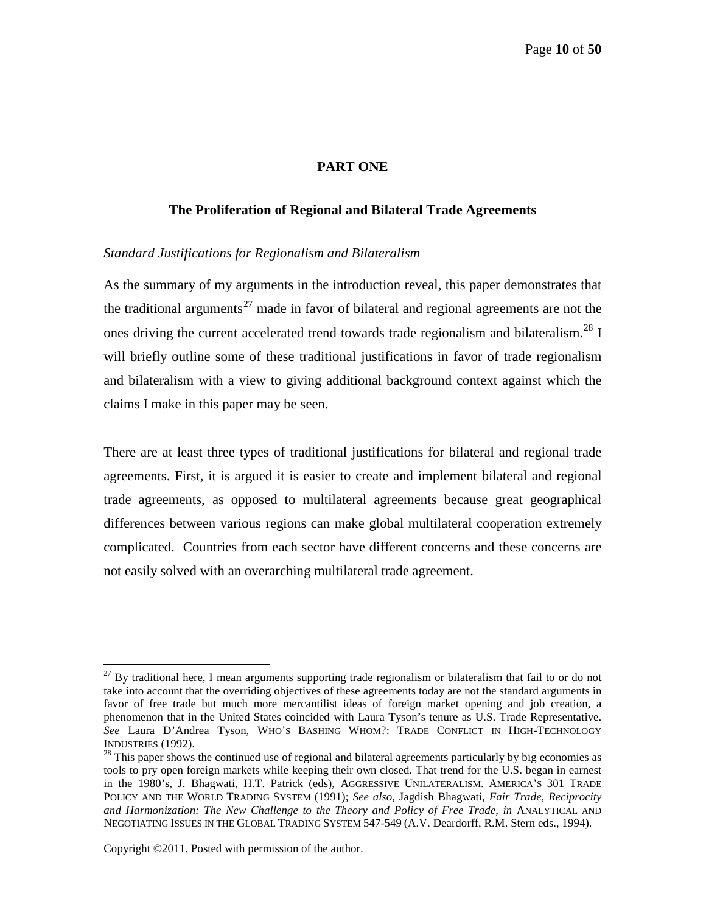## PART ONE

### The Proliferation of Regional and Bilateral Trade Agreements

*Standard Justifications for Regionalism and Bilateralism*

As the summary of my arguments in the introduction reveal, this paper demonstrates that the traditional arguments[27] made in favor of bilateral and regional agreements are not the ones driving the current accelerated trend towards trade regionalism and bilateralism.[28] I will briefly outline some of these traditional justifications in favor of trade regionalism and bilateralism with a view to giving additional background context against which the claims I make in this paper may be seen.

There are at least three types of traditional justifications for bilateral and regional trade agreements. First, it is argued it is easier to create and implement bilateral and regional trade agreements, as opposed to multilateral agreements because great geographical differences between various regions can make global multilateral cooperation extremely complicated. Countries from each sector have different concerns and these concerns are not easily solved with an overarching multilateral trade agreement.

---

[27] By traditional here, I mean arguments supporting trade regionalism or bilateralism that fail to or do not take into account that the overriding objectives of these agreements today are not the standard arguments in favor of free trade but much more mercantilist ideas of foreign market opening and job creation, a phenomenon that in the United States coincided with Laura Tyson's tenure as U.S. Trade Representative. *See* Laura D'Andrea Tyson, WHO'S BASHING WHOM?: TRADE CONFLICT IN HIGH-TECHNOLOGY INDUSTRIES (1992).

[28] This paper shows the continued use of regional and bilateral agreements particularly by big economies as tools to pry open foreign markets while keeping their own closed. That trend for the U.S. began in earnest in the 1980's, J. Bhagwati, H.T. Patrick (eds), AGGRESSIVE UNILATERALISM. AMERICA'S 301 TRADE POLICY AND THE WORLD TRADING SYSTEM (1991); *See also*, Jagdish Bhagwati, *Fair Trade, Reciprocity and Harmonization: The New Challenge to the Theory and Policy of Free Trade*, *in* ANALYTICAL AND NEGOTIATING ISSUES IN THE GLOBAL TRADING SYSTEM 547-549 (A.V. Deardorff, R.M. Stern eds., 1994).

Copyright ©2011. Posted with permission of the author.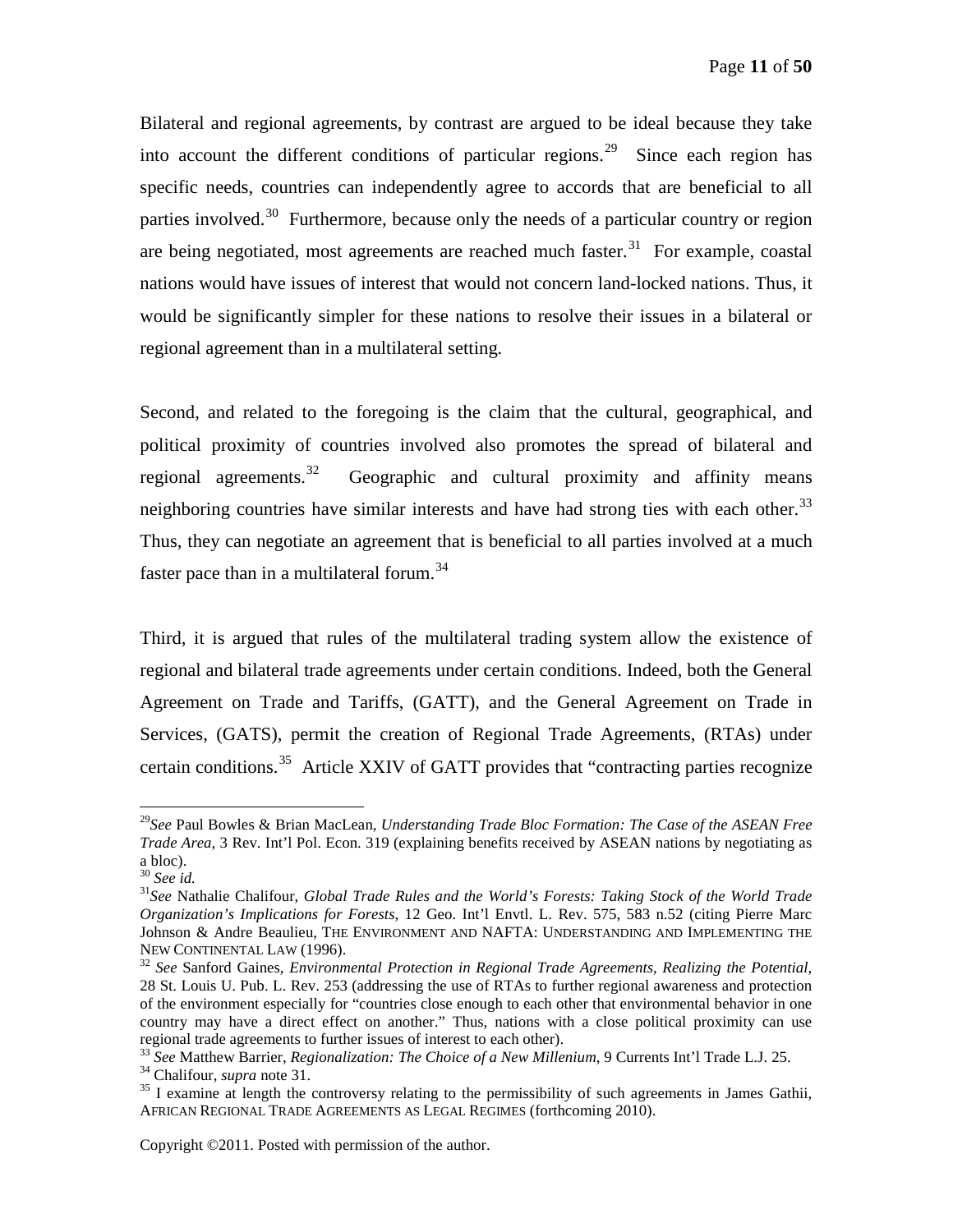Bilateral and regional agreements, by contrast are argued to be ideal because they take into account the different conditions of particular regions.[29] Since each region has specific needs, countries can independently agree to accords that are beneficial to all parties involved.[30] Furthermore, because only the needs of a particular country or region are being negotiated, most agreements are reached much faster.[31] For example, coastal nations would have issues of interest that would not concern land-locked nations. Thus, it would be significantly simpler for these nations to resolve their issues in a bilateral or regional agreement than in a multilateral setting.

Second, and related to the foregoing is the claim that the cultural, geographical, and political proximity of countries involved also promotes the spread of bilateral and regional agreements.[32] Geographic and cultural proximity and affinity means neighboring countries have similar interests and have had strong ties with each other.[33] Thus, they can negotiate an agreement that is beneficial to all parties involved at a much faster pace than in a multilateral forum.[34]

Third, it is argued that rules of the multilateral trading system allow the existence of regional and bilateral trade agreements under certain conditions. Indeed, both the General Agreement on Trade and Tariffs, (GATT), and the General Agreement on Trade in Services, (GATS), permit the creation of Regional Trade Agreements, (RTAs) under certain conditions.[35] Article XXIV of GATT provides that "contracting parties recognize

---

[29] *See* Paul Bowles & Brian MacLean, *Understanding Trade Bloc Formation: The Case of the ASEAN Free Trade Area*, 3 Rev. Int'l Pol. Econ. 319 (explaining benefits received by ASEAN nations by negotiating as a bloc).

[30] *See id.*

[31] *See* Nathalie Chalifour, *Global Trade Rules and the World's Forests: Taking Stock of the World Trade Organization's Implications for Forests*, 12 Geo. Int'l Envtl. L. Rev. 575, 583 n.52 (citing Pierre Marc Johnson & Andre Beaulieu, THE ENVIRONMENT AND NAFTA: UNDERSTANDING AND IMPLEMENTING THE NEW CONTINENTAL LAW (1996).

[32] *See* Sanford Gaines, *Environmental Protection in Regional Trade Agreements, Realizing the Potential*, 28 St. Louis U. Pub. L. Rev. 253 (addressing the use of RTAs to further regional awareness and protection of the environment especially for "countries close enough to each other that environmental behavior in one country may have a direct effect on another." Thus, nations with a close political proximity can use regional trade agreements to further issues of interest to each other).

[33] *See* Matthew Barrier, *Regionalization: The Choice of a New Millenium*, 9 Currents Int'l Trade L.J. 25.

[34] Chalifour, *supra* note 31.

[35] I examine at length the controversy relating to the permissibility of such agreements in James Gathii, AFRICAN REGIONAL TRADE AGREEMENTS AS LEGAL REGIMES (forthcoming 2010).

Copyright ©2011. Posted with permission of the author.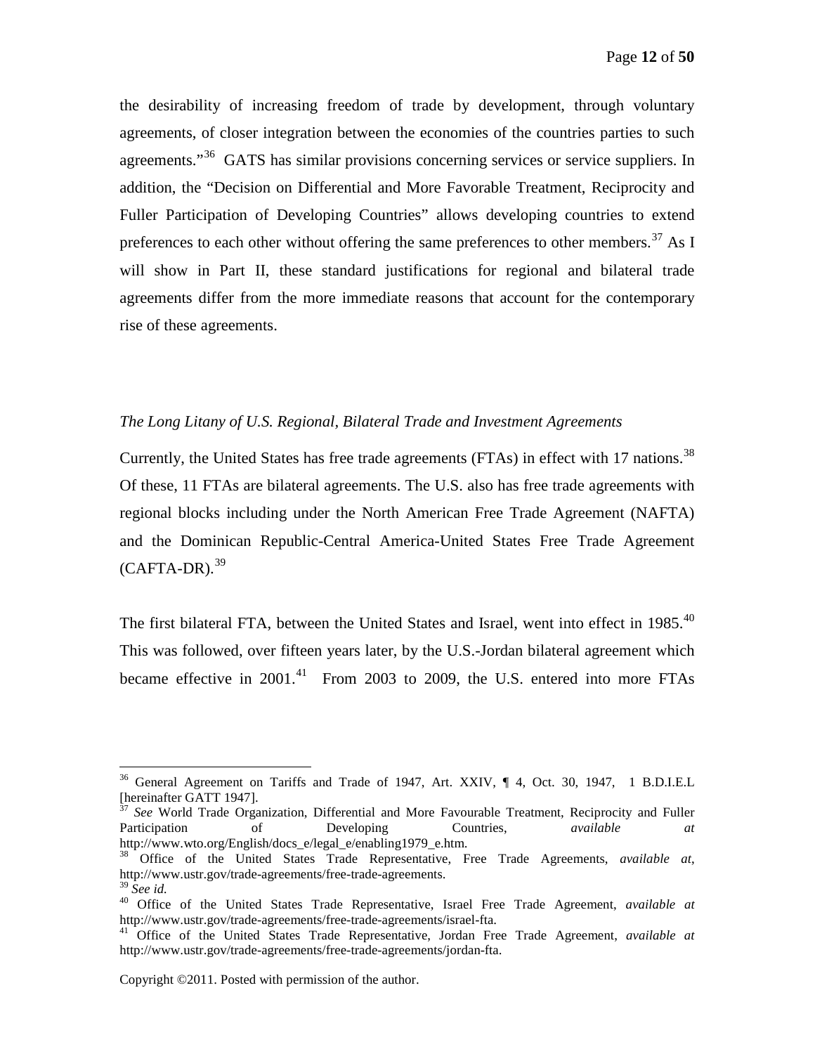the desirability of increasing freedom of trade by development, through voluntary agreements, of closer integration between the economies of the countries parties to such agreements."[36] GATS has similar provisions concerning services or service suppliers. In addition, the "Decision on Differential and More Favorable Treatment, Reciprocity and Fuller Participation of Developing Countries" allows developing countries to extend preferences to each other without offering the same preferences to other members.[37] As I will show in Part II, these standard justifications for regional and bilateral trade agreements differ from the more immediate reasons that account for the contemporary rise of these agreements.

*The Long Litany of U.S. Regional, Bilateral Trade and Investment Agreements*

Currently, the United States has free trade agreements (FTAs) in effect with 17 nations.[38] Of these, 11 FTAs are bilateral agreements. The U.S. also has free trade agreements with regional blocks including under the North American Free Trade Agreement (NAFTA) and the Dominican Republic-Central America-United States Free Trade Agreement (CAFTA-DR).[39]

The first bilateral FTA, between the United States and Israel, went into effect in 1985.[40] This was followed, over fifteen years later, by the U.S.-Jordan bilateral agreement which became effective in 2001.[41] From 2003 to 2009, the U.S. entered into more FTAs

---

[36] General Agreement on Tariffs and Trade of 1947, Art. XXIV, ¶ 4, Oct. 30, 1947, 1 B.D.I.E.L [hereinafter GATT 1947].

[37] *See* World Trade Organization, Differential and More Favourable Treatment, Reciprocity and Fuller Participation of Developing Countries, *available at* http://www.wto.org/English/docs_e/legal_e/enabling1979_e.htm.

[38] Office of the United States Trade Representative, Free Trade Agreements, *available at*, http://www.ustr.gov/trade-agreements/free-trade-agreements.

[39] *See id.*

[40] Office of the United States Trade Representative, Israel Free Trade Agreement, *available at* http://www.ustr.gov/trade-agreements/free-trade-agreements/israel-fta.

[41] Office of the United States Trade Representative, Jordan Free Trade Agreement, *available at* http://www.ustr.gov/trade-agreements/free-trade-agreements/jordan-fta.

Copyright ©2011. Posted with permission of the author.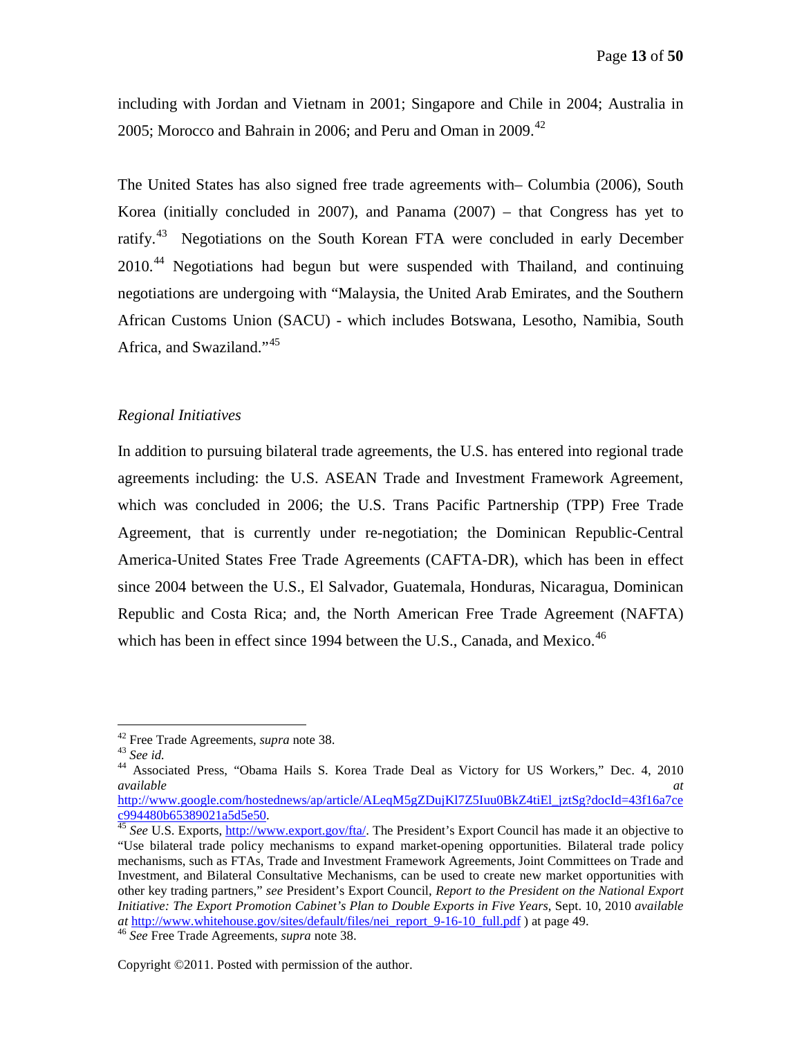including with Jordan and Vietnam in 2001; Singapore and Chile in 2004; Australia in 2005; Morocco and Bahrain in 2006; and Peru and Oman in 2009.[42]

The United States has also signed free trade agreements with– Columbia (2006), South Korea (initially concluded in 2007), and Panama (2007) – that Congress has yet to ratify.[43] Negotiations on the South Korean FTA were concluded in early December 2010.[44] Negotiations had begun but were suspended with Thailand, and continuing negotiations are undergoing with "Malaysia, the United Arab Emirates, and the Southern African Customs Union (SACU) - which includes Botswana, Lesotho, Namibia, South Africa, and Swaziland."[45]

*Regional Initiatives*

In addition to pursuing bilateral trade agreements, the U.S. has entered into regional trade agreements including: the U.S. ASEAN Trade and Investment Framework Agreement, which was concluded in 2006; the U.S. Trans Pacific Partnership (TPP) Free Trade Agreement, that is currently under re-negotiation; the Dominican Republic-Central America-United States Free Trade Agreements (CAFTA-DR), which has been in effect since 2004 between the U.S., El Salvador, Guatemala, Honduras, Nicaragua, Dominican Republic and Costa Rica; and, the North American Free Trade Agreement (NAFTA) which has been in effect since 1994 between the U.S., Canada, and Mexico.[46]

---

[42] Free Trade Agreements, *supra* note 38.

[43] *See id.*

[44] Associated Press, "Obama Hails S. Korea Trade Deal as Victory for US Workers," Dec. 4, 2010 *available at* http://www.google.com/hostednews/ap/article/ALeqM5gZDujKl7Z5Iuu0BkZ4tiEl_jztSg?docId=43f16a7cec994480b65389021a5d5e50.

[45] *See* U.S. Exports, http://www.export.gov/fta/. The President's Export Council has made it an objective to "Use bilateral trade policy mechanisms to expand market-opening opportunities. Bilateral trade policy mechanisms, such as FTAs, Trade and Investment Framework Agreements, Joint Committees on Trade and Investment, and Bilateral Consultative Mechanisms, can be used to create new market opportunities with other key trading partners," *see* President's Export Council, *Report to the President on the National Export Initiative: The Export Promotion Cabinet's Plan to Double Exports in Five Years*, Sept. 10, 2010 *available at* http://www.whitehouse.gov/sites/default/files/nei_report_9-16-10_full.pdf ) at page 49.

[46] *See* Free Trade Agreements, *supra* note 38.

Copyright ©2011. Posted with permission of the author.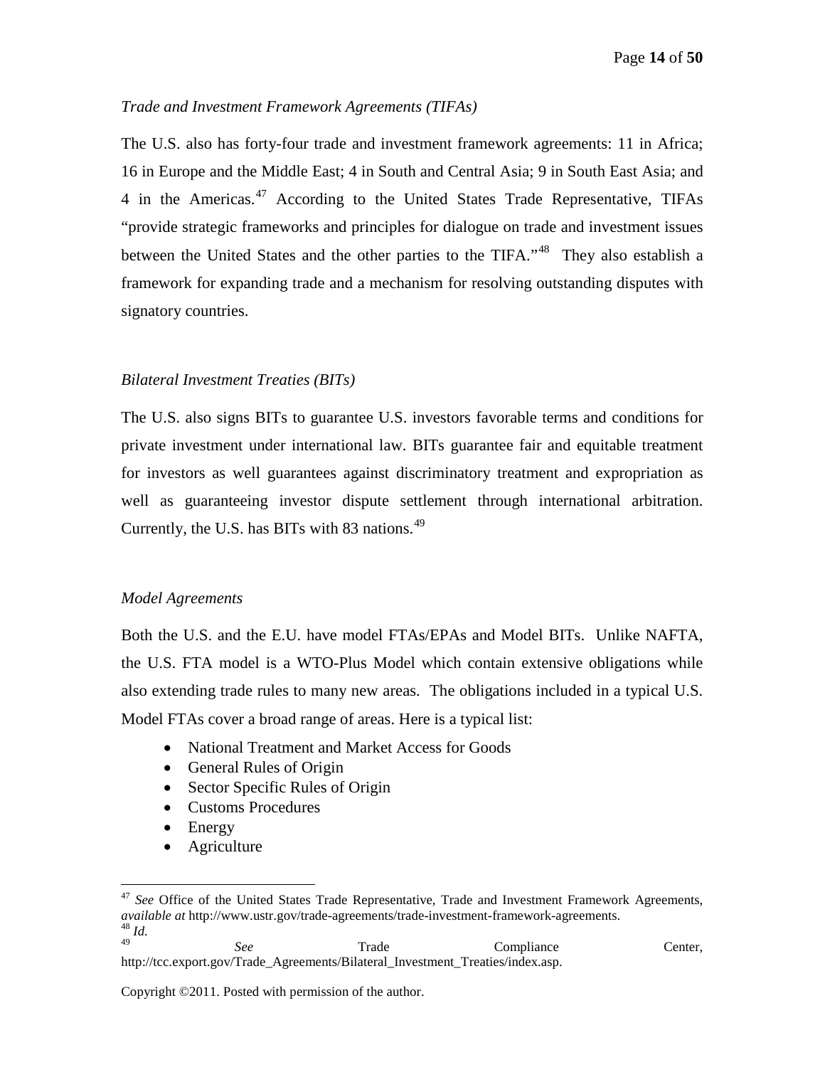*Trade and Investment Framework Agreements (TIFAs)*

The U.S. also has forty-four trade and investment framework agreements: 11 in Africa; 16 in Europe and the Middle East; 4 in South and Central Asia; 9 in South East Asia; and 4 in the Americas.[47] According to the United States Trade Representative, TIFAs "provide strategic frameworks and principles for dialogue on trade and investment issues between the United States and the other parties to the TIFA."[48] They also establish a framework for expanding trade and a mechanism for resolving outstanding disputes with signatory countries.

*Bilateral Investment Treaties (BITs)*

The U.S. also signs BITs to guarantee U.S. investors favorable terms and conditions for private investment under international law. BITs guarantee fair and equitable treatment for investors as well guarantees against discriminatory treatment and expropriation as well as guaranteeing investor dispute settlement through international arbitration. Currently, the U.S. has BITs with 83 nations.[49]

*Model Agreements*

Both the U.S. and the E.U. have model FTAs/EPAs and Model BITs. Unlike NAFTA, the U.S. FTA model is a WTO-Plus Model which contain extensive obligations while also extending trade rules to many new areas. The obligations included in a typical U.S. Model FTAs cover a broad range of areas. Here is a typical list:

- National Treatment and Market Access for Goods
- General Rules of Origin
- Sector Specific Rules of Origin
- Customs Procedures
- Energy
- Agriculture

---

[47] *See* Office of the United States Trade Representative, Trade and Investment Framework Agreements, *available at* http://www.ustr.gov/trade-agreements/trade-investment-framework-agreements.

[48] *Id.*

[49] *See* Trade Compliance Center, http://tcc.export.gov/Trade_Agreements/Bilateral_Investment_Treaties/index.asp.

Copyright ©2011. Posted with permission of the author.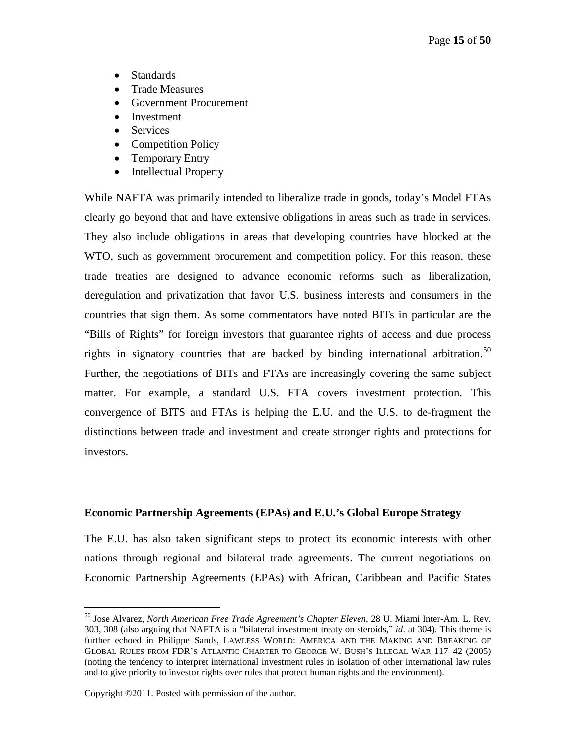- Standards
- Trade Measures
- Government Procurement
- Investment
- Services
- Competition Policy
- Temporary Entry
- Intellectual Property

While NAFTA was primarily intended to liberalize trade in goods, today's Model FTAs clearly go beyond that and have extensive obligations in areas such as trade in services. They also include obligations in areas that developing countries have blocked at the WTO, such as government procurement and competition policy. For this reason, these trade treaties are designed to advance economic reforms such as liberalization, deregulation and privatization that favor U.S. business interests and consumers in the countries that sign them. As some commentators have noted BITs in particular are the "Bills of Rights" for foreign investors that guarantee rights of access and due process rights in signatory countries that are backed by binding international arbitration.[50] Further, the negotiations of BITs and FTAs are increasingly covering the same subject matter. For example, a standard U.S. FTA covers investment protection. This convergence of BITS and FTAs is helping the E.U. and the U.S. to de-fragment the distinctions between trade and investment and create stronger rights and protections for investors.

**Economic Partnership Agreements (EPAs) and E.U.'s Global Europe Strategy**

The E.U. has also taken significant steps to protect its economic interests with other nations through regional and bilateral trade agreements. The current negotiations on Economic Partnership Agreements (EPAs) with African, Caribbean and Pacific States

[50] Jose Alvarez, *North American Free Trade Agreement's Chapter Eleven*, 28 U. Miami Inter-Am. L. Rev. 303, 308 (also arguing that NAFTA is a "bilateral investment treaty on steroids," *id*. at 304). This theme is further echoed in Philippe Sands, LAWLESS WORLD: AMERICA AND THE MAKING AND BREAKING OF GLOBAL RULES FROM FDR'S ATLANTIC CHARTER TO GEORGE W. BUSH'S ILLEGAL WAR 117–42 (2005) (noting the tendency to interpret international investment rules in isolation of other international law rules and to give priority to investor rights over rules that protect human rights and the environment).

Copyright ©2011. Posted with permission of the author.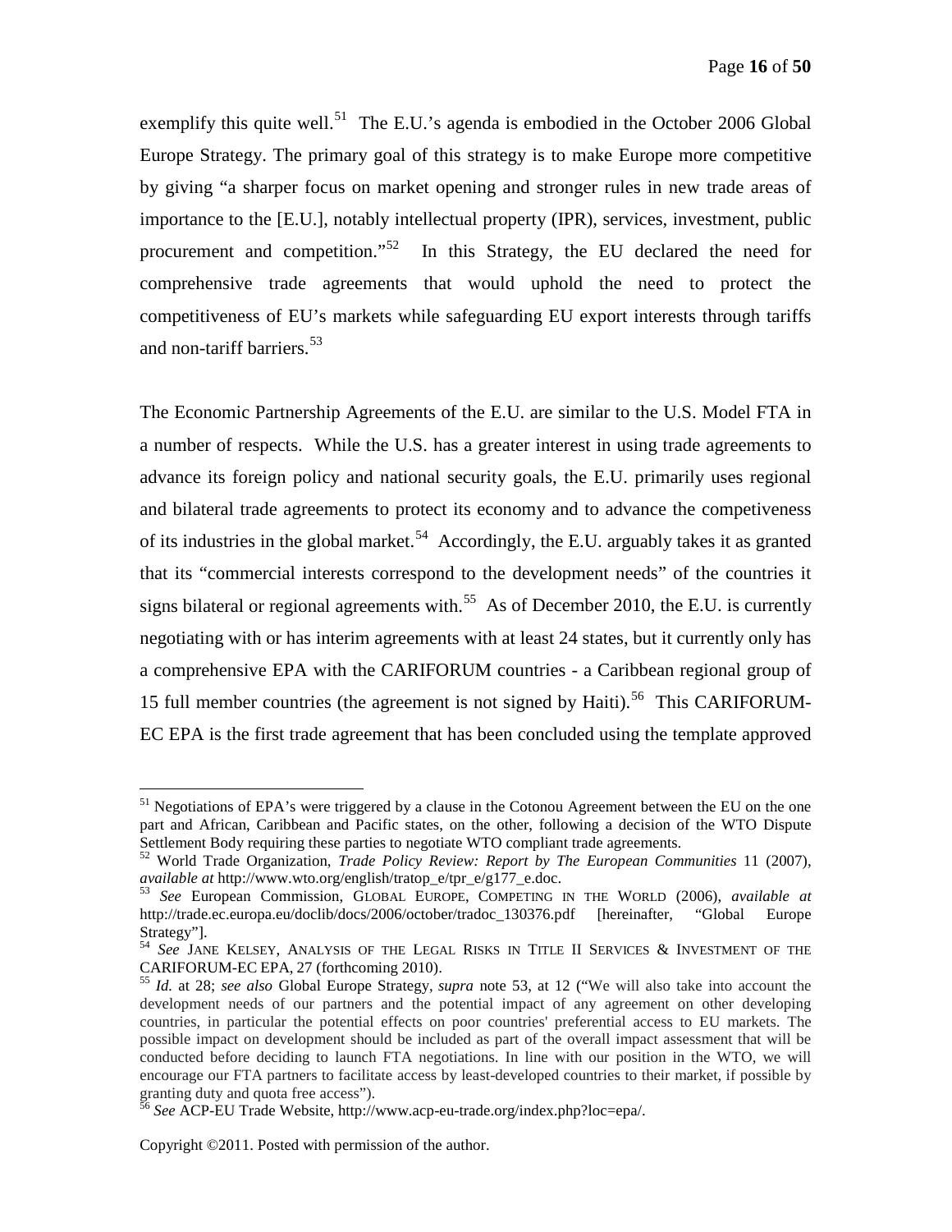exemplify this quite well.[51] The E.U.'s agenda is embodied in the October 2006 Global Europe Strategy. The primary goal of this strategy is to make Europe more competitive by giving "a sharper focus on market opening and stronger rules in new trade areas of importance to the [E.U.], notably intellectual property (IPR), services, investment, public procurement and competition."[52] In this Strategy, the EU declared the need for comprehensive trade agreements that would uphold the need to protect the competitiveness of EU's markets while safeguarding EU export interests through tariffs and non-tariff barriers.[53]

The Economic Partnership Agreements of the E.U. are similar to the U.S. Model FTA in a number of respects. While the U.S. has a greater interest in using trade agreements to advance its foreign policy and national security goals, the E.U. primarily uses regional and bilateral trade agreements to protect its economy and to advance the competiveness of its industries in the global market.[54] Accordingly, the E.U. arguably takes it as granted that its "commercial interests correspond to the development needs" of the countries it signs bilateral or regional agreements with.[55] As of December 2010, the E.U. is currently negotiating with or has interim agreements with at least 24 states, but it currently only has a comprehensive EPA with the CARIFORUM countries - a Caribbean regional group of 15 full member countries (the agreement is not signed by Haiti).[56] This CARIFORUM-EC EPA is the first trade agreement that has been concluded using the template approved

---

[51] Negotiations of EPA's were triggered by a clause in the Cotonou Agreement between the EU on the one part and African, Caribbean and Pacific states, on the other, following a decision of the WTO Dispute Settlement Body requiring these parties to negotiate WTO compliant trade agreements.

[52] World Trade Organization, *Trade Policy Review: Report by The European Communities* 11 (2007), *available at* http://www.wto.org/english/tratop_e/tpr_e/g177_e.doc.

[53] *See* European Commission, GLOBAL EUROPE, COMPETING IN THE WORLD (2006), *available at* http://trade.ec.europa.eu/doclib/docs/2006/october/tradoc_130376.pdf [hereinafter, "Global Europe Strategy"].

[54] *See* JANE KELSEY, ANALYSIS OF THE LEGAL RISKS IN TITLE II SERVICES & INVESTMENT OF THE CARIFORUM-EC EPA, 27 (forthcoming 2010).

[55] *Id.* at 28; *see also* Global Europe Strategy, *supra* note 53, at 12 ("We will also take into account the development needs of our partners and the potential impact of any agreement on other developing countries, in particular the potential effects on poor countries' preferential access to EU markets. The possible impact on development should be included as part of the overall impact assessment that will be conducted before deciding to launch FTA negotiations. In line with our position in the WTO, we will encourage our FTA partners to facilitate access by least-developed countries to their market, if possible by granting duty and quota free access").

[56] *See* ACP-EU Trade Website, http://www.acp-eu-trade.org/index.php?loc=epa/.

Copyright ©2011. Posted with permission of the author.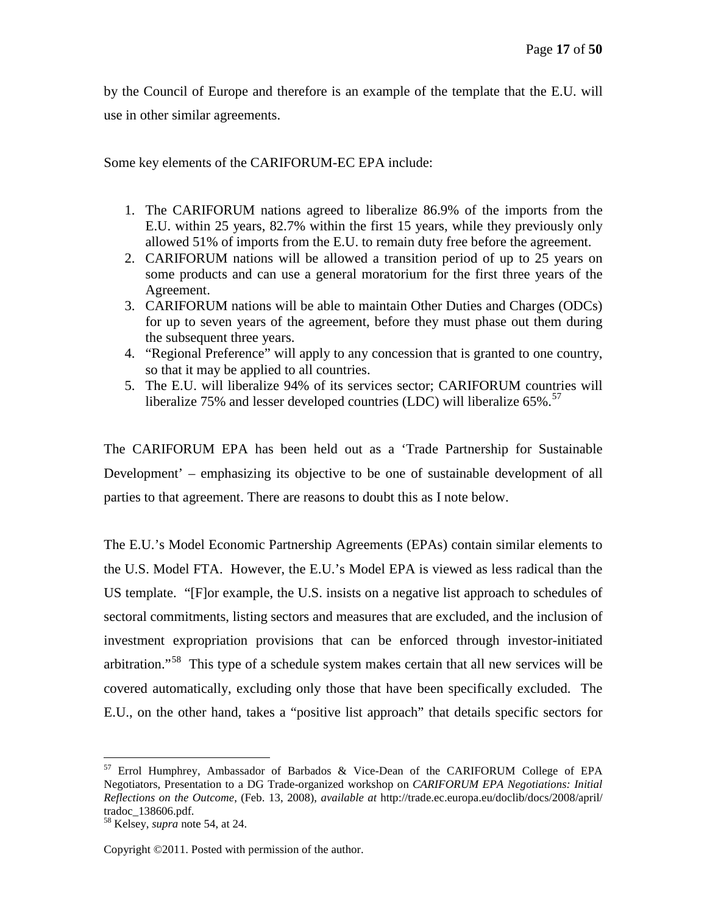by the Council of Europe and therefore is an example of the template that the E.U. will use in other similar agreements.

Some key elements of the CARIFORUM-EC EPA include:

1. The CARIFORUM nations agreed to liberalize 86.9% of the imports from the E.U. within 25 years, 82.7% within the first 15 years, while they previously only allowed 51% of imports from the E.U. to remain duty free before the agreement.
2. CARIFORUM nations will be allowed a transition period of up to 25 years on some products and can use a general moratorium for the first three years of the Agreement.
3. CARIFORUM nations will be able to maintain Other Duties and Charges (ODCs) for up to seven years of the agreement, before they must phase out them during the subsequent three years.
4. "Regional Preference" will apply to any concession that is granted to one country, so that it may be applied to all countries.
5. The E.U. will liberalize 94% of its services sector; CARIFORUM countries will liberalize 75% and lesser developed countries (LDC) will liberalize 65%.[57]

The CARIFORUM EPA has been held out as a 'Trade Partnership for Sustainable Development' – emphasizing its objective to be one of sustainable development of all parties to that agreement. There are reasons to doubt this as I note below.

The E.U.'s Model Economic Partnership Agreements (EPAs) contain similar elements to the U.S. Model FTA. However, the E.U.'s Model EPA is viewed as less radical than the US template. "[F]or example, the U.S. insists on a negative list approach to schedules of sectoral commitments, listing sectors and measures that are excluded, and the inclusion of investment expropriation provisions that can be enforced through investor-initiated arbitration."[58] This type of a schedule system makes certain that all new services will be covered automatically, excluding only those that have been specifically excluded. The E.U., on the other hand, takes a "positive list approach" that details specific sectors for

---

[57] Errol Humphrey, Ambassador of Barbados & Vice-Dean of the CARIFORUM College of EPA Negotiators, Presentation to a DG Trade-organized workshop on *CARIFORUM EPA Negotiations: Initial Reflections on the Outcome*, (Feb. 13, 2008), *available at* http://trade.ec.europa.eu/doclib/docs/2008/april/tradoc_138606.pdf.

[58] Kelsey, *supra* note 54, at 24.

Copyright ©2011. Posted with permission of the author.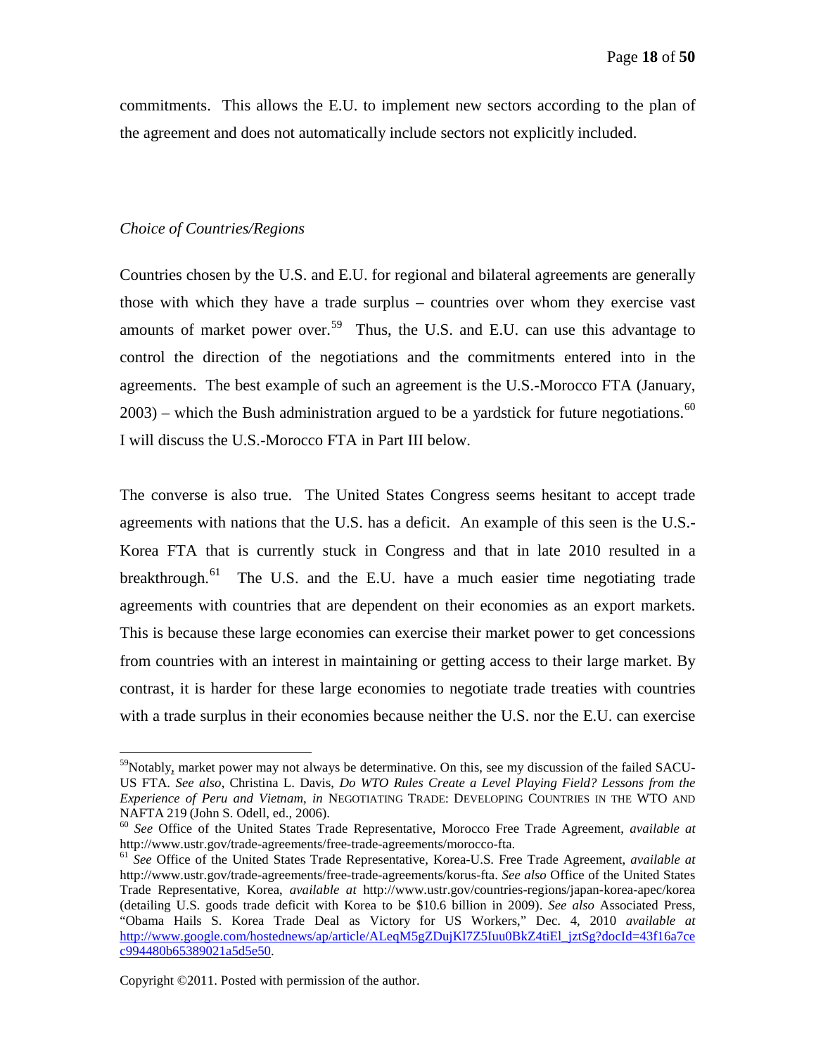commitments. This allows the E.U. to implement new sectors according to the plan of the agreement and does not automatically include sectors not explicitly included.

*Choice of Countries/Regions*

Countries chosen by the U.S. and E.U. for regional and bilateral agreements are generally those with which they have a trade surplus – countries over whom they exercise vast amounts of market power over.[59] Thus, the U.S. and E.U. can use this advantage to control the direction of the negotiations and the commitments entered into in the agreements. The best example of such an agreement is the U.S.-Morocco FTA (January, 2003) – which the Bush administration argued to be a yardstick for future negotiations.[60] I will discuss the U.S.-Morocco FTA in Part III below.

The converse is also true. The United States Congress seems hesitant to accept trade agreements with nations that the U.S. has a deficit. An example of this seen is the U.S.-Korea FTA that is currently stuck in Congress and that in late 2010 resulted in a breakthrough.[61] The U.S. and the E.U. have a much easier time negotiating trade agreements with countries that are dependent on their economies as an export markets. This is because these large economies can exercise their market power to get concessions from countries with an interest in maintaining or getting access to their large market. By contrast, it is harder for these large economies to negotiate trade treaties with countries with a trade surplus in their economies because neither the U.S. nor the E.U. can exercise

---

[59] Notably, market power may not always be determinative. On this, see my discussion of the failed SACU-US FTA. *See also,* Christina L. Davis, *Do WTO Rules Create a Level Playing Field? Lessons from the Experience of Peru and Vietnam*, *in* NEGOTIATING TRADE: DEVELOPING COUNTRIES IN THE WTO AND NAFTA 219 (John S. Odell, ed., 2006).

[60] *See* Office of the United States Trade Representative, Morocco Free Trade Agreement, *available at* http://www.ustr.gov/trade-agreements/free-trade-agreements/morocco-fta.

[61] *See* Office of the United States Trade Representative, Korea-U.S. Free Trade Agreement, *available at* http://www.ustr.gov/trade-agreements/free-trade-agreements/korus-fta. *See also* Office of the United States Trade Representative, Korea, *available at* http://www.ustr.gov/countries-regions/japan-korea-apec/korea (detailing U.S. goods trade deficit with Korea to be $10.6 billion in 2009). *See also* Associated Press, "Obama Hails S. Korea Trade Deal as Victory for US Workers," Dec. 4, 2010 *available at* http://www.google.com/hostednews/ap/article/ALeqM5gZDujKl7Z5Iuu0BkZ4tiEl_jztSg?docId=43f16a7cec994480b65389021a5d5e50.

Copyright ©2011. Posted with permission of the author.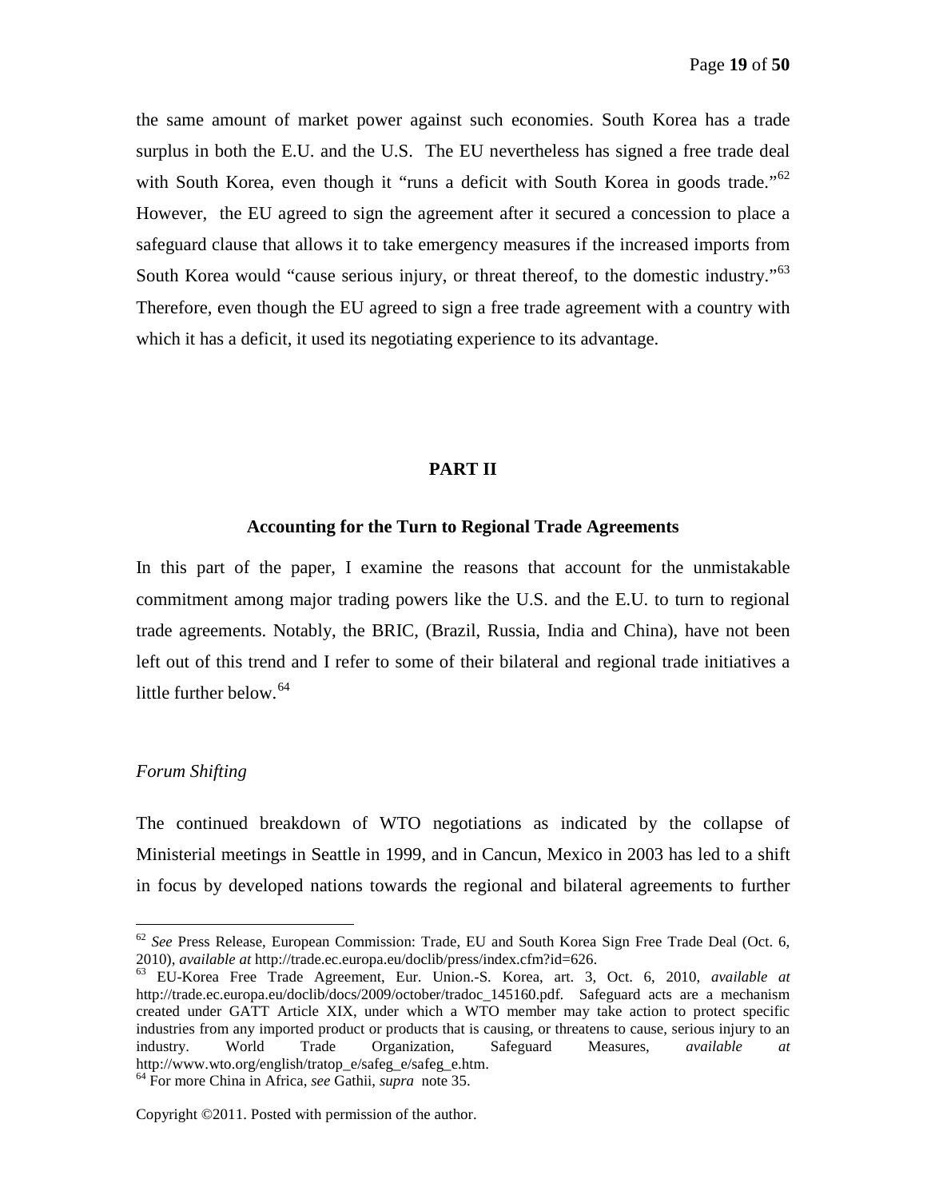the same amount of market power against such economies. South Korea has a trade surplus in both the E.U. and the U.S. The EU nevertheless has signed a free trade deal with South Korea, even though it "runs a deficit with South Korea in goods trade."[62] However, the EU agreed to sign the agreement after it secured a concession to place a safeguard clause that allows it to take emergency measures if the increased imports from South Korea would "cause serious injury, or threat thereof, to the domestic industry."[63] Therefore, even though the EU agreed to sign a free trade agreement with a country with which it has a deficit, it used its negotiating experience to its advantage.

## PART II

### Accounting for the Turn to Regional Trade Agreements

In this part of the paper, I examine the reasons that account for the unmistakable commitment among major trading powers like the U.S. and the E.U. to turn to regional trade agreements. Notably, the BRIC, (Brazil, Russia, India and China), have not been left out of this trend and I refer to some of their bilateral and regional trade initiatives a little further below.[64]

*Forum Shifting*

The continued breakdown of WTO negotiations as indicated by the collapse of Ministerial meetings in Seattle in 1999, and in Cancun, Mexico in 2003 has led to a shift in focus by developed nations towards the regional and bilateral agreements to further

---

[62] *See* Press Release, European Commission: Trade, EU and South Korea Sign Free Trade Deal (Oct. 6, 2010), *available at* http://trade.ec.europa.eu/doclib/press/index.cfm?id=626.

[63] EU-Korea Free Trade Agreement, Eur. Union.-S. Korea, art. 3, Oct. 6, 2010, *available at* http://trade.ec.europa.eu/doclib/docs/2009/october/tradoc_145160.pdf. Safeguard acts are a mechanism created under GATT Article XIX, under which a WTO member may take action to protect specific industries from any imported product or products that is causing, or threatens to cause, serious injury to an industry. World Trade Organization, Safeguard Measures, *available at* http://www.wto.org/english/tratop_e/safeg_e/safeg_e.htm.

[64] For more China in Africa, *see* Gathii, *supra* note 35.

Copyright ©2011. Posted with permission of the author.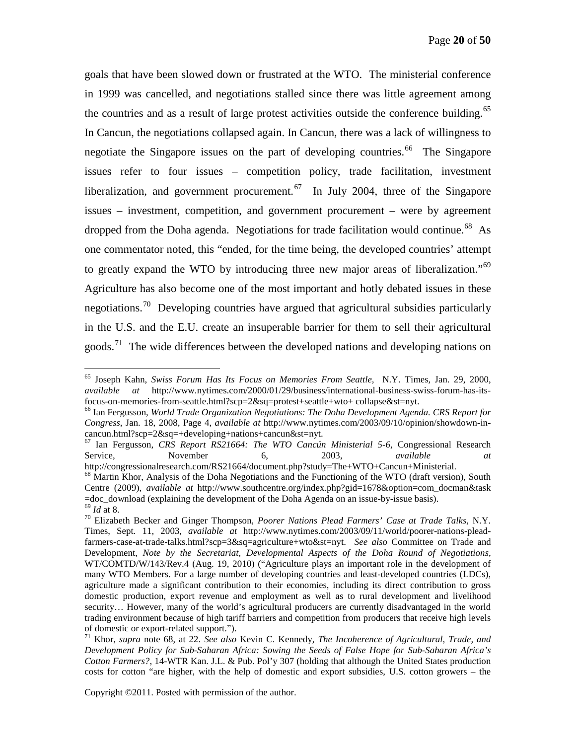goals that have been slowed down or frustrated at the WTO. The ministerial conference in 1999 was cancelled, and negotiations stalled since there was little agreement among the countries and as a result of large protest activities outside the conference building.[65] In Cancun, the negotiations collapsed again. In Cancun, there was a lack of willingness to negotiate the Singapore issues on the part of developing countries.[66] The Singapore issues refer to four issues – competition policy, trade facilitation, investment liberalization, and government procurement.[67] In July 2004, three of the Singapore issues – investment, competition, and government procurement – were by agreement dropped from the Doha agenda. Negotiations for trade facilitation would continue.[68] As one commentator noted, this "ended, for the time being, the developed countries' attempt to greatly expand the WTO by introducing three new major areas of liberalization."[69] Agriculture has also become one of the most important and hotly debated issues in these negotiations.[70] Developing countries have argued that agricultural subsidies particularly in the U.S. and the E.U. create an insuperable barrier for them to sell their agricultural goods.[71] The wide differences between the developed nations and developing nations on

---

[65] Joseph Kahn, *Swiss Forum Has Its Focus on Memories From Seattle,* N.Y. Times, Jan. 29, 2000, *available at* http://www.nytimes.com/2000/01/29/business/international-business-swiss-forum-has-its-focus-on-memories-from-seattle.html?scp=2&sq=protest+seattle+wto+ collapse&st=nyt.

[66] Ian Fergusson, *World Trade Organization Negotiations: The Doha Development Agenda. CRS Report for Congress*, Jan. 18, 2008, Page 4, *available at* http://www.nytimes.com/2003/09/10/opinion/showdown-in-cancun.html?scp=2&sq=+developing+nations+cancun&st=nyt.

[67] Ian Fergusson, *CRS Report RS21664: The WTO Cancún Ministerial 5-6*, Congressional Research Service, November 6, 2003, *available at* http://congressionalresearch.com/RS21664/document.php?study=The+WTO+Cancun+Ministerial.

[68] Martin Khor, Analysis of the Doha Negotiations and the Functioning of the WTO (draft version), South Centre (2009), *available at* http://www.southcentre.org/index.php?gid=1678&option=com_docman&task=doc_download (explaining the development of the Doha Agenda on an issue-by-issue basis).

[69] *Id* at 8.

[70] Elizabeth Becker and Ginger Thompson, *Poorer Nations Plead Farmers' Case at Trade Talks,* N.Y. Times, Sept. 11, 2003, *available at* http://www.nytimes.com/2003/09/11/world/poorer-nations-plead-farmers-case-at-trade-talks.html?scp=3&sq=agriculture+wto&st=nyt. *See also* Committee on Trade and Development, *Note by the Secretariat, Developmental Aspects of the Doha Round of Negotiations,* WT/COMTD/W/143/Rev.4 (Aug. 19, 2010) ("Agriculture plays an important role in the development of many WTO Members. For a large number of developing countries and least-developed countries (LDCs), agriculture made a significant contribution to their economies, including its direct contribution to gross domestic production, export revenue and employment as well as to rural development and livelihood security… However, many of the world's agricultural producers are currently disadvantaged in the world trading environment because of high tariff barriers and competition from producers that receive high levels of domestic or export-related support.").

[71] Khor, *supra* note 68, at 22. *See also* Kevin C. Kennedy, *The Incoherence of Agricultural, Trade, and Development Policy for Sub-Saharan Africa: Sowing the Seeds of False Hope for Sub-Saharan Africa's Cotton Farmers?*, 14-WTR Kan. J.L. & Pub. Pol'y 307 (holding that although the United States production costs for cotton "are higher, with the help of domestic and export subsidies, U.S. cotton growers – the

Copyright ©2011. Posted with permission of the author.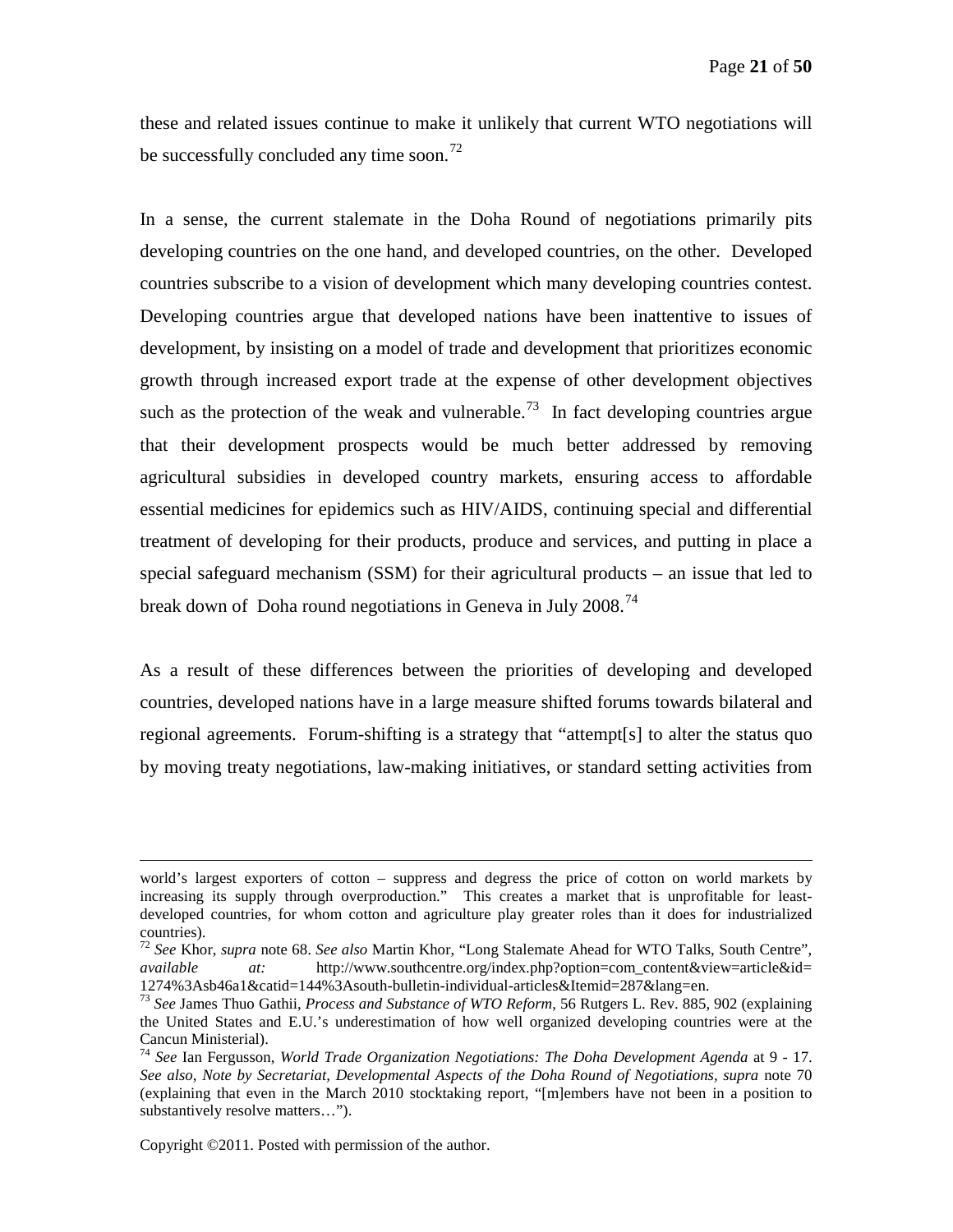these and related issues continue to make it unlikely that current WTO negotiations will be successfully concluded any time soon.[72]

In a sense, the current stalemate in the Doha Round of negotiations primarily pits developing countries on the one hand, and developed countries, on the other. Developed countries subscribe to a vision of development which many developing countries contest. Developing countries argue that developed nations have been inattentive to issues of development, by insisting on a model of trade and development that prioritizes economic growth through increased export trade at the expense of other development objectives such as the protection of the weak and vulnerable.[73] In fact developing countries argue that their development prospects would be much better addressed by removing agricultural subsidies in developed country markets, ensuring access to affordable essential medicines for epidemics such as HIV/AIDS, continuing special and differential treatment of developing for their products, produce and services, and putting in place a special safeguard mechanism (SSM) for their agricultural products – an issue that led to break down of Doha round negotiations in Geneva in July 2008.[74]

As a result of these differences between the priorities of developing and developed countries, developed nations have in a large measure shifted forums towards bilateral and regional agreements. Forum-shifting is a strategy that "attempt[s] to alter the status quo by moving treaty negotiations, law-making initiatives, or standard setting activities from

---

world's largest exporters of cotton – suppress and degress the price of cotton on world markets by increasing its supply through overproduction." This creates a market that is unprofitable for least-developed countries, for whom cotton and agriculture play greater roles than it does for industrialized countries).

[72] *See* Khor, *supra* note 68. *See also* Martin Khor, "Long Stalemate Ahead for WTO Talks, South Centre", *available at:* http://www.southcentre.org/index.php?option=com_content&view=article&id=1274%3Asb46a1&catid=144%3Asouth-bulletin-individual-articles&Itemid=287&lang=en.

[73] *See* James Thuo Gathii, *Process and Substance of WTO Reform*, 56 Rutgers L. Rev. 885, 902 (explaining the United States and E.U.'s underestimation of how well organized developing countries were at the Cancun Ministerial).

[74] *See* Ian Fergusson, *World Trade Organization Negotiations: The Doha Development Agenda* at 9 - 17. *See also, Note by Secretariat, Developmental Aspects of the Doha Round of Negotiations, supra* note 70 (explaining that even in the March 2010 stocktaking report, "[m]embers have not been in a position to substantively resolve matters…").

Copyright ©2011. Posted with permission of the author.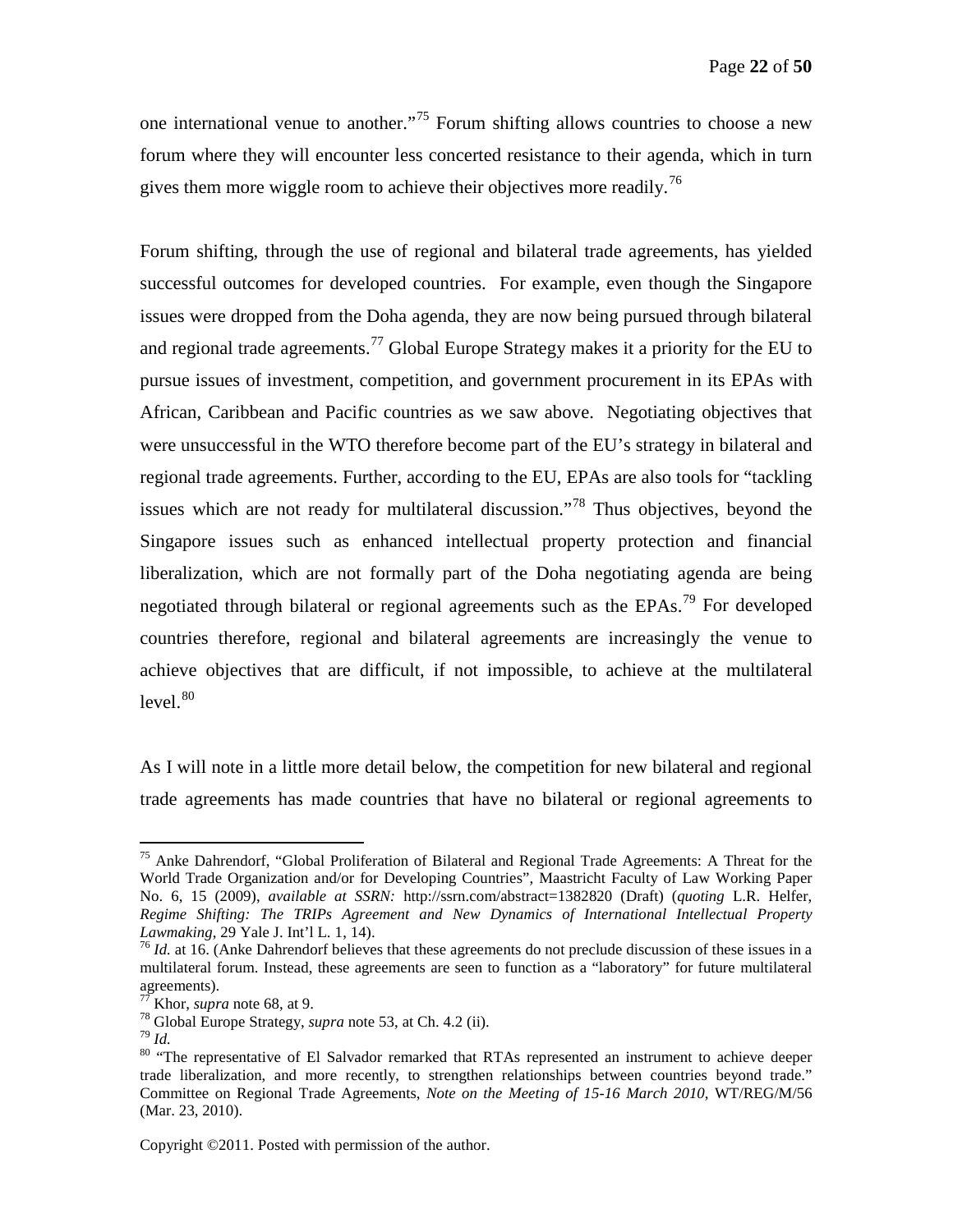one international venue to another."[75] Forum shifting allows countries to choose a new forum where they will encounter less concerted resistance to their agenda, which in turn gives them more wiggle room to achieve their objectives more readily.[76]

Forum shifting, through the use of regional and bilateral trade agreements, has yielded successful outcomes for developed countries. For example, even though the Singapore issues were dropped from the Doha agenda, they are now being pursued through bilateral and regional trade agreements.[77] Global Europe Strategy makes it a priority for the EU to pursue issues of investment, competition, and government procurement in its EPAs with African, Caribbean and Pacific countries as we saw above. Negotiating objectives that were unsuccessful in the WTO therefore become part of the EU's strategy in bilateral and regional trade agreements. Further, according to the EU, EPAs are also tools for "tackling issues which are not ready for multilateral discussion."[78] Thus objectives, beyond the Singapore issues such as enhanced intellectual property protection and financial liberalization, which are not formally part of the Doha negotiating agenda are being negotiated through bilateral or regional agreements such as the EPAs.[79] For developed countries therefore, regional and bilateral agreements are increasingly the venue to achieve objectives that are difficult, if not impossible, to achieve at the multilateral level.[80]

As I will note in a little more detail below, the competition for new bilateral and regional trade agreements has made countries that have no bilateral or regional agreements to

---

[75] Anke Dahrendorf, "Global Proliferation of Bilateral and Regional Trade Agreements: A Threat for the World Trade Organization and/or for Developing Countries", Maastricht Faculty of Law Working Paper No. 6, 15 (2009), *available at SSRN:* http://ssrn.com/abstract=1382820 (Draft) (*quoting* L.R. Helfer, *Regime Shifting: The TRIPs Agreement and New Dynamics of International Intellectual Property Lawmaking*, 29 Yale J. Int'l L. 1, 14).

[76] *Id.* at 16. (Anke Dahrendorf believes that these agreements do not preclude discussion of these issues in a multilateral forum. Instead, these agreements are seen to function as a "laboratory" for future multilateral agreements).

[77] Khor, *supra* note 68, at 9.

[78] Global Europe Strategy, *supra* note 53, at Ch. 4.2 (ii).

[79] *Id.*

[80] "The representative of El Salvador remarked that RTAs represented an instrument to achieve deeper trade liberalization, and more recently, to strengthen relationships between countries beyond trade." Committee on Regional Trade Agreements, *Note on the Meeting of 15-16 March 2010*, WT/REG/M/56 (Mar. 23, 2010).

Copyright ©2011. Posted with permission of the author.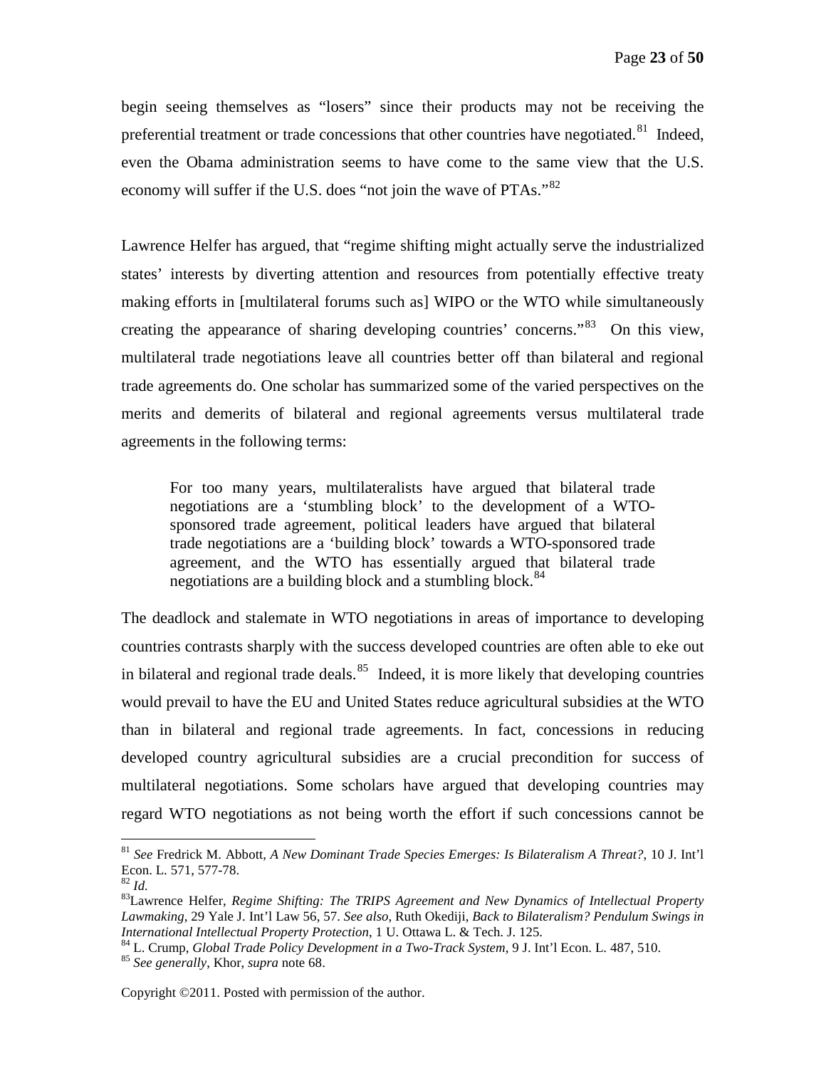begin seeing themselves as "losers" since their products may not be receiving the preferential treatment or trade concessions that other countries have negotiated.[81] Indeed, even the Obama administration seems to have come to the same view that the U.S. economy will suffer if the U.S. does "not join the wave of PTAs."[82]

Lawrence Helfer has argued, that "regime shifting might actually serve the industrialized states' interests by diverting attention and resources from potentially effective treaty making efforts in [multilateral forums such as] WIPO or the WTO while simultaneously creating the appearance of sharing developing countries' concerns."[83] On this view, multilateral trade negotiations leave all countries better off than bilateral and regional trade agreements do. One scholar has summarized some of the varied perspectives on the merits and demerits of bilateral and regional agreements versus multilateral trade agreements in the following terms:

> For too many years, multilateralists have argued that bilateral trade negotiations are a 'stumbling block' to the development of a WTO-sponsored trade agreement, political leaders have argued that bilateral trade negotiations are a 'building block' towards a WTO-sponsored trade agreement, and the WTO has essentially argued that bilateral trade negotiations are a building block and a stumbling block.[84]

The deadlock and stalemate in WTO negotiations in areas of importance to developing countries contrasts sharply with the success developed countries are often able to eke out in bilateral and regional trade deals.[85] Indeed, it is more likely that developing countries would prevail to have the EU and United States reduce agricultural subsidies at the WTO than in bilateral and regional trade agreements. In fact, concessions in reducing developed country agricultural subsidies are a crucial precondition for success of multilateral negotiations. Some scholars have argued that developing countries may regard WTO negotiations as not being worth the effort if such concessions cannot be

---

[81] *See* Fredrick M. Abbott, *A New Dominant Trade Species Emerges: Is Bilateralism A Threat?*, 10 J. Int'l Econ. L. 571, 577-78.

[82] *Id.*

[83] Lawrence Helfer, *Regime Shifting: The TRIPS Agreement and New Dynamics of Intellectual Property Lawmaking*, 29 Yale J. Int'l Law 56, 57. *See also*, Ruth Okediji, *Back to Bilateralism? Pendulum Swings in International Intellectual Property Protection*, 1 U. Ottawa L. & Tech. J. 125.

[84] L. Crump, *Global Trade Policy Development in a Two-Track System*, 9 J. Int'l Econ. L. 487, 510.

[85] *See generally*, Khor, *supra* note 68.

Copyright ©2011. Posted with permission of the author.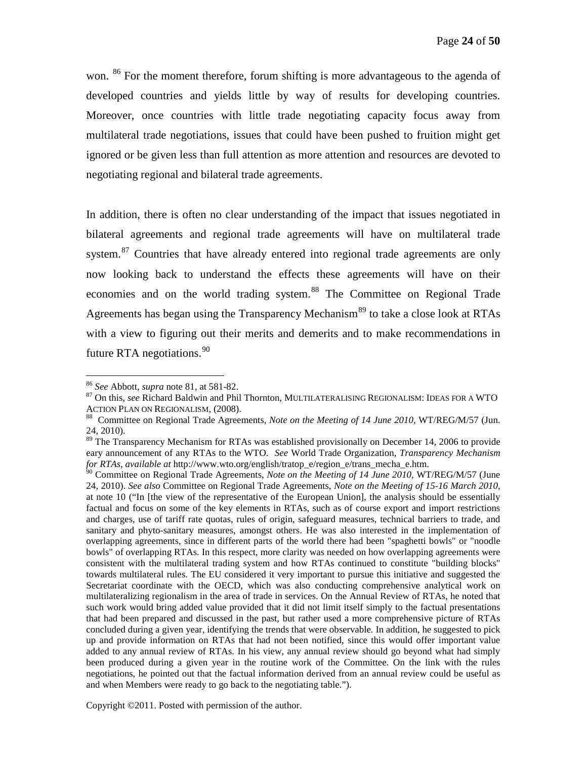won. [86] For the moment therefore, forum shifting is more advantageous to the agenda of developed countries and yields little by way of results for developing countries. Moreover, once countries with little trade negotiating capacity focus away from multilateral trade negotiations, issues that could have been pushed to fruition might get ignored or be given less than full attention as more attention and resources are devoted to negotiating regional and bilateral trade agreements.

In addition, there is often no clear understanding of the impact that issues negotiated in bilateral agreements and regional trade agreements will have on multilateral trade system.[87] Countries that have already entered into regional trade agreements are only now looking back to understand the effects these agreements will have on their economies and on the world trading system.[88] The Committee on Regional Trade Agreements has began using the Transparency Mechanism[89] to take a close look at RTAs with a view to figuring out their merits and demerits and to make recommendations in future RTA negotiations.[90]

---

[86] *See* Abbott, *supra* note 81, at 581-82.

[87] On this, *see* Richard Baldwin and Phil Thornton, MULTILATERALISING REGIONALISM: IDEAS FOR A WTO ACTION PLAN ON REGIONALISM, (2008).

[88] Committee on Regional Trade Agreements, *Note on the Meeting of 14 June 2010,* WT/REG/M/57 (Jun. 24, 2010).

[89] The Transparency Mechanism for RTAs was established provisionally on December 14, 2006 to provide eary announcement of any RTAs to the WTO. *See* World Trade Organization, *Transparency Mechanism for RTAs*, *available at* http://www.wto.org/english/tratop_e/region_e/trans_mecha_e.htm.

[90] Committee on Regional Trade Agreements, *Note on the Meeting of 14 June 2010,* WT/REG/M/57 (June 24, 2010). *See also* Committee on Regional Trade Agreements, *Note on the Meeting of 15-16 March 2010*, at note 10 ("In [the view of the representative of the European Union], the analysis should be essentially factual and focus on some of the key elements in RTAs, such as of course export and import restrictions and charges, use of tariff rate quotas, rules of origin, safeguard measures, technical barriers to trade, and sanitary and phyto-sanitary measures, amongst others. He was also interested in the implementation of overlapping agreements, since in different parts of the world there had been "spaghetti bowls" or "noodle bowls" of overlapping RTAs. In this respect, more clarity was needed on how overlapping agreements were consistent with the multilateral trading system and how RTAs continued to constitute "building blocks" towards multilateral rules. The EU considered it very important to pursue this initiative and suggested the Secretariat coordinate with the OECD, which was also conducting comprehensive analytical work on multilateralizing regionalism in the area of trade in services. On the Annual Review of RTAs, he noted that such work would bring added value provided that it did not limit itself simply to the factual presentations that had been prepared and discussed in the past, but rather used a more comprehensive picture of RTAs concluded during a given year, identifying the trends that were observable. In addition, he suggested to pick up and provide information on RTAs that had not been notified, since this would offer important value added to any annual review of RTAs. In his view, any annual review should go beyond what had simply been produced during a given year in the routine work of the Committee. On the link with the rules negotiations, he pointed out that the factual information derived from an annual review could be useful as and when Members were ready to go back to the negotiating table.").

Copyright ©2011. Posted with permission of the author.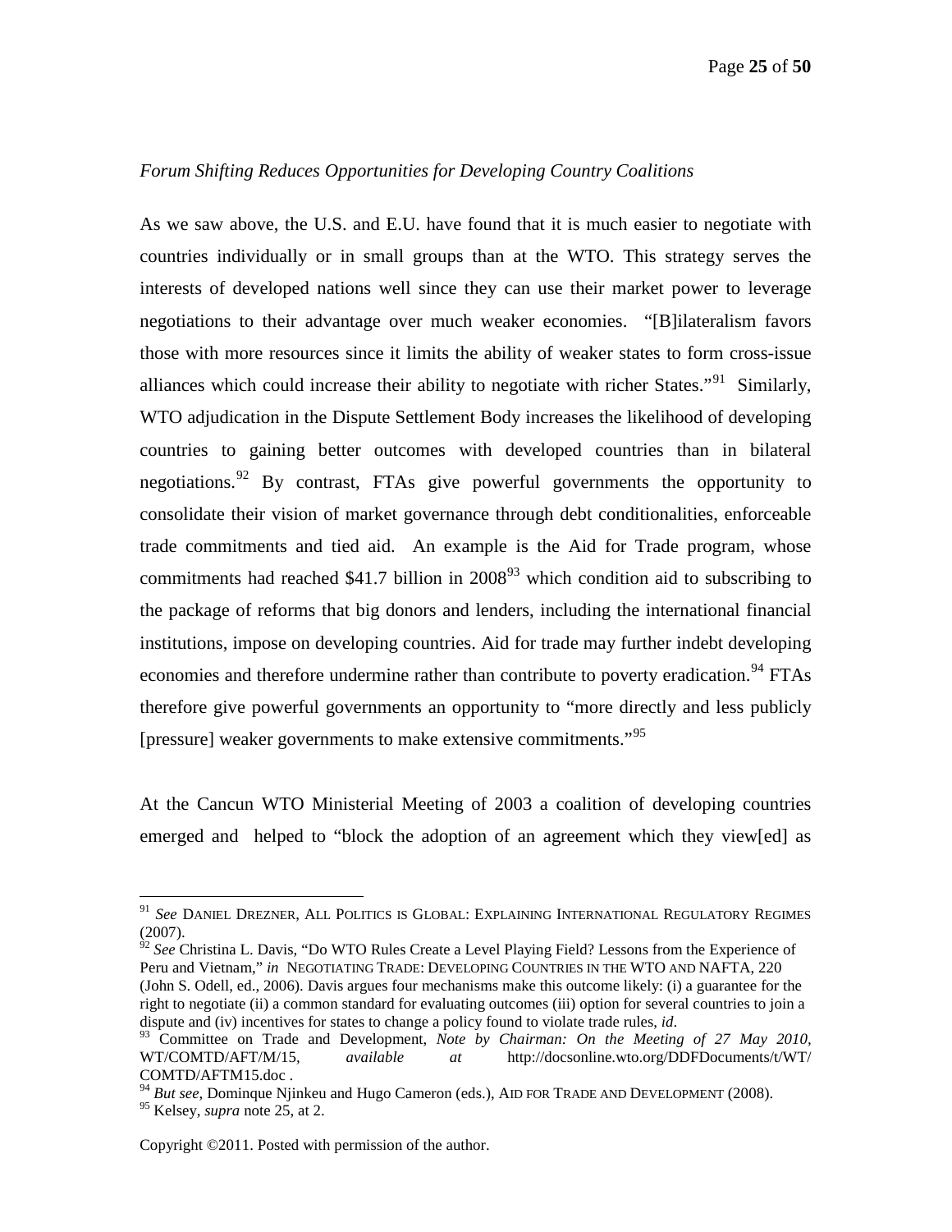*Forum Shifting Reduces Opportunities for Developing Country Coalitions*

As we saw above, the U.S. and E.U. have found that it is much easier to negotiate with countries individually or in small groups than at the WTO. This strategy serves the interests of developed nations well since they can use their market power to leverage negotiations to their advantage over much weaker economies. "[B]ilateralism favors those with more resources since it limits the ability of weaker states to form cross-issue alliances which could increase their ability to negotiate with richer States."[91] Similarly, WTO adjudication in the Dispute Settlement Body increases the likelihood of developing countries to gaining better outcomes with developed countries than in bilateral negotiations.[92] By contrast, FTAs give powerful governments the opportunity to consolidate their vision of market governance through debt conditionalities, enforceable trade commitments and tied aid. An example is the Aid for Trade program, whose commitments had reached $41.7 billion in 2008[93] which condition aid to subscribing to the package of reforms that big donors and lenders, including the international financial institutions, impose on developing countries. Aid for trade may further indebt developing economies and therefore undermine rather than contribute to poverty eradication.[94] FTAs therefore give powerful governments an opportunity to "more directly and less publicly [pressure] weaker governments to make extensive commitments."[95]

At the Cancun WTO Ministerial Meeting of 2003 a coalition of developing countries emerged and helped to "block the adoption of an agreement which they view[ed] as

---

[91] *See* DANIEL DREZNER, ALL POLITICS IS GLOBAL: EXPLAINING INTERNATIONAL REGULATORY REGIMES (2007).

[92] *See* Christina L. Davis, "Do WTO Rules Create a Level Playing Field? Lessons from the Experience of Peru and Vietnam," *in* NEGOTIATING TRADE: DEVELOPING COUNTRIES IN THE WTO AND NAFTA, 220 (John S. Odell, ed., 2006). Davis argues four mechanisms make this outcome likely: (i) a guarantee for the right to negotiate (ii) a common standard for evaluating outcomes (iii) option for several countries to join a dispute and (iv) incentives for states to change a policy found to violate trade rules, *id*.

[93] Committee on Trade and Development, *Note by Chairman: On the Meeting of 27 May 2010*, WT/COMTD/AFT/M/15, *available at* http://docsonline.wto.org/DDFDocuments/t/WT/COMTD/AFTM15.doc .

[94] *But see*, Dominque Njinkeu and Hugo Cameron (eds.), AID FOR TRADE AND DEVELOPMENT (2008).

[95] Kelsey, *supra* note 25, at 2.

Copyright ©2011. Posted with permission of the author.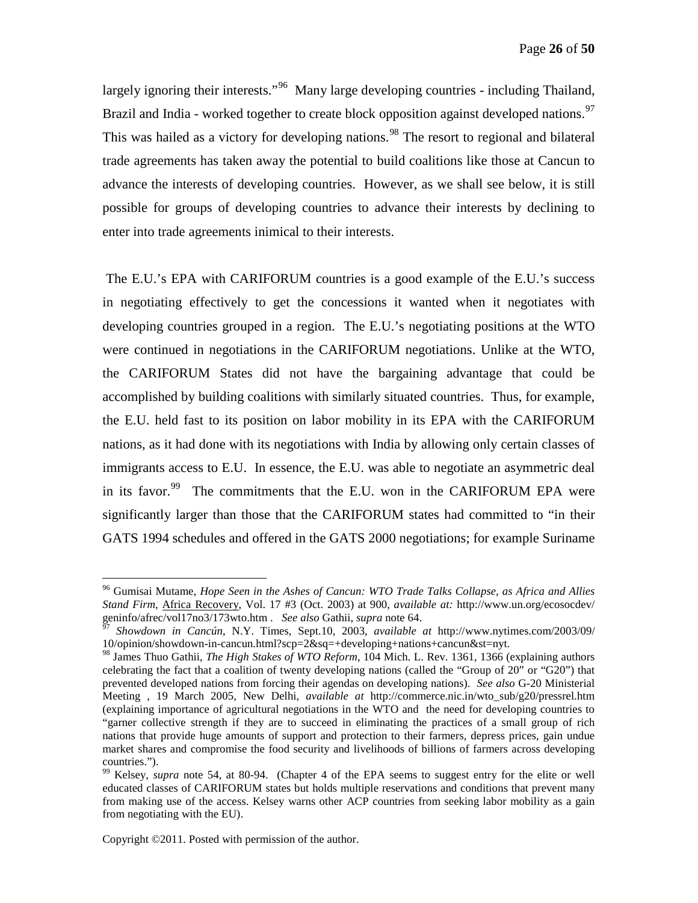largely ignoring their interests."[96] Many large developing countries - including Thailand, Brazil and India - worked together to create block opposition against developed nations.[97] This was hailed as a victory for developing nations.[98] The resort to regional and bilateral trade agreements has taken away the potential to build coalitions like those at Cancun to advance the interests of developing countries. However, as we shall see below, it is still possible for groups of developing countries to advance their interests by declining to enter into trade agreements inimical to their interests.

The E.U.'s EPA with CARIFORUM countries is a good example of the E.U.'s success in negotiating effectively to get the concessions it wanted when it negotiates with developing countries grouped in a region. The E.U.'s negotiating positions at the WTO were continued in negotiations in the CARIFORUM negotiations. Unlike at the WTO, the CARIFORUM States did not have the bargaining advantage that could be accomplished by building coalitions with similarly situated countries. Thus, for example, the E.U. held fast to its position on labor mobility in its EPA with the CARIFORUM nations, as it had done with its negotiations with India by allowing only certain classes of immigrants access to E.U. In essence, the E.U. was able to negotiate an asymmetric deal in its favor.[99] The commitments that the E.U. won in the CARIFORUM EPA were significantly larger than those that the CARIFORUM states had committed to "in their GATS 1994 schedules and offered in the GATS 2000 negotiations; for example Suriname

---

[96] Gumisai Mutame, *Hope Seen in the Ashes of Cancun: WTO Trade Talks Collapse, as Africa and Allies Stand Firm*, Africa Recovery, Vol. 17 #3 (Oct. 2003) at 900, *available at:* http://www.un.org/ecosocdev/geninfo/afrec/vol17no3/173wto.htm . *See also* Gathii, *supra* note 64.

[97] *Showdown in Cancún,* N.Y. Times, Sept.10, 2003, *available at* http://www.nytimes.com/2003/09/10/opinion/showdown-in-cancun.html?scp=2&sq=+developing+nations+cancun&st=nyt.

[98] James Thuo Gathii, *The High Stakes of WTO Reform*, 104 Mich. L. Rev. 1361, 1366 (explaining authors celebrating the fact that a coalition of twenty developing nations (called the "Group of 20" or "G20") that prevented developed nations from forcing their agendas on developing nations). *See also* G-20 Ministerial Meeting , 19 March 2005, New Delhi, *available at* http://commerce.nic.in/wto_sub/g20/pressrel.htm (explaining importance of agricultural negotiations in the WTO and the need for developing countries to "garner collective strength if they are to succeed in eliminating the practices of a small group of rich nations that provide huge amounts of support and protection to their farmers, depress prices, gain undue market shares and compromise the food security and livelihoods of billions of farmers across developing countries.").

[99] Kelsey, *supra* note 54, at 80-94. (Chapter 4 of the EPA seems to suggest entry for the elite or well educated classes of CARIFORUM states but holds multiple reservations and conditions that prevent many from making use of the access. Kelsey warns other ACP countries from seeking labor mobility as a gain from negotiating with the EU).

Copyright ©2011. Posted with permission of the author.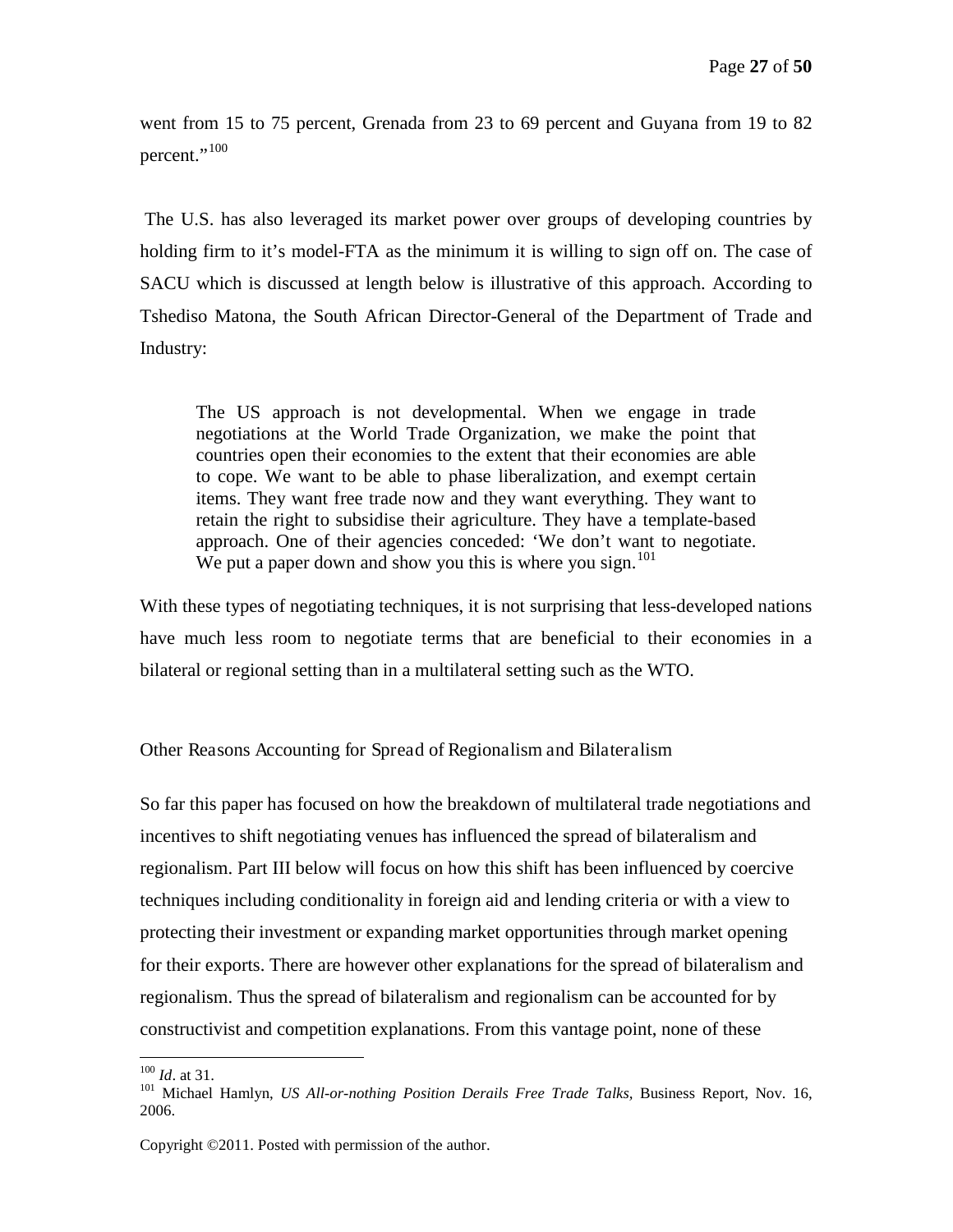went from 15 to 75 percent, Grenada from 23 to 69 percent and Guyana from 19 to 82 percent."[100]

The U.S. has also leveraged its market power over groups of developing countries by holding firm to it's model-FTA as the minimum it is willing to sign off on. The case of SACU which is discussed at length below is illustrative of this approach. According to Tshediso Matona, the South African Director-General of the Department of Trade and Industry:

> The US approach is not developmental. When we engage in trade negotiations at the World Trade Organization, we make the point that countries open their economies to the extent that their economies are able to cope. We want to be able to phase liberalization, and exempt certain items. They want free trade now and they want everything. They want to retain the right to subsidise their agriculture. They have a template-based approach. One of their agencies conceded: 'We don't want to negotiate. We put a paper down and show you this is where you sign.[101]

With these types of negotiating techniques, it is not surprising that less-developed nations have much less room to negotiate terms that are beneficial to their economies in a bilateral or regional setting than in a multilateral setting such as the WTO.

## Other Reasons Accounting for Spread of Regionalism and Bilateralism

So far this paper has focused on how the breakdown of multilateral trade negotiations and incentives to shift negotiating venues has influenced the spread of bilateralism and regionalism. Part III below will focus on how this shift has been influenced by coercive techniques including conditionality in foreign aid and lending criteria or with a view to protecting their investment or expanding market opportunities through market opening for their exports. There are however other explanations for the spread of bilateralism and regionalism. Thus the spread of bilateralism and regionalism can be accounted for by constructivist and competition explanations. From this vantage point, none of these

---

[100] *Id*. at 31.

[101] Michael Hamlyn, *US All-or-nothing Position Derails Free Trade Talks*, Business Report, Nov. 16, 2006.

Copyright ©2011. Posted with permission of the author.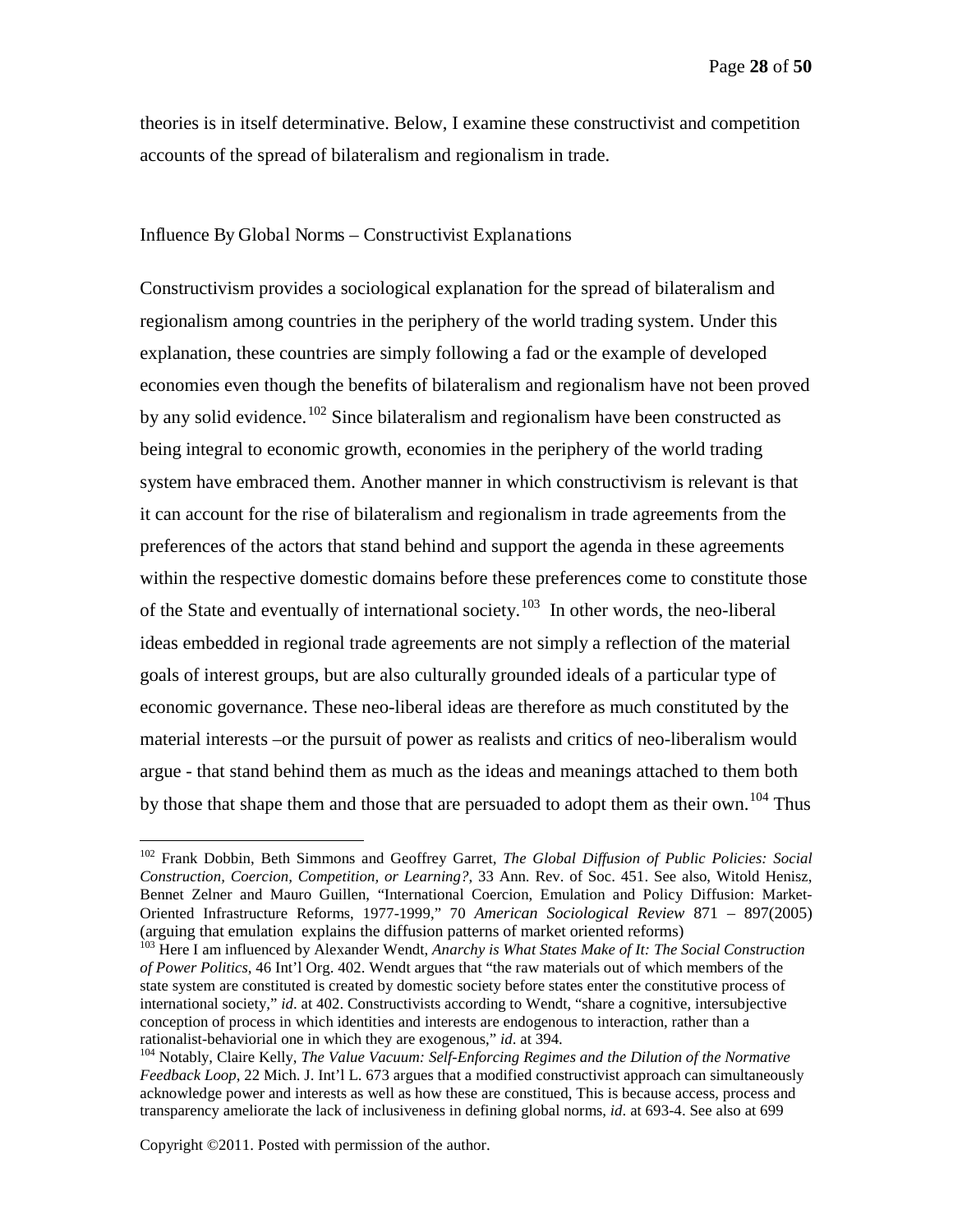theories is in itself determinative. Below, I examine these constructivist and competition accounts of the spread of bilateralism and regionalism in trade.

## Influence By Global Norms – Constructivist Explanations

Constructivism provides a sociological explanation for the spread of bilateralism and regionalism among countries in the periphery of the world trading system. Under this explanation, these countries are simply following a fad or the example of developed economies even though the benefits of bilateralism and regionalism have not been proved by any solid evidence.[102] Since bilateralism and regionalism have been constructed as being integral to economic growth, economies in the periphery of the world trading system have embraced them. Another manner in which constructivism is relevant is that it can account for the rise of bilateralism and regionalism in trade agreements from the preferences of the actors that stand behind and support the agenda in these agreements within the respective domestic domains before these preferences come to constitute those of the State and eventually of international society.[103] In other words, the neo-liberal ideas embedded in regional trade agreements are not simply a reflection of the material goals of interest groups, but are also culturally grounded ideals of a particular type of economic governance. These neo-liberal ideas are therefore as much constituted by the material interests –or the pursuit of power as realists and critics of neo-liberalism would argue - that stand behind them as much as the ideas and meanings attached to them both by those that shape them and those that are persuaded to adopt them as their own.[104] Thus

---

[102] Frank Dobbin, Beth Simmons and Geoffrey Garret, *The Global Diffusion of Public Policies: Social Construction, Coercion, Competition, or Learning?*, 33 Ann. Rev. of Soc. 451. See also, Witold Henisz, Bennet Zelner and Mauro Guillen, "International Coercion, Emulation and Policy Diffusion: Market-Oriented Infrastructure Reforms, 1977-1999," 70 *American Sociological Review* 871 – 897(2005) (arguing that emulation explains the diffusion patterns of market oriented reforms)

[103] Here I am influenced by Alexander Wendt, *Anarchy is What States Make of It: The Social Construction of Power Politics*, 46 Int'l Org. 402. Wendt argues that "the raw materials out of which members of the state system are constituted is created by domestic society before states enter the constitutive process of international society," *id*. at 402. Constructivists according to Wendt, "share a cognitive, intersubjective conception of process in which identities and interests are endogenous to interaction, rather than a rationalist-behaviorial one in which they are exogenous," *id*. at 394.

[104] Notably, Claire Kelly, *The Value Vacuum: Self-Enforcing Regimes and the Dilution of the Normative Feedback Loop*, 22 Mich. J. Int'l L. 673 argues that a modified constructivist approach can simultaneously acknowledge power and interests as well as how these are constitued, This is because access, process and transparency ameliorate the lack of inclusiveness in defining global norms, *id*. at 693-4. See also at 699

Copyright ©2011. Posted with permission of the author.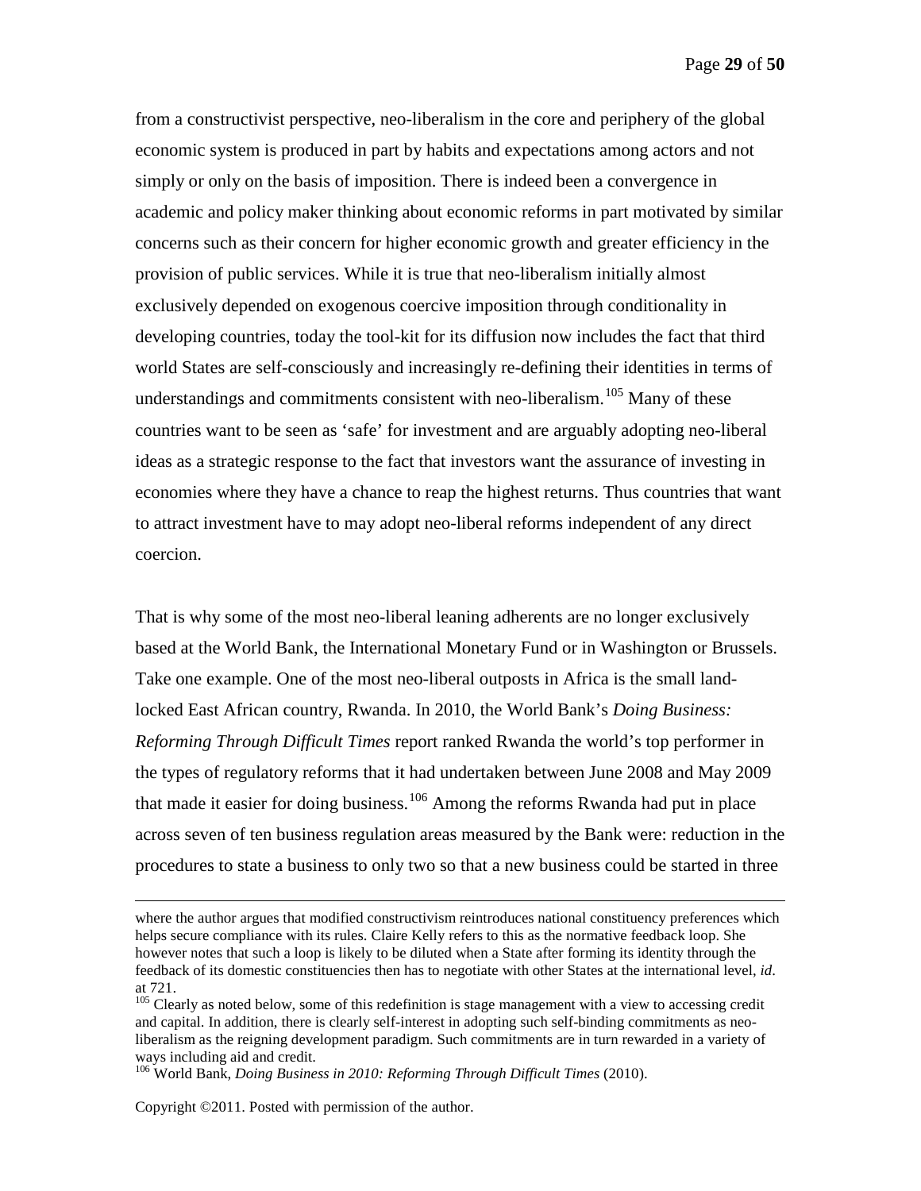from a constructivist perspective, neo-liberalism in the core and periphery of the global economic system is produced in part by habits and expectations among actors and not simply or only on the basis of imposition. There is indeed been a convergence in academic and policy maker thinking about economic reforms in part motivated by similar concerns such as their concern for higher economic growth and greater efficiency in the provision of public services. While it is true that neo-liberalism initially almost exclusively depended on exogenous coercive imposition through conditionality in developing countries, today the tool-kit for its diffusion now includes the fact that third world States are self-consciously and increasingly re-defining their identities in terms of understandings and commitments consistent with neo-liberalism.[105] Many of these countries want to be seen as 'safe' for investment and are arguably adopting neo-liberal ideas as a strategic response to the fact that investors want the assurance of investing in economies where they have a chance to reap the highest returns. Thus countries that want to attract investment have to may adopt neo-liberal reforms independent of any direct coercion.

That is why some of the most neo-liberal leaning adherents are no longer exclusively based at the World Bank, the International Monetary Fund or in Washington or Brussels. Take one example. One of the most neo-liberal outposts in Africa is the small land-locked East African country, Rwanda. In 2010, the World Bank's *Doing Business: Reforming Through Difficult Times* report ranked Rwanda the world's top performer in the types of regulatory reforms that it had undertaken between June 2008 and May 2009 that made it easier for doing business.[106] Among the reforms Rwanda had put in place across seven of ten business regulation areas measured by the Bank were: reduction in the procedures to state a business to only two so that a new business could be started in three

---

where the author argues that modified constructivism reintroduces national constituency preferences which helps secure compliance with its rules. Claire Kelly refers to this as the normative feedback loop. She however notes that such a loop is likely to be diluted when a State after forming its identity through the feedback of its domestic constituencies then has to negotiate with other States at the international level, *id*. at 721.

[105] Clearly as noted below, some of this redefinition is stage management with a view to accessing credit and capital. In addition, there is clearly self-interest in adopting such self-binding commitments as neo-liberalism as the reigning development paradigm. Such commitments are in turn rewarded in a variety of ways including aid and credit.

[106] World Bank, *Doing Business in 2010: Reforming Through Difficult Times* (2010).

Copyright ©2011. Posted with permission of the author.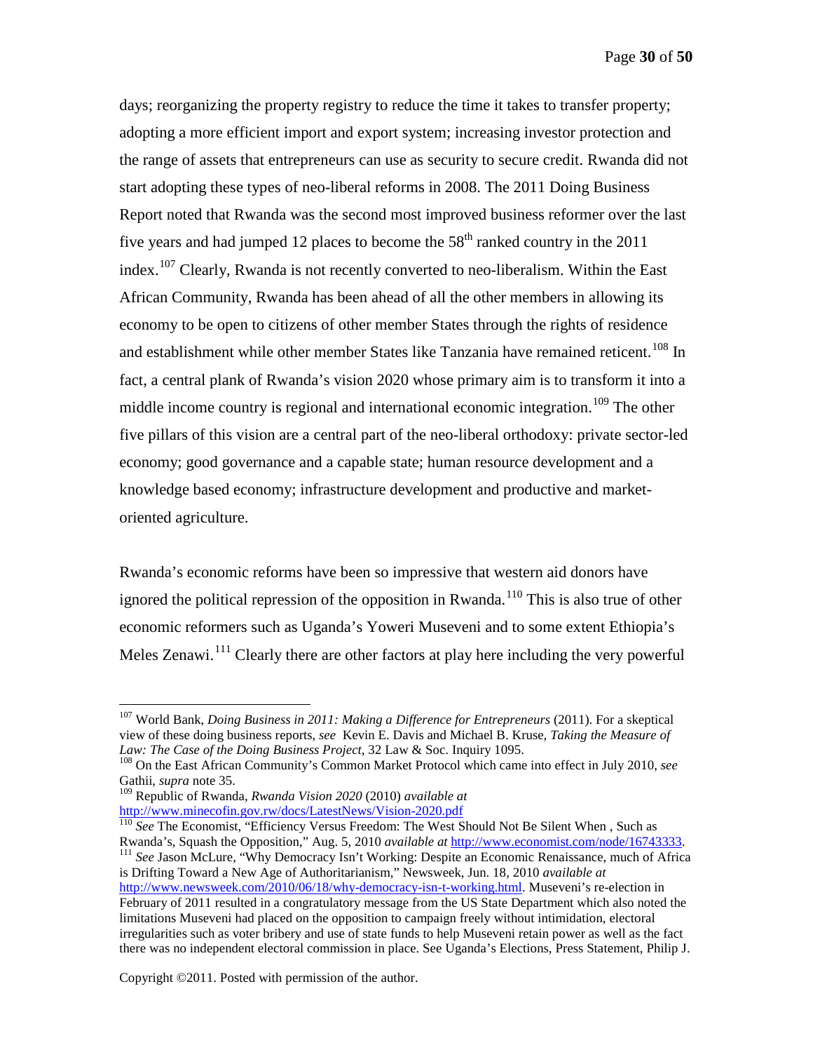days; reorganizing the property registry to reduce the time it takes to transfer property; adopting a more efficient import and export system; increasing investor protection and the range of assets that entrepreneurs can use as security to secure credit. Rwanda did not start adopting these types of neo-liberal reforms in 2008. The 2011 Doing Business Report noted that Rwanda was the second most improved business reformer over the last five years and had jumped 12 places to become the 58th ranked country in the 2011 index.[107] Clearly, Rwanda is not recently converted to neo-liberalism. Within the East African Community, Rwanda has been ahead of all the other members in allowing its economy to be open to citizens of other member States through the rights of residence and establishment while other member States like Tanzania have remained reticent.[108] In fact, a central plank of Rwanda's vision 2020 whose primary aim is to transform it into a middle income country is regional and international economic integration.[109] The other five pillars of this vision are a central part of the neo-liberal orthodoxy: private sector-led economy; good governance and a capable state; human resource development and a knowledge based economy; infrastructure development and productive and market-oriented agriculture.

Rwanda's economic reforms have been so impressive that western aid donors have ignored the political repression of the opposition in Rwanda.[110] This is also true of other economic reformers such as Uganda's Yoweri Museveni and to some extent Ethiopia's Meles Zenawi.[111] Clearly there are other factors at play here including the very powerful

---

[107] World Bank, *Doing Business in 2011: Making a Difference for Entrepreneurs* (2011). For a skeptical view of these doing business reports, *see* Kevin E. Davis and Michael B. Kruse, *Taking the Measure of Law: The Case of the Doing Business Project*, 32 Law & Soc. Inquiry 1095.

[108] On the East African Community's Common Market Protocol which came into effect in July 2010, *see* Gathii, *supra* note 35.

[109] Republic of Rwanda, *Rwanda Vision 2020* (2010) *available at* http://www.minecofin.gov.rw/docs/LatestNews/Vision-2020.pdf

[110] *See* The Economist, "Efficiency Versus Freedom: The West Should Not Be Silent When , Such as Rwanda's, Squash the Opposition," Aug. 5, 2010 *available at* http://www.economist.com/node/16743333.

[111] *See* Jason McLure, "Why Democracy Isn't Working: Despite an Economic Renaissance, much of Africa is Drifting Toward a New Age of Authoritarianism," Newsweek, Jun. 18, 2010 *available at* http://www.newsweek.com/2010/06/18/why-democracy-isn-t-working.html. Museveni's re-election in February of 2011 resulted in a congratulatory message from the US State Department which also noted the limitations Museveni had placed on the opposition to campaign freely without intimidation, electoral irregularities such as voter bribery and use of state funds to help Museveni retain power as well as the fact there was no independent electoral commission in place. See Uganda's Elections, Press Statement, Philip J.

Copyright ©2011. Posted with permission of the author.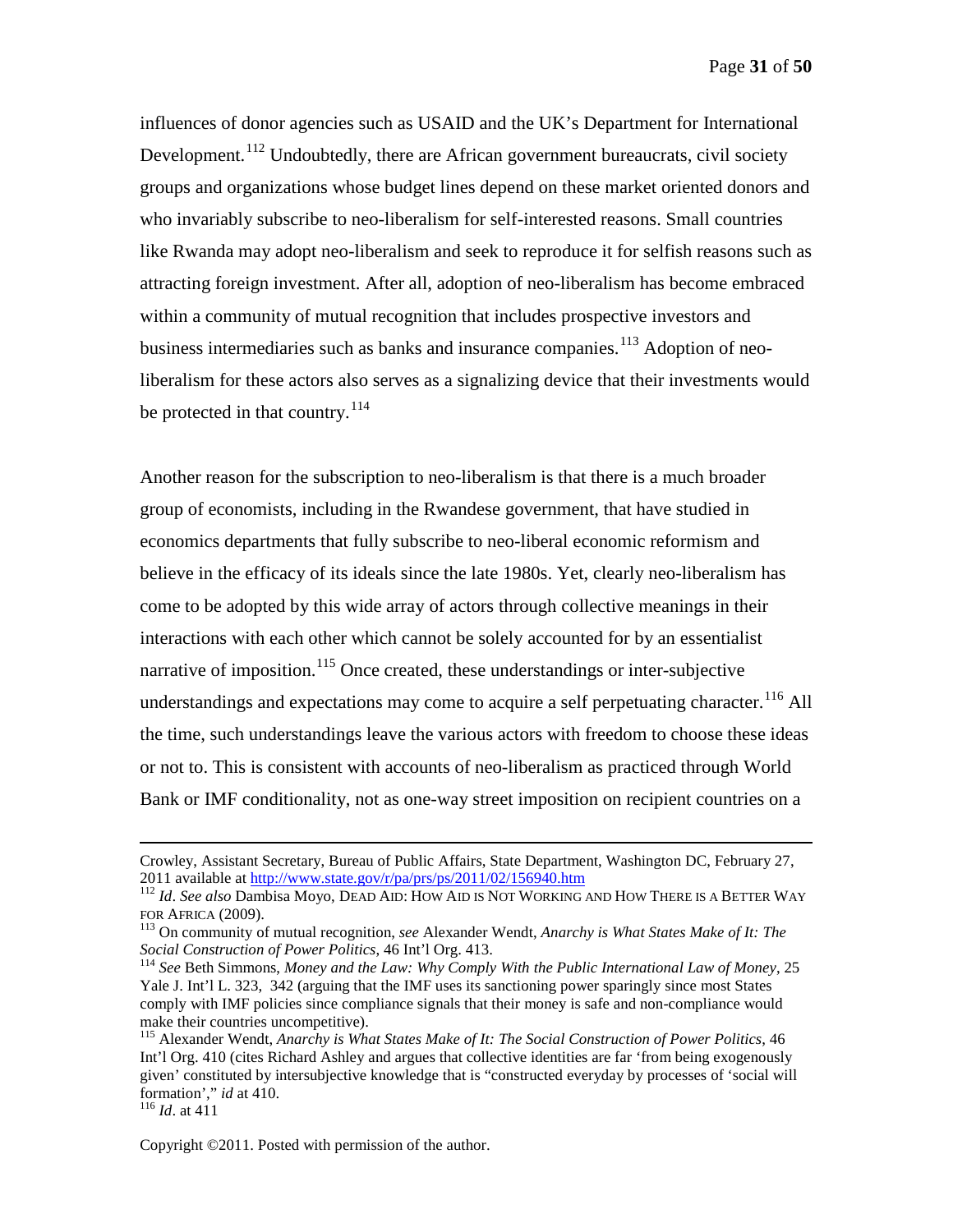influences of donor agencies such as USAID and the UK's Department for International Development.[112] Undoubtedly, there are African government bureaucrats, civil society groups and organizations whose budget lines depend on these market oriented donors and who invariably subscribe to neo-liberalism for self-interested reasons. Small countries like Rwanda may adopt neo-liberalism and seek to reproduce it for selfish reasons such as attracting foreign investment. After all, adoption of neo-liberalism has become embraced within a community of mutual recognition that includes prospective investors and business intermediaries such as banks and insurance companies.[113] Adoption of neo-liberalism for these actors also serves as a signalizing device that their investments would be protected in that country.[114]

Another reason for the subscription to neo-liberalism is that there is a much broader group of economists, including in the Rwandese government, that have studied in economics departments that fully subscribe to neo-liberal economic reformism and believe in the efficacy of its ideals since the late 1980s. Yet, clearly neo-liberalism has come to be adopted by this wide array of actors through collective meanings in their interactions with each other which cannot be solely accounted for by an essentialist narrative of imposition.[115] Once created, these understandings or inter-subjective understandings and expectations may come to acquire a self perpetuating character.[116] All the time, such understandings leave the various actors with freedom to choose these ideas or not to. This is consistent with accounts of neo-liberalism as practiced through World Bank or IMF conditionality, not as one-way street imposition on recipient countries on a

---

Crowley, Assistant Secretary, Bureau of Public Affairs, State Department, Washington DC, February 27, 2011 available at http://www.state.gov/r/pa/prs/ps/2011/02/156940.htm

[112] *Id*. *See also* Dambisa Moyo, DEAD AID: HOW AID IS NOT WORKING AND HOW THERE IS A BETTER WAY FOR AFRICA (2009).

[113] On community of mutual recognition, *see* Alexander Wendt, *Anarchy is What States Make of It: The Social Construction of Power Politics*, 46 Int'l Org. 413.

[114] *See* Beth Simmons, *Money and the Law: Why Comply With the Public International Law of Money*, 25 Yale J. Int'l L. 323, 342 (arguing that the IMF uses its sanctioning power sparingly since most States comply with IMF policies since compliance signals that their money is safe and non-compliance would make their countries uncompetitive).

[115] Alexander Wendt, *Anarchy is What States Make of It: The Social Construction of Power Politics*, 46 Int'l Org. 410 (cites Richard Ashley and argues that collective identities are far 'from being exogenously given' constituted by intersubjective knowledge that is "constructed everyday by processes of 'social will formation'," *id* at 410.

[116] *Id*. at 411

Copyright ©2011. Posted with permission of the author.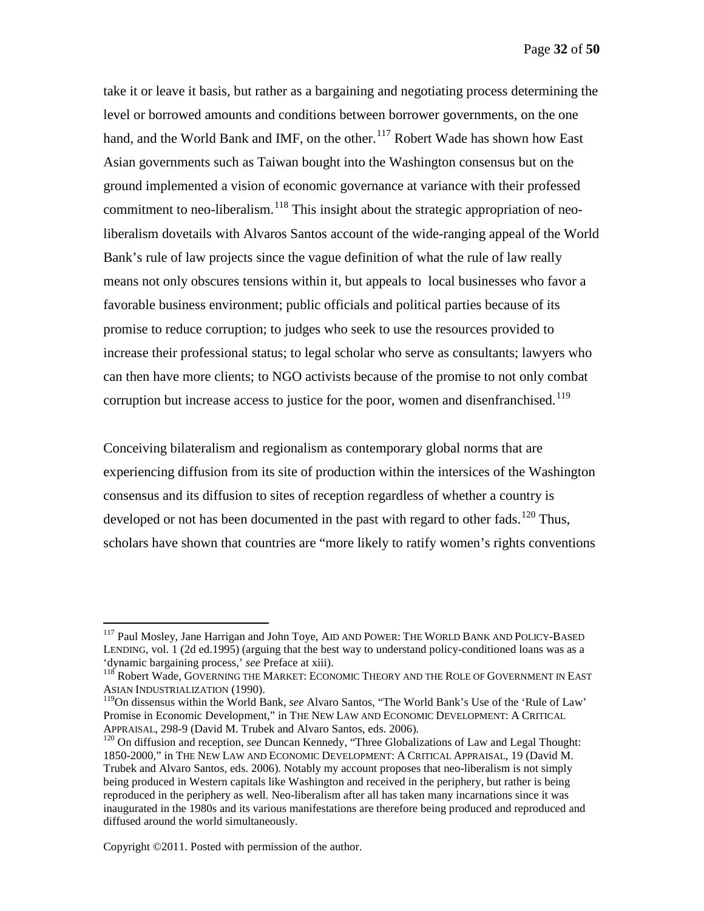take it or leave it basis, but rather as a bargaining and negotiating process determining the level or borrowed amounts and conditions between borrower governments, on the one hand, and the World Bank and IMF, on the other.[117] Robert Wade has shown how East Asian governments such as Taiwan bought into the Washington consensus but on the ground implemented a vision of economic governance at variance with their professed commitment to neo-liberalism.[118] This insight about the strategic appropriation of neo-liberalism dovetails with Alvaros Santos account of the wide-ranging appeal of the World Bank's rule of law projects since the vague definition of what the rule of law really means not only obscures tensions within it, but appeals to local businesses who favor a favorable business environment; public officials and political parties because of its promise to reduce corruption; to judges who seek to use the resources provided to increase their professional status; to legal scholar who serve as consultants; lawyers who can then have more clients; to NGO activists because of the promise to not only combat corruption but increase access to justice for the poor, women and disenfranchised.[119]

Conceiving bilateralism and regionalism as contemporary global norms that are experiencing diffusion from its site of production within the intersices of the Washington consensus and its diffusion to sites of reception regardless of whether a country is developed or not has been documented in the past with regard to other fads.[120] Thus, scholars have shown that countries are "more likely to ratify women's rights conventions

---

[117] Paul Mosley, Jane Harrigan and John Toye, AID AND POWER: THE WORLD BANK AND POLICY-BASED LENDING, vol. 1 (2d ed.1995) (arguing that the best way to understand policy-conditioned loans was as a 'dynamic bargaining process,' *see* Preface at xiii).

[118] Robert Wade, GOVERNING THE MARKET: ECONOMIC THEORY AND THE ROLE OF GOVERNMENT IN EAST ASIAN INDUSTRIALIZATION (1990).

[119] On dissensus within the World Bank, *see* Alvaro Santos, "The World Bank's Use of the 'Rule of Law' Promise in Economic Development," in THE NEW LAW AND ECONOMIC DEVELOPMENT: A CRITICAL APPRAISAL, 298-9 (David M. Trubek and Alvaro Santos, eds. 2006).

[120] On diffusion and reception, *see* Duncan Kennedy, "Three Globalizations of Law and Legal Thought: 1850-2000," in THE NEW LAW AND ECONOMIC DEVELOPMENT: A CRITICAL APPRAISAL, 19 (David M. Trubek and Alvaro Santos, eds. 2006). Notably my account proposes that neo-liberalism is not simply being produced in Western capitals like Washington and received in the periphery, but rather is being reproduced in the periphery as well. Neo-liberalism after all has taken many incarnations since it was inaugurated in the 1980s and its various manifestations are therefore being produced and reproduced and diffused around the world simultaneously.

Copyright ©2011. Posted with permission of the author.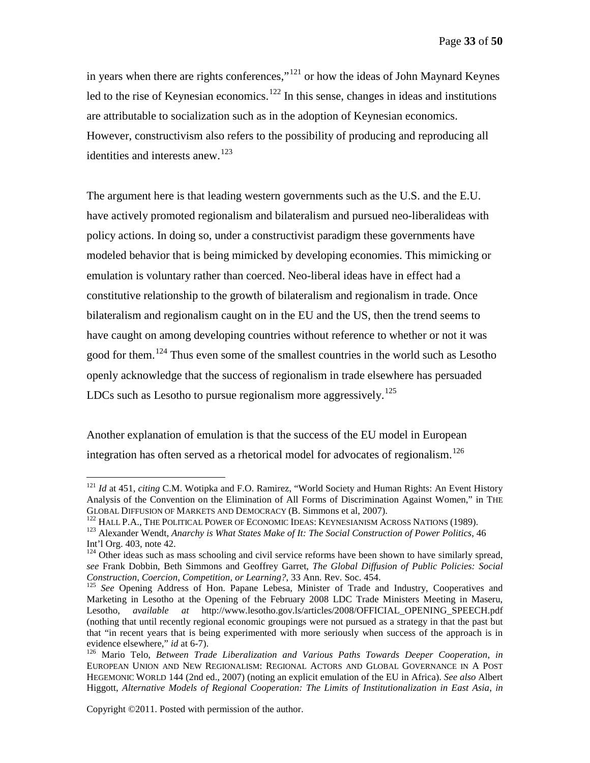in years when there are rights conferences,"[121] or how the ideas of John Maynard Keynes led to the rise of Keynesian economics.[122] In this sense, changes in ideas and institutions are attributable to socialization such as in the adoption of Keynesian economics. However, constructivism also refers to the possibility of producing and reproducing all identities and interests anew.[123]

The argument here is that leading western governments such as the U.S. and the E.U. have actively promoted regionalism and bilateralism and pursued neo-liberalideas with policy actions. In doing so, under a constructivist paradigm these governments have modeled behavior that is being mimicked by developing economies. This mimicking or emulation is voluntary rather than coerced. Neo-liberal ideas have in effect had a constitutive relationship to the growth of bilateralism and regionalism in trade. Once bilateralism and regionalism caught on in the EU and the US, then the trend seems to have caught on among developing countries without reference to whether or not it was good for them.[124] Thus even some of the smallest countries in the world such as Lesotho openly acknowledge that the success of regionalism in trade elsewhere has persuaded LDCs such as Lesotho to pursue regionalism more aggressively.[125]

Another explanation of emulation is that the success of the EU model in European integration has often served as a rhetorical model for advocates of regionalism.[126]

---

[121] *Id* at 451, *citing* C.M. Wotipka and F.O. Ramirez, "World Society and Human Rights: An Event History Analysis of the Convention on the Elimination of All Forms of Discrimination Against Women," in THE GLOBAL DIFFUSION OF MARKETS AND DEMOCRACY (B. Simmons et al, 2007).

[122] HALL P.A., THE POLITICAL POWER OF ECONOMIC IDEAS: KEYNESIANISM ACROSS NATIONS (1989).

[123] Alexander Wendt, *Anarchy is What States Make of It: The Social Construction of Power Politics*, 46 Int'l Org. 403, note 42.

[124] Other ideas such as mass schooling and civil service reforms have been shown to have similarly spread, *see* Frank Dobbin, Beth Simmons and Geoffrey Garret, *The Global Diffusion of Public Policies: Social Construction, Coercion, Competition, or Learning?*, 33 Ann. Rev. Soc. 454.

[125] *See* Opening Address of Hon. Papane Lebesa, Minister of Trade and Industry, Cooperatives and Marketing in Lesotho at the Opening of the February 2008 LDC Trade Ministers Meeting in Maseru, Lesotho, *available at* http://www.lesotho.gov.ls/articles/2008/OFFICIAL_OPENING_SPEECH.pdf (nothing that until recently regional economic groupings were not pursued as a strategy in that the past but that "in recent years that is being experimented with more seriously when success of the approach is in evidence elsewhere," *id* at 6-7).

[126] Mario Telo, *Between Trade Liberalization and Various Paths Towards Deeper Cooperation*, *in* EUROPEAN UNION AND NEW REGIONALISM: REGIONAL ACTORS AND GLOBAL GOVERNANCE IN A POST HEGEMONIC WORLD 144 (2nd ed., 2007) (noting an explicit emulation of the EU in Africa). *See also* Albert Higgott, *Alternative Models of Regional Cooperation: The Limits of Institutionalization in East Asia*, *in*

Copyright ©2011. Posted with permission of the author.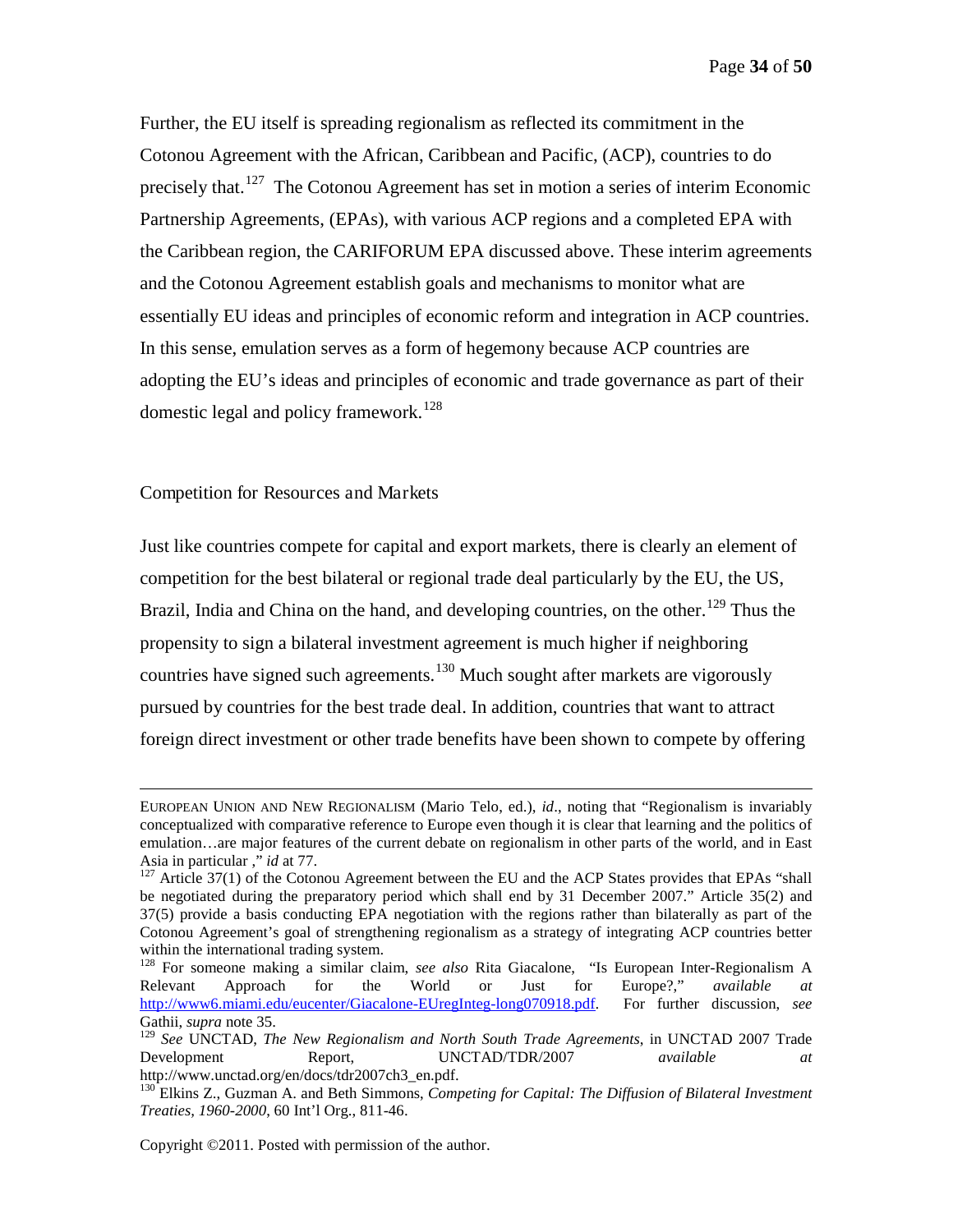Further, the EU itself is spreading regionalism as reflected its commitment in the Cotonou Agreement with the African, Caribbean and Pacific, (ACP), countries to do precisely that.[127] The Cotonou Agreement has set in motion a series of interim Economic Partnership Agreements, (EPAs), with various ACP regions and a completed EPA with the Caribbean region, the CARIFORUM EPA discussed above. These interim agreements and the Cotonou Agreement establish goals and mechanisms to monitor what are essentially EU ideas and principles of economic reform and integration in ACP countries. In this sense, emulation serves as a form of hegemony because ACP countries are adopting the EU's ideas and principles of economic and trade governance as part of their domestic legal and policy framework.[128]

## Competition for Resources and Markets

Just like countries compete for capital and export markets, there is clearly an element of competition for the best bilateral or regional trade deal particularly by the EU, the US, Brazil, India and China on the hand, and developing countries, on the other.[129] Thus the propensity to sign a bilateral investment agreement is much higher if neighboring countries have signed such agreements.[130] Much sought after markets are vigorously pursued by countries for the best trade deal. In addition, countries that want to attract foreign direct investment or other trade benefits have been shown to compete by offering

---

EUROPEAN UNION AND NEW REGIONALISM (Mario Telo, ed.), *id*., noting that "Regionalism is invariably conceptualized with comparative reference to Europe even though it is clear that learning and the politics of emulation…are major features of the current debate on regionalism in other parts of the world, and in East Asia in particular ," *id* at 77.

[127] Article 37(1) of the Cotonou Agreement between the EU and the ACP States provides that EPAs "shall be negotiated during the preparatory period which shall end by 31 December 2007." Article 35(2) and 37(5) provide a basis conducting EPA negotiation with the regions rather than bilaterally as part of the Cotonou Agreement's goal of strengthening regionalism as a strategy of integrating ACP countries better within the international trading system.

[128] For someone making a similar claim, *see also* Rita Giacalone, "Is European Inter-Regionalism A Relevant Approach for the World or Just for Europe?," *available at* http://www6.miami.edu/eucenter/Giacalone-EUregInteg-long070918.pdf. For further discussion, *see* Gathii, *supra* note 35.

[129] *See* UNCTAD, *The New Regionalism and North South Trade Agreements*, in UNCTAD 2007 Trade Development Report, UNCTAD/TDR/2007 *available at* http://www.unctad.org/en/docs/tdr2007ch3_en.pdf.

[130] Elkins Z., Guzman A. and Beth Simmons, *Competing for Capital: The Diffusion of Bilateral Investment Treaties, 1960-2000*, 60 Int'l Org., 811-46.

Copyright ©2011. Posted with permission of the author.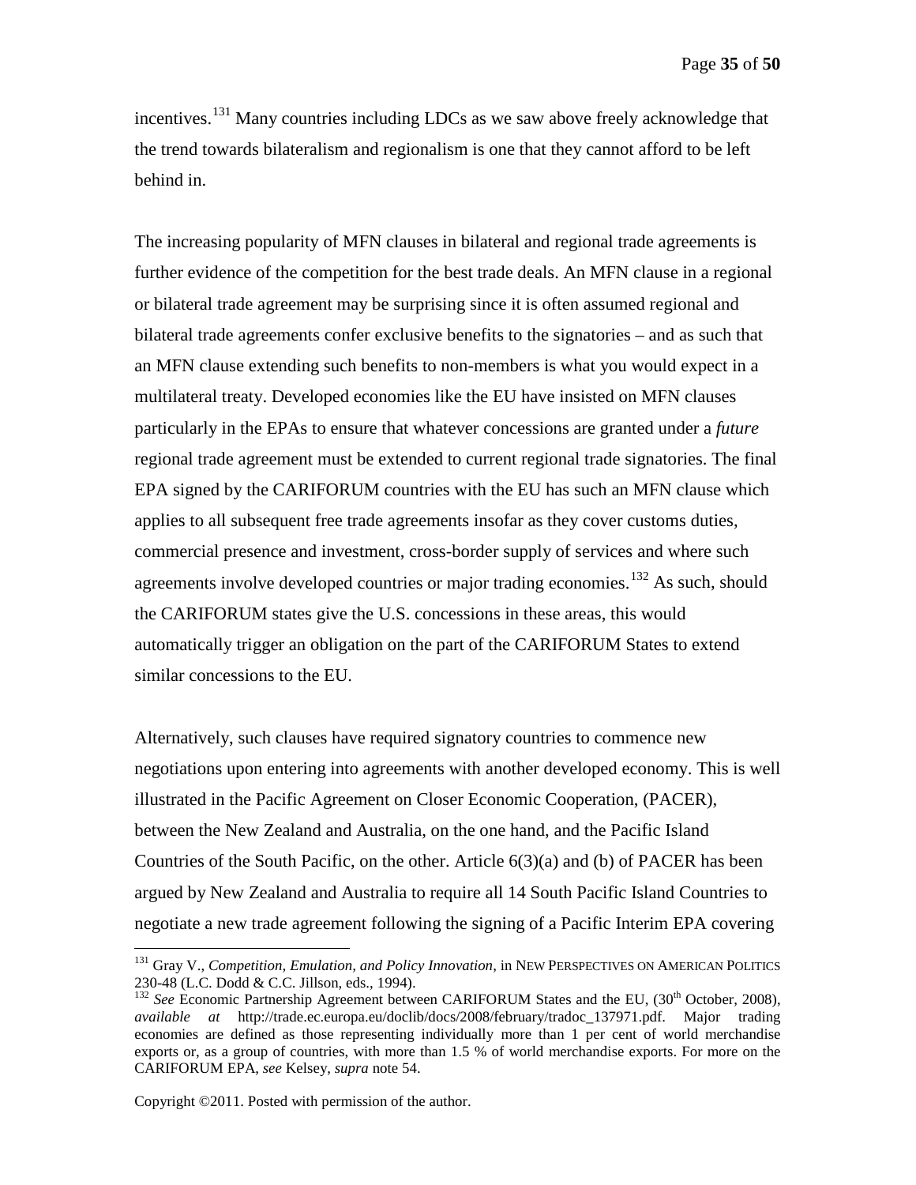incentives.[131] Many countries including LDCs as we saw above freely acknowledge that the trend towards bilateralism and regionalism is one that they cannot afford to be left behind in.

The increasing popularity of MFN clauses in bilateral and regional trade agreements is further evidence of the competition for the best trade deals. An MFN clause in a regional or bilateral trade agreement may be surprising since it is often assumed regional and bilateral trade agreements confer exclusive benefits to the signatories – and as such that an MFN clause extending such benefits to non-members is what you would expect in a multilateral treaty. Developed economies like the EU have insisted on MFN clauses particularly in the EPAs to ensure that whatever concessions are granted under a *future* regional trade agreement must be extended to current regional trade signatories. The final EPA signed by the CARIFORUM countries with the EU has such an MFN clause which applies to all subsequent free trade agreements insofar as they cover customs duties, commercial presence and investment, cross-border supply of services and where such agreements involve developed countries or major trading economies.[132] As such, should the CARIFORUM states give the U.S. concessions in these areas, this would automatically trigger an obligation on the part of the CARIFORUM States to extend similar concessions to the EU.

Alternatively, such clauses have required signatory countries to commence new negotiations upon entering into agreements with another developed economy. This is well illustrated in the Pacific Agreement on Closer Economic Cooperation, (PACER), between the New Zealand and Australia, on the one hand, and the Pacific Island Countries of the South Pacific, on the other. Article 6(3)(a) and (b) of PACER has been argued by New Zealand and Australia to require all 14 South Pacific Island Countries to negotiate a new trade agreement following the signing of a Pacific Interim EPA covering

---

[131] Gray V., *Competition, Emulation, and Policy Innovation*, in NEW PERSPECTIVES ON AMERICAN POLITICS 230-48 (L.C. Dodd & C.C. Jillson, eds., 1994).

[132] *See* Economic Partnership Agreement between CARIFORUM States and the EU, (30th October, 2008), *available at* http://trade.ec.europa.eu/doclib/docs/2008/february/tradoc_137971.pdf. Major trading economies are defined as those representing individually more than 1 per cent of world merchandise exports or, as a group of countries, with more than 1.5 % of world merchandise exports. For more on the CARIFORUM EPA, *see* Kelsey, *supra* note 54.

Copyright ©2011. Posted with permission of the author.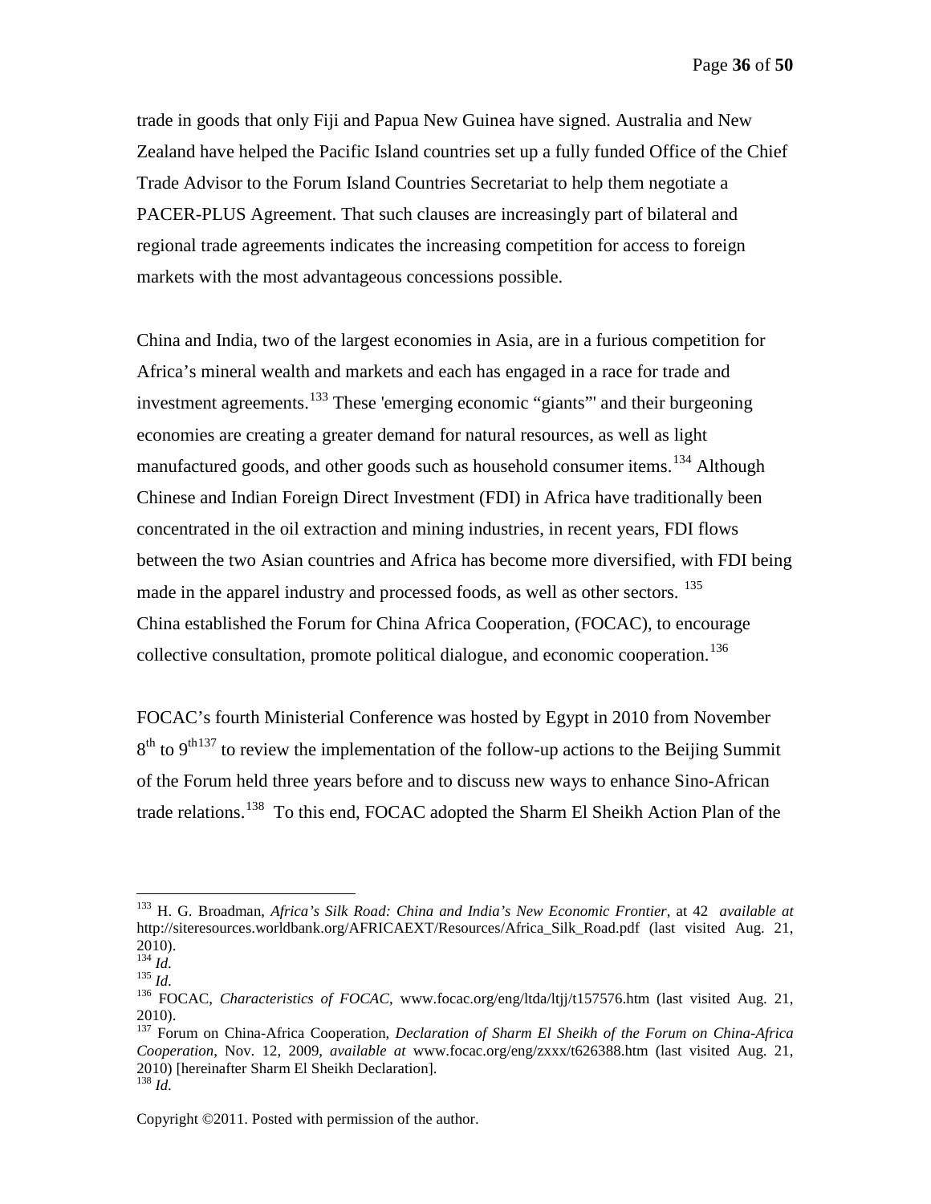trade in goods that only Fiji and Papua New Guinea have signed. Australia and New Zealand have helped the Pacific Island countries set up a fully funded Office of the Chief Trade Advisor to the Forum Island Countries Secretariat to help them negotiate a PACER-PLUS Agreement. That such clauses are increasingly part of bilateral and regional trade agreements indicates the increasing competition for access to foreign markets with the most advantageous concessions possible.

China and India, two of the largest economies in Asia, are in a furious competition for Africa's mineral wealth and markets and each has engaged in a race for trade and investment agreements.[133] These 'emerging economic "giants"' and their burgeoning economies are creating a greater demand for natural resources, as well as light manufactured goods, and other goods such as household consumer items.[134] Although Chinese and Indian Foreign Direct Investment (FDI) in Africa have traditionally been concentrated in the oil extraction and mining industries, in recent years, FDI flows between the two Asian countries and Africa has become more diversified, with FDI being made in the apparel industry and processed foods, as well as other sectors. [135] China established the Forum for China Africa Cooperation, (FOCAC), to encourage collective consultation, promote political dialogue, and economic cooperation.[136]

FOCAC's fourth Ministerial Conference was hosted by Egypt in 2010 from November 8th to 9th[137] to review the implementation of the follow-up actions to the Beijing Summit of the Forum held three years before and to discuss new ways to enhance Sino-African trade relations.[138] To this end, FOCAC adopted the Sharm El Sheikh Action Plan of the

---

[133] H. G. Broadman, *Africa's Silk Road: China and India's New Economic Frontier*, at 42 *available at* http://siteresources.worldbank.org/AFRICAEXT/Resources/Africa_Silk_Road.pdf (last visited Aug. 21, 2010).

[134] *Id.*

[135] *Id.*

[136] FOCAC, *Characteristics of FOCAC*, www.focac.org/eng/ltda/ltjj/t157576.htm (last visited Aug. 21, 2010).

[137] Forum on China-Africa Cooperation, *Declaration of Sharm El Sheikh of the Forum on China-Africa Cooperation*, Nov. 12, 2009, *available at* www.focac.org/eng/zxxx/t626388.htm (last visited Aug. 21, 2010) [hereinafter Sharm El Sheikh Declaration].

[138] *Id.*

Copyright ©2011. Posted with permission of the author.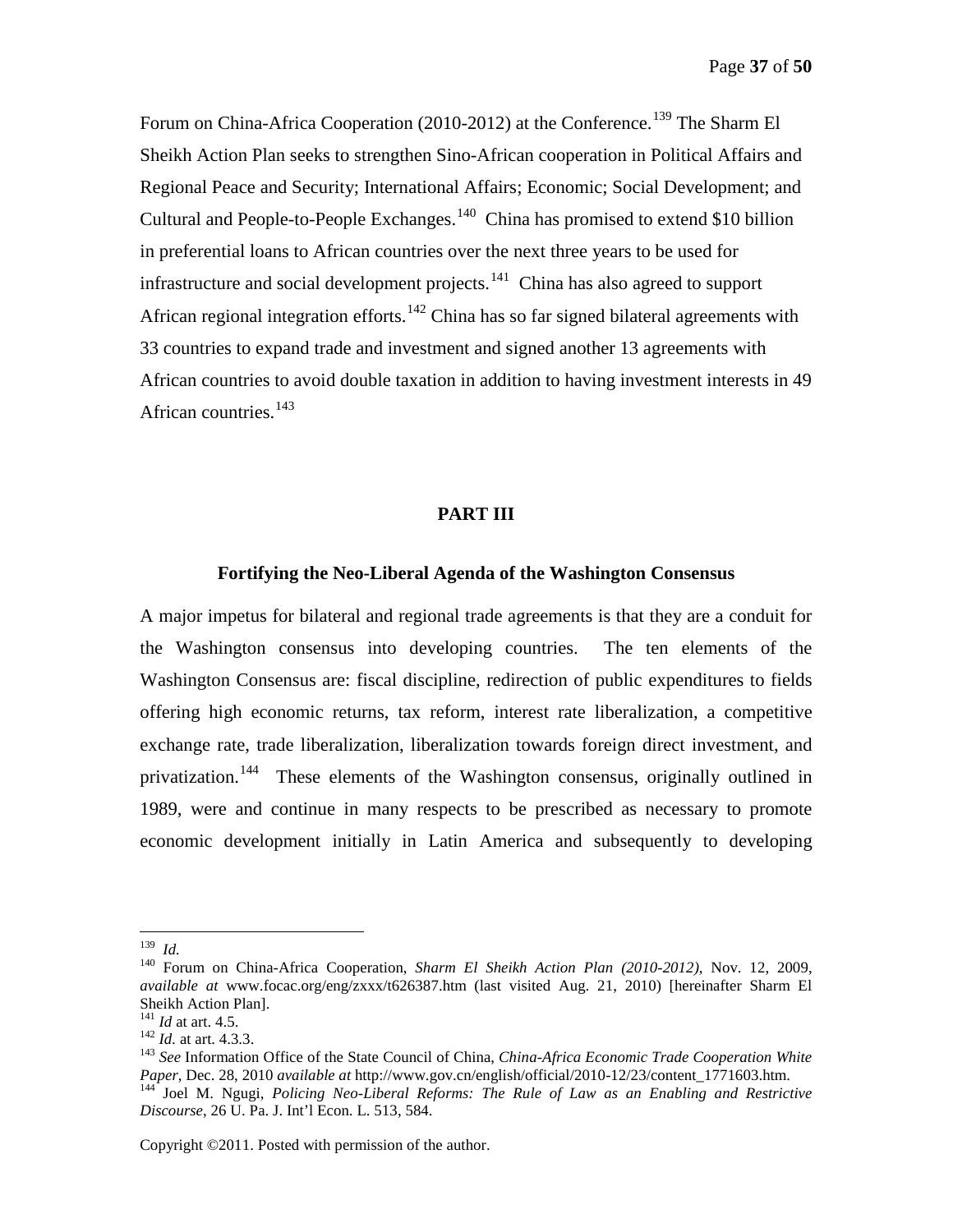Forum on China-Africa Cooperation (2010-2012) at the Conference.[139] The Sharm El Sheikh Action Plan seeks to strengthen Sino-African cooperation in Political Affairs and Regional Peace and Security; International Affairs; Economic; Social Development; and Cultural and People-to-People Exchanges.[140] China has promised to extend $10 billion in preferential loans to African countries over the next three years to be used for infrastructure and social development projects.[141] China has also agreed to support African regional integration efforts.[142] China has so far signed bilateral agreements with 33 countries to expand trade and investment and signed another 13 agreements with African countries to avoid double taxation in addition to having investment interests in 49 African countries.[143]

## PART III

### Fortifying the Neo-Liberal Agenda of the Washington Consensus

A major impetus for bilateral and regional trade agreements is that they are a conduit for the Washington consensus into developing countries. The ten elements of the Washington Consensus are: fiscal discipline, redirection of public expenditures to fields offering high economic returns, tax reform, interest rate liberalization, a competitive exchange rate, trade liberalization, liberalization towards foreign direct investment, and privatization.[144] These elements of the Washington consensus, originally outlined in 1989, were and continue in many respects to be prescribed as necessary to promote economic development initially in Latin America and subsequently to developing

---

[139] *Id.*

[140] Forum on China-Africa Cooperation, *Sharm El Sheikh Action Plan (2010-2012)*, Nov. 12, 2009, *available at* www.focac.org/eng/zxxx/t626387.htm (last visited Aug. 21, 2010) [hereinafter Sharm El Sheikh Action Plan].

[141] *Id* at art. 4.5.

[142] *Id.* at art. 4.3.3.

[143] *See* Information Office of the State Council of China, *China-Africa Economic Trade Cooperation White Paper*, Dec. 28, 2010 *available at* http://www.gov.cn/english/official/2010-12/23/content_1771603.htm.

[144] Joel M. Ngugi, *Policing Neo-Liberal Reforms: The Rule of Law as an Enabling and Restrictive Discourse*, 26 U. Pa. J. Int'l Econ. L. 513, 584.

Copyright ©2011. Posted with permission of the author.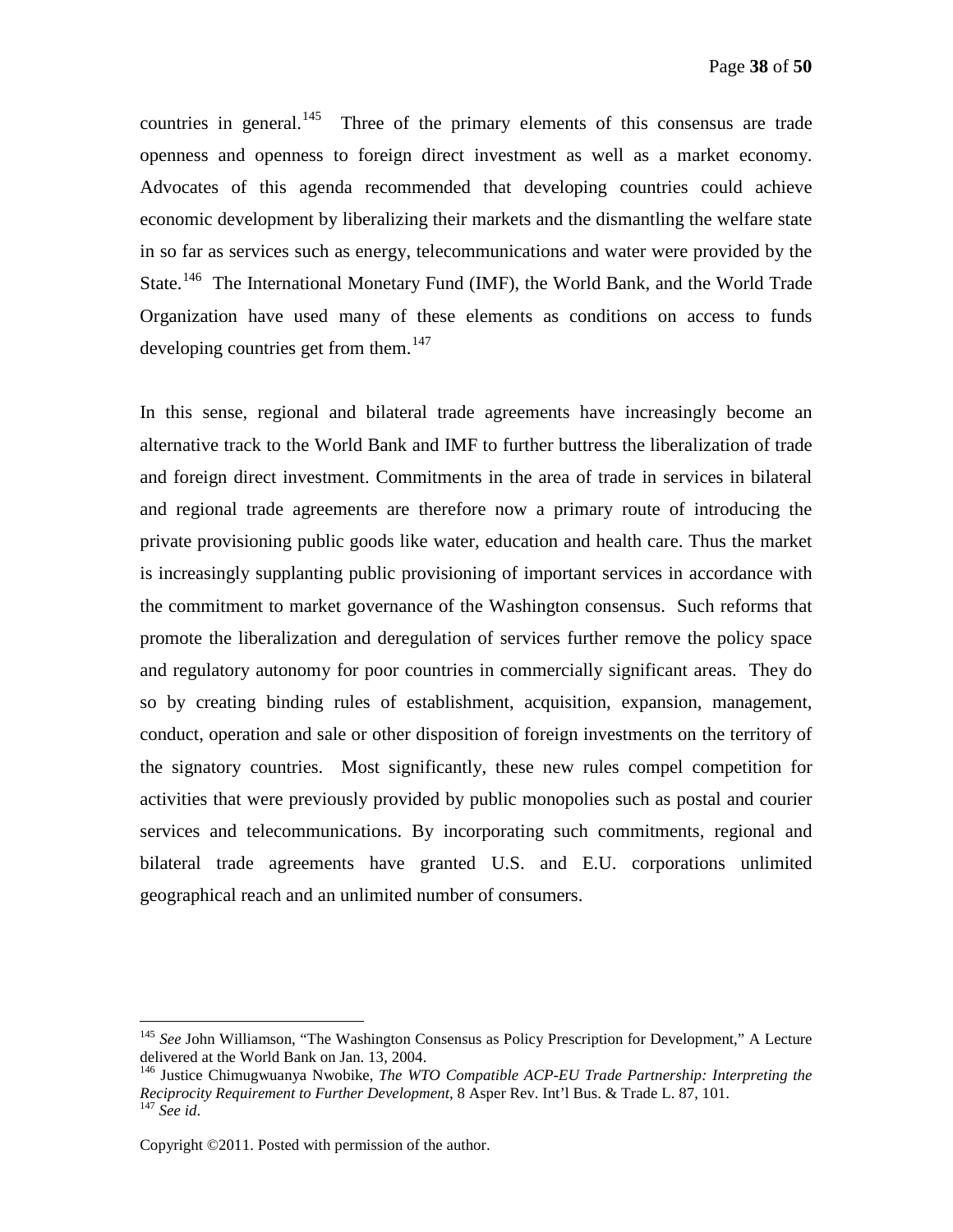countries in general.[145] Three of the primary elements of this consensus are trade openness and openness to foreign direct investment as well as a market economy. Advocates of this agenda recommended that developing countries could achieve economic development by liberalizing their markets and the dismantling the welfare state in so far as services such as energy, telecommunications and water were provided by the State.[146] The International Monetary Fund (IMF), the World Bank, and the World Trade Organization have used many of these elements as conditions on access to funds developing countries get from them.[147]

In this sense, regional and bilateral trade agreements have increasingly become an alternative track to the World Bank and IMF to further buttress the liberalization of trade and foreign direct investment. Commitments in the area of trade in services in bilateral and regional trade agreements are therefore now a primary route of introducing the private provisioning public goods like water, education and health care. Thus the market is increasingly supplanting public provisioning of important services in accordance with the commitment to market governance of the Washington consensus. Such reforms that promote the liberalization and deregulation of services further remove the policy space and regulatory autonomy for poor countries in commercially significant areas. They do so by creating binding rules of establishment, acquisition, expansion, management, conduct, operation and sale or other disposition of foreign investments on the territory of the signatory countries. Most significantly, these new rules compel competition for activities that were previously provided by public monopolies such as postal and courier services and telecommunications. By incorporating such commitments, regional and bilateral trade agreements have granted U.S. and E.U. corporations unlimited geographical reach and an unlimited number of consumers.

---

[145] *See* John Williamson, "The Washington Consensus as Policy Prescription for Development," A Lecture delivered at the World Bank on Jan. 13, 2004.

[146] Justice Chimugwuanya Nwobike, *The WTO Compatible ACP-EU Trade Partnership: Interpreting the Reciprocity Requirement to Further Development*, 8 Asper Rev. Int'l Bus. & Trade L. 87, 101.

[147] *See id*.

Copyright ©2011. Posted with permission of the author.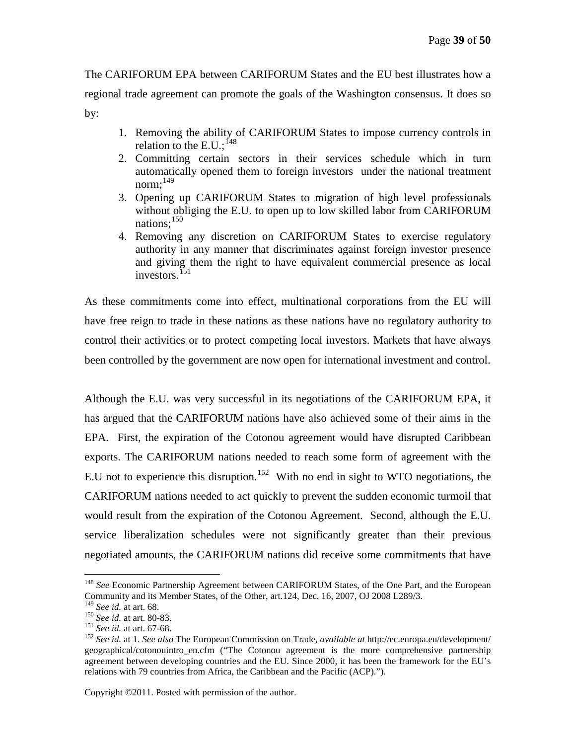The CARIFORUM EPA between CARIFORUM States and the EU best illustrates how a regional trade agreement can promote the goals of the Washington consensus. It does so by:

1. Removing the ability of CARIFORUM States to impose currency controls in relation to the E.U.;[148]
2. Committing certain sectors in their services schedule which in turn automatically opened them to foreign investors under the national treatment norm;[149]
3. Opening up CARIFORUM States to migration of high level professionals without obliging the E.U. to open up to low skilled labor from CARIFORUM nations;[150]
4. Removing any discretion on CARIFORUM States to exercise regulatory authority in any manner that discriminates against foreign investor presence and giving them the right to have equivalent commercial presence as local investors.[151]

As these commitments come into effect, multinational corporations from the EU will have free reign to trade in these nations as these nations have no regulatory authority to control their activities or to protect competing local investors. Markets that have always been controlled by the government are now open for international investment and control.

Although the E.U. was very successful in its negotiations of the CARIFORUM EPA, it has argued that the CARIFORUM nations have also achieved some of their aims in the EPA. First, the expiration of the Cotonou agreement would have disrupted Caribbean exports. The CARIFORUM nations needed to reach some form of agreement with the E.U not to experience this disruption.[152] With no end in sight to WTO negotiations, the CARIFORUM nations needed to act quickly to prevent the sudden economic turmoil that would result from the expiration of the Cotonou Agreement. Second, although the E.U. service liberalization schedules were not significantly greater than their previous negotiated amounts, the CARIFORUM nations did receive some commitments that have

---

[148] *See* Economic Partnership Agreement between CARIFORUM States, of the One Part, and the European Community and its Member States, of the Other, art.124, Dec. 16, 2007, OJ 2008 L289/3.

[149] *See id.* at art. 68.

[150] *See id.* at art. 80-83.

[151] *See id.* at art. 67-68.

[152] *See id.* at 1. *See also* The European Commission on Trade, *available at* http://ec.europa.eu/development/geographical/cotonouintro_en.cfm ("The Cotonou agreement is the more comprehensive partnership agreement between developing countries and the EU. Since 2000, it has been the framework for the EU's relations with 79 countries from Africa, the Caribbean and the Pacific (ACP).").

Copyright ©2011. Posted with permission of the author.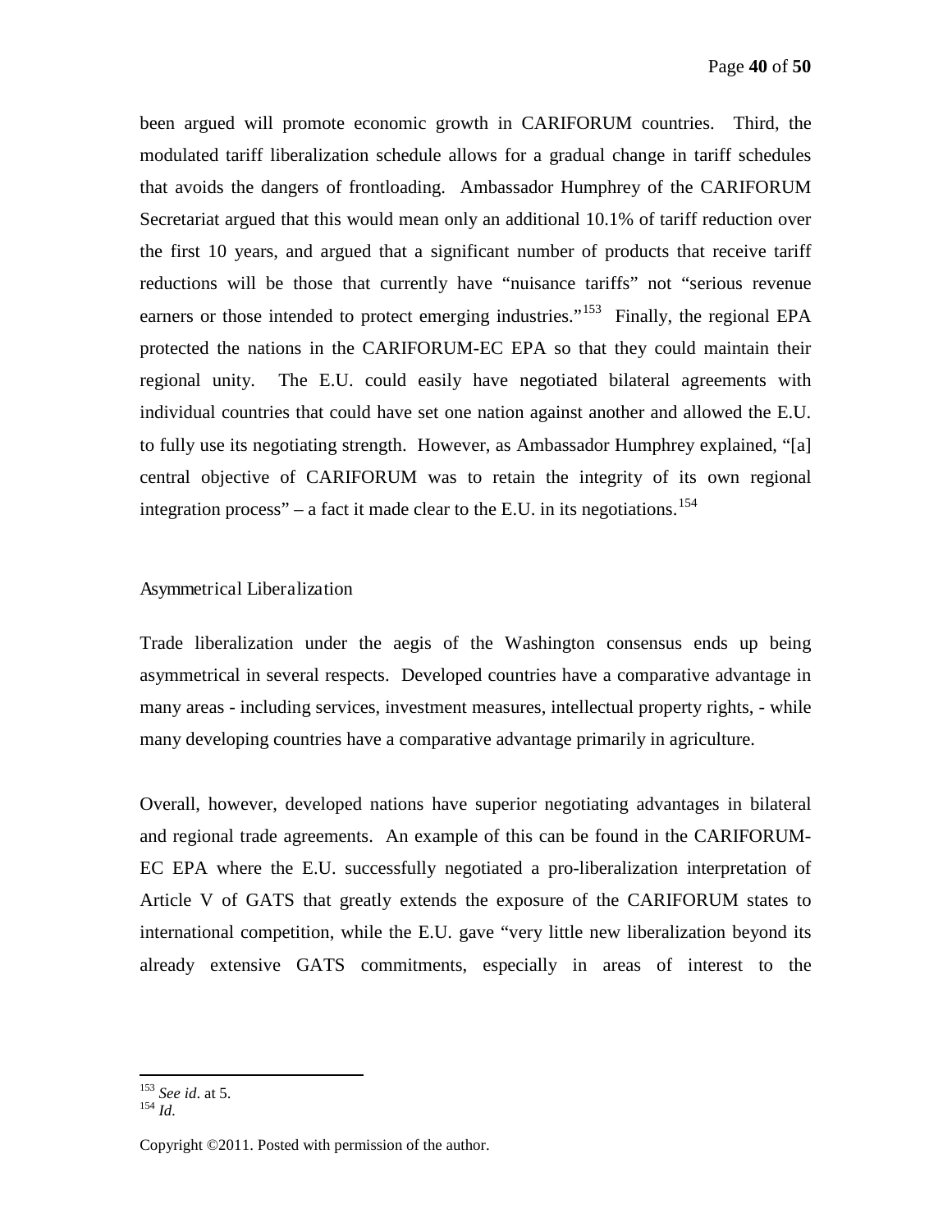been argued will promote economic growth in CARIFORUM countries. Third, the modulated tariff liberalization schedule allows for a gradual change in tariff schedules that avoids the dangers of frontloading. Ambassador Humphrey of the CARIFORUM Secretariat argued that this would mean only an additional 10.1% of tariff reduction over the first 10 years, and argued that a significant number of products that receive tariff reductions will be those that currently have "nuisance tariffs" not "serious revenue earners or those intended to protect emerging industries."[153] Finally, the regional EPA protected the nations in the CARIFORUM-EC EPA so that they could maintain their regional unity. The E.U. could easily have negotiated bilateral agreements with individual countries that could have set one nation against another and allowed the E.U. to fully use its negotiating strength. However, as Ambassador Humphrey explained, "[a] central objective of CARIFORUM was to retain the integrity of its own regional integration process" – a fact it made clear to the E.U. in its negotiations.[154]

## Asymmetrical Liberalization

Trade liberalization under the aegis of the Washington consensus ends up being asymmetrical in several respects. Developed countries have a comparative advantage in many areas - including services, investment measures, intellectual property rights, - while many developing countries have a comparative advantage primarily in agriculture.

Overall, however, developed nations have superior negotiating advantages in bilateral and regional trade agreements. An example of this can be found in the CARIFORUM-EC EPA where the E.U. successfully negotiated a pro-liberalization interpretation of Article V of GATS that greatly extends the exposure of the CARIFORUM states to international competition, while the E.U. gave "very little new liberalization beyond its already extensive GATS commitments, especially in areas of interest to the

---

[153] *See id*. at 5.
[154] *Id.*

Copyright ©2011. Posted with permission of the author.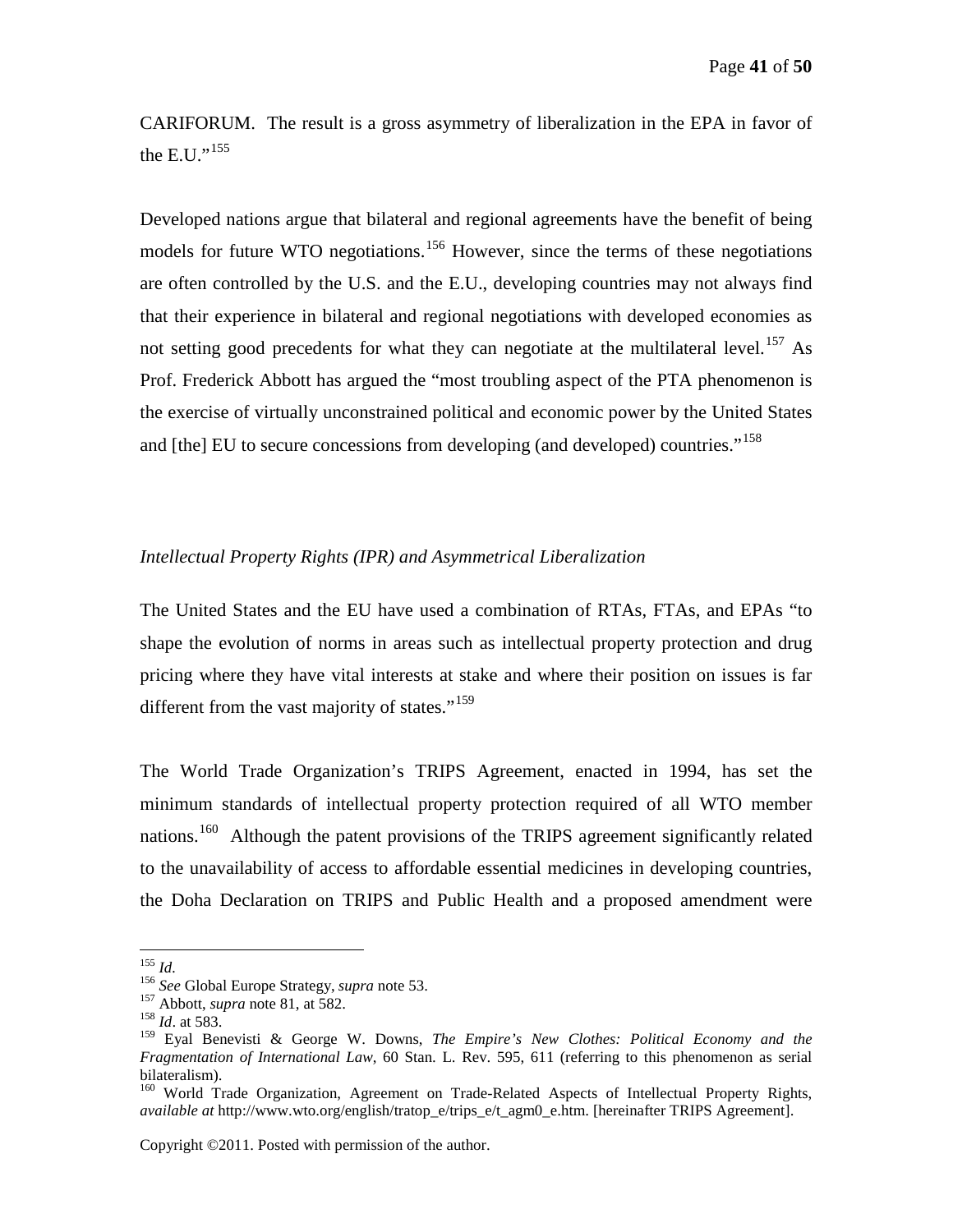CARIFORUM. The result is a gross asymmetry of liberalization in the EPA in favor of the E.U."[155]

Developed nations argue that bilateral and regional agreements have the benefit of being models for future WTO negotiations.[156] However, since the terms of these negotiations are often controlled by the U.S. and the E.U., developing countries may not always find that their experience in bilateral and regional negotiations with developed economies as not setting good precedents for what they can negotiate at the multilateral level.[157] As Prof. Frederick Abbott has argued the "most troubling aspect of the PTA phenomenon is the exercise of virtually unconstrained political and economic power by the United States and [the] EU to secure concessions from developing (and developed) countries."[158]

*Intellectual Property Rights (IPR) and Asymmetrical Liberalization*

The United States and the EU have used a combination of RTAs, FTAs, and EPAs "to shape the evolution of norms in areas such as intellectual property protection and drug pricing where they have vital interests at stake and where their position on issues is far different from the vast majority of states."[159]

The World Trade Organization's TRIPS Agreement, enacted in 1994, has set the minimum standards of intellectual property protection required of all WTO member nations.[160] Although the patent provisions of the TRIPS agreement significantly related to the unavailability of access to affordable essential medicines in developing countries, the Doha Declaration on TRIPS and Public Health and a proposed amendment were

---

[155] *Id*.
[156] *See* Global Europe Strategy, *supra* note 53.
[157] Abbott, *supra* note 81, at 582.
[158] *Id*. at 583.
[159] Eyal Benevisti & George W. Downs, *The Empire's New Clothes: Political Economy and the Fragmentation of International Law*, 60 Stan. L. Rev. 595, 611 (referring to this phenomenon as serial bilateralism).
[160] World Trade Organization, Agreement on Trade-Related Aspects of Intellectual Property Rights, *available at* http://www.wto.org/english/tratop_e/trips_e/t_agm0_e.htm. [hereinafter TRIPS Agreement].

Copyright ©2011. Posted with permission of the author.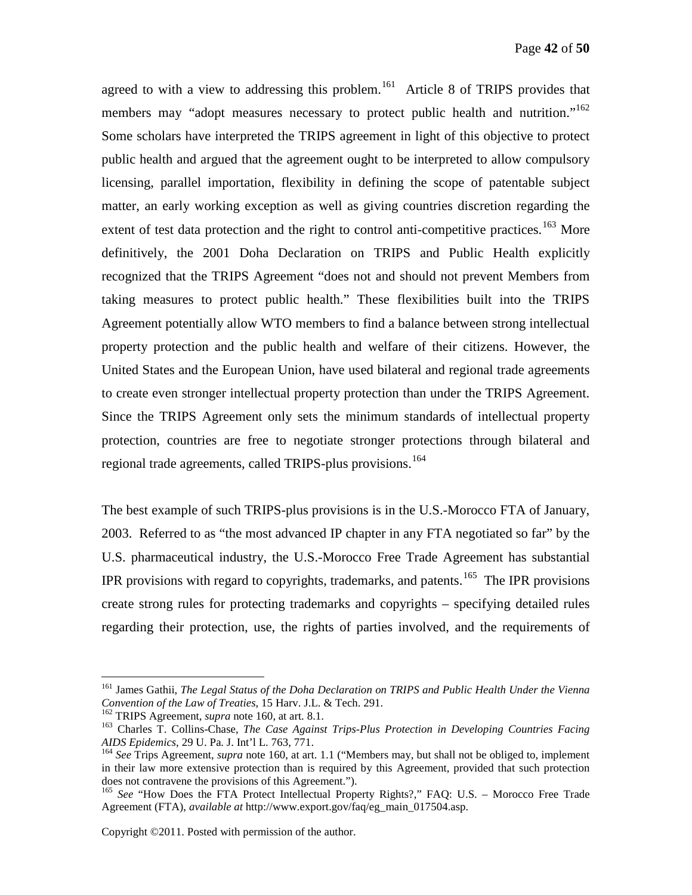agreed to with a view to addressing this problem.[161] Article 8 of TRIPS provides that members may "adopt measures necessary to protect public health and nutrition."[162] Some scholars have interpreted the TRIPS agreement in light of this objective to protect public health and argued that the agreement ought to be interpreted to allow compulsory licensing, parallel importation, flexibility in defining the scope of patentable subject matter, an early working exception as well as giving countries discretion regarding the extent of test data protection and the right to control anti-competitive practices.[163] More definitively, the 2001 Doha Declaration on TRIPS and Public Health explicitly recognized that the TRIPS Agreement "does not and should not prevent Members from taking measures to protect public health." These flexibilities built into the TRIPS Agreement potentially allow WTO members to find a balance between strong intellectual property protection and the public health and welfare of their citizens. However, the United States and the European Union, have used bilateral and regional trade agreements to create even stronger intellectual property protection than under the TRIPS Agreement. Since the TRIPS Agreement only sets the minimum standards of intellectual property protection, countries are free to negotiate stronger protections through bilateral and regional trade agreements, called TRIPS-plus provisions.[164]

The best example of such TRIPS-plus provisions is in the U.S.-Morocco FTA of January, 2003. Referred to as "the most advanced IP chapter in any FTA negotiated so far" by the U.S. pharmaceutical industry, the U.S.-Morocco Free Trade Agreement has substantial IPR provisions with regard to copyrights, trademarks, and patents.[165] The IPR provisions create strong rules for protecting trademarks and copyrights – specifying detailed rules regarding their protection, use, the rights of parties involved, and the requirements of

---

[161] James Gathii, *The Legal Status of the Doha Declaration on TRIPS and Public Health Under the Vienna Convention of the Law of Treaties*, 15 Harv. J.L. & Tech. 291.

[162] TRIPS Agreement, *supra* note 160, at art. 8.1.

[163] Charles T. Collins-Chase, *The Case Against Trips-Plus Protection in Developing Countries Facing AIDS Epidemics*, 29 U. Pa. J. Int'l L. 763, 771.

[164] *See* Trips Agreement, *supra* note 160, at art. 1.1 ("Members may, but shall not be obliged to, implement in their law more extensive protection than is required by this Agreement, provided that such protection does not contravene the provisions of this Agreement.").

[165] *See* "How Does the FTA Protect Intellectual Property Rights?," FAQ: U.S. – Morocco Free Trade Agreement (FTA), *available at* http://www.export.gov/faq/eg_main_017504.asp.

Copyright ©2011. Posted with permission of the author.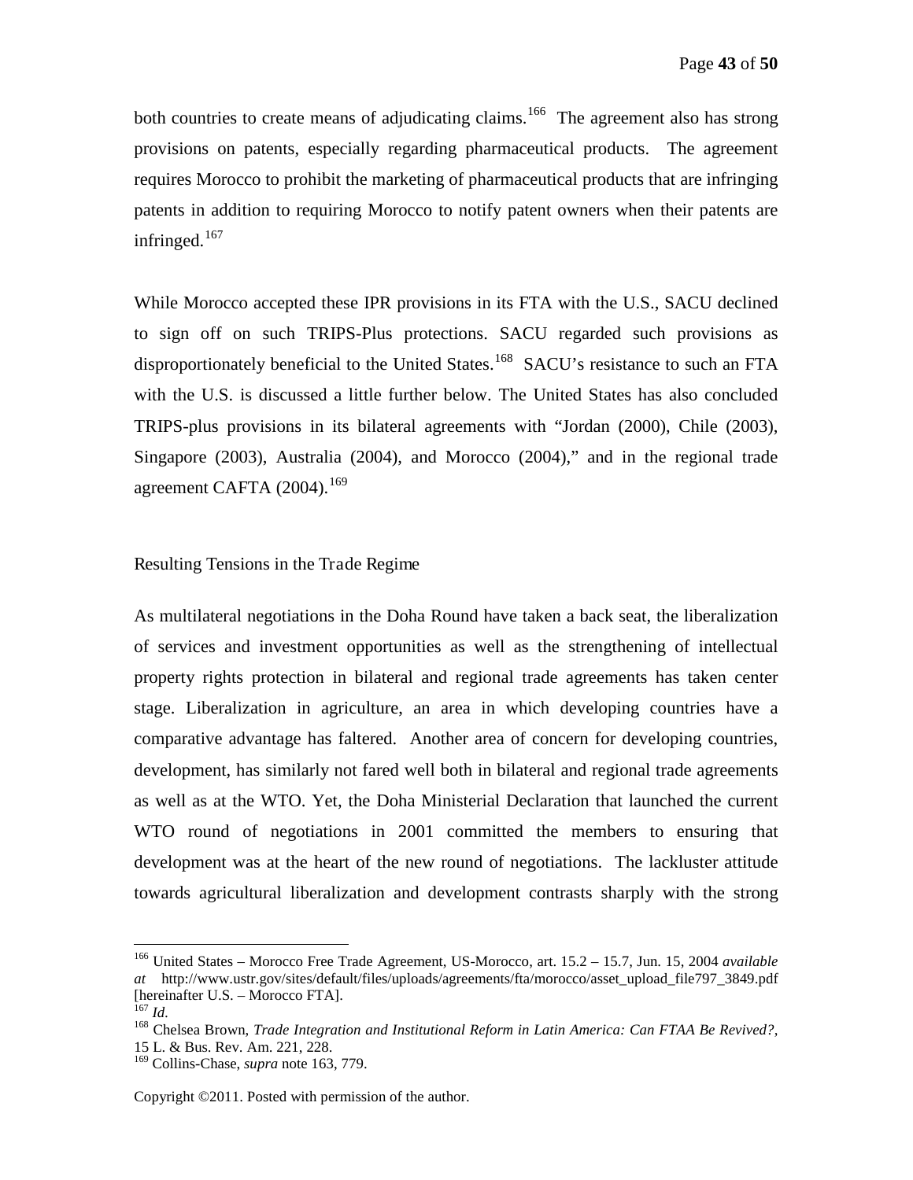both countries to create means of adjudicating claims.[166] The agreement also has strong provisions on patents, especially regarding pharmaceutical products. The agreement requires Morocco to prohibit the marketing of pharmaceutical products that are infringing patents in addition to requiring Morocco to notify patent owners when their patents are infringed.[167]

While Morocco accepted these IPR provisions in its FTA with the U.S., SACU declined to sign off on such TRIPS-Plus protections. SACU regarded such provisions as disproportionately beneficial to the United States.[168] SACU's resistance to such an FTA with the U.S. is discussed a little further below. The United States has also concluded TRIPS-plus provisions in its bilateral agreements with "Jordan (2000), Chile (2003), Singapore (2003), Australia (2004), and Morocco (2004)," and in the regional trade agreement CAFTA (2004).[169]

## Resulting Tensions in the Trade Regime

As multilateral negotiations in the Doha Round have taken a back seat, the liberalization of services and investment opportunities as well as the strengthening of intellectual property rights protection in bilateral and regional trade agreements has taken center stage. Liberalization in agriculture, an area in which developing countries have a comparative advantage has faltered. Another area of concern for developing countries, development, has similarly not fared well both in bilateral and regional trade agreements as well as at the WTO. Yet, the Doha Ministerial Declaration that launched the current WTO round of negotiations in 2001 committed the members to ensuring that development was at the heart of the new round of negotiations. The lackluster attitude towards agricultural liberalization and development contrasts sharply with the strong

---

[166] United States – Morocco Free Trade Agreement, US-Morocco, art. 15.2 – 15.7, Jun. 15, 2004 *available at* http://www.ustr.gov/sites/default/files/uploads/agreements/fta/morocco/asset_upload_file797_3849.pdf [hereinafter U.S. – Morocco FTA].

[167] *Id.*

[168] Chelsea Brown, *Trade Integration and Institutional Reform in Latin America: Can FTAA Be Revived?*, 15 L. & Bus. Rev. Am. 221, 228.

[169] Collins-Chase, *supra* note 163, 779.

Copyright ©2011. Posted with permission of the author.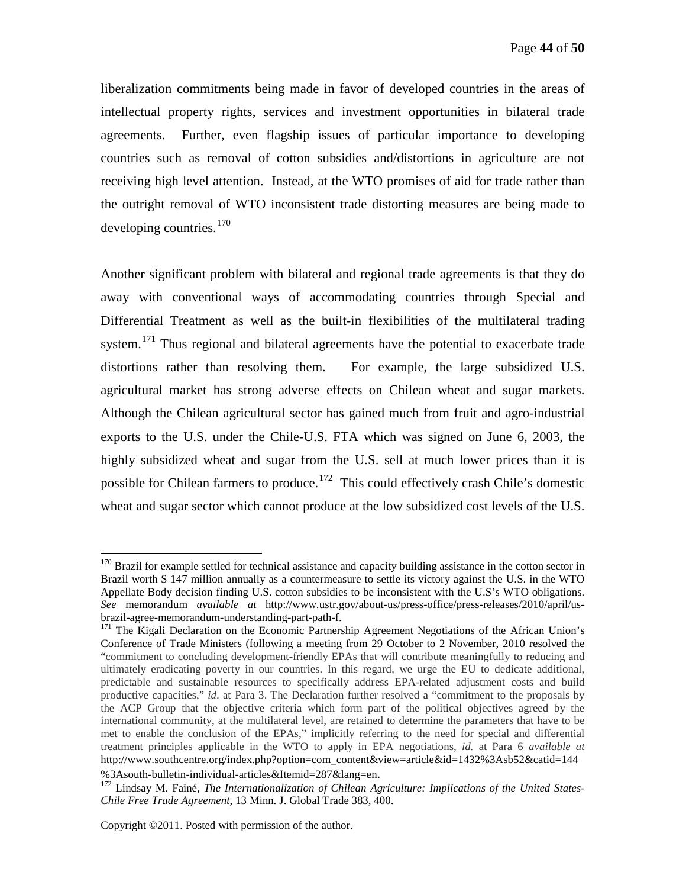liberalization commitments being made in favor of developed countries in the areas of intellectual property rights, services and investment opportunities in bilateral trade agreements. Further, even flagship issues of particular importance to developing countries such as removal of cotton subsidies and/distortions in agriculture are not receiving high level attention. Instead, at the WTO promises of aid for trade rather than the outright removal of WTO inconsistent trade distorting measures are being made to developing countries.[170]

Another significant problem with bilateral and regional trade agreements is that they do away with conventional ways of accommodating countries through Special and Differential Treatment as well as the built-in flexibilities of the multilateral trading system.[171] Thus regional and bilateral agreements have the potential to exacerbate trade distortions rather than resolving them. For example, the large subsidized U.S. agricultural market has strong adverse effects on Chilean wheat and sugar markets. Although the Chilean agricultural sector has gained much from fruit and agro-industrial exports to the U.S. under the Chile-U.S. FTA which was signed on June 6, 2003, the highly subsidized wheat and sugar from the U.S. sell at much lower prices than it is possible for Chilean farmers to produce.[172] This could effectively crash Chile's domestic wheat and sugar sector which cannot produce at the low subsidized cost levels of the U.S.

---

[170] Brazil for example settled for technical assistance and capacity building assistance in the cotton sector in Brazil worth $ 147 million annually as a countermeasure to settle its victory against the U.S. in the WTO Appellate Body decision finding U.S. cotton subsidies to be inconsistent with the U.S's WTO obligations. *See* memorandum *available at* http://www.ustr.gov/about-us/press-office/press-releases/2010/april/us-brazil-agree-memorandum-understanding-part-path-f.

[171] The Kigali Declaration on the Economic Partnership Agreement Negotiations of the African Union's Conference of Trade Ministers (following a meeting from 29 October to 2 November, 2010 resolved the "commitment to concluding development-friendly EPAs that will contribute meaningfully to reducing and ultimately eradicating poverty in our countries. In this regard, we urge the EU to dedicate additional, predictable and sustainable resources to specifically address EPA-related adjustment costs and build productive capacities," *id*. at Para 3. The Declaration further resolved a "commitment to the proposals by the ACP Group that the objective criteria which form part of the political objectives agreed by the international community, at the multilateral level, are retained to determine the parameters that have to be met to enable the conclusion of the EPAs," implicitly referring to the need for special and differential treatment principles applicable in the WTO to apply in EPA negotiations, *id.* at Para 6 *available at* http://www.southcentre.org/index.php?option=com_content&view=article&id=1432%3Asb52&catid=144%3Asouth-bulletin-individual-articles&Itemid=287&lang=en.

[172] Lindsay M. Fainé, *The Internationalization of Chilean Agriculture: Implications of the United States-Chile Free Trade Agreement*, 13 Minn. J. Global Trade 383, 400.

Copyright ©2011. Posted with permission of the author.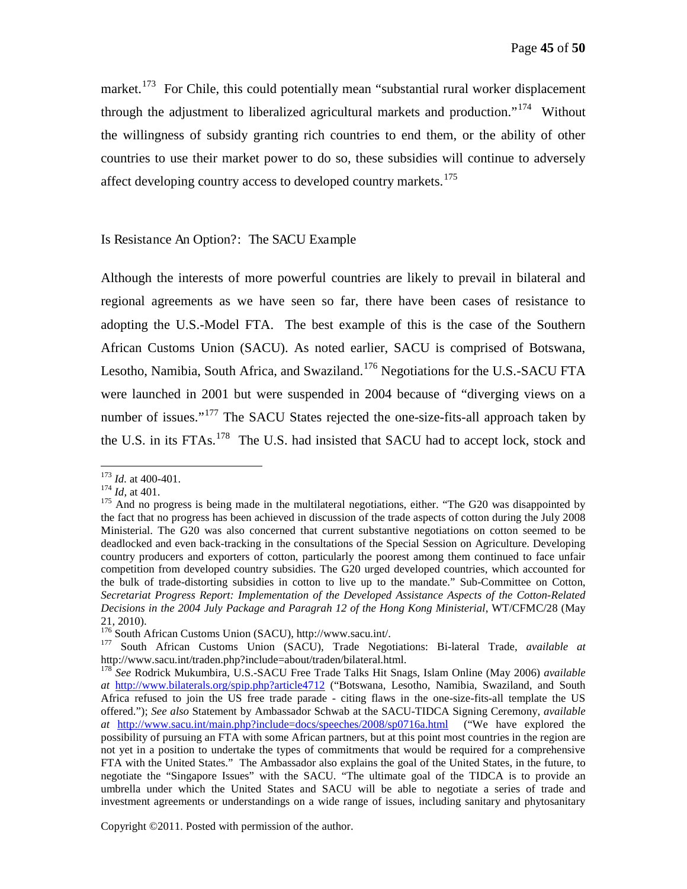market.[173] For Chile, this could potentially mean "substantial rural worker displacement through the adjustment to liberalized agricultural markets and production."[174] Without the willingness of subsidy granting rich countries to end them, or the ability of other countries to use their market power to do so, these subsidies will continue to adversely affect developing country access to developed country markets.[175]

## Is Resistance An Option?: The SACU Example

Although the interests of more powerful countries are likely to prevail in bilateral and regional agreements as we have seen so far, there have been cases of resistance to adopting the U.S.-Model FTA. The best example of this is the case of the Southern African Customs Union (SACU). As noted earlier, SACU is comprised of Botswana, Lesotho, Namibia, South Africa, and Swaziland.[176] Negotiations for the U.S.-SACU FTA were launched in 2001 but were suspended in 2004 because of "diverging views on a number of issues."[177] The SACU States rejected the one-size-fits-all approach taken by the U.S. in its FTAs.[178] The U.S. had insisted that SACU had to accept lock, stock and

---

[173] *Id.* at 400-401.

[174] *Id,* at 401.

[175] And no progress is being made in the multilateral negotiations, either. "The G20 was disappointed by the fact that no progress has been achieved in discussion of the trade aspects of cotton during the July 2008 Ministerial. The G20 was also concerned that current substantive negotiations on cotton seemed to be deadlocked and even back-tracking in the consultations of the Special Session on Agriculture. Developing country producers and exporters of cotton, particularly the poorest among them continued to face unfair competition from developed country subsidies. The G20 urged developed countries, which accounted for the bulk of trade-distorting subsidies in cotton to live up to the mandate." Sub-Committee on Cotton, *Secretariat Progress Report: Implementation of the Developed Assistance Aspects of the Cotton-Related Decisions in the 2004 July Package and Paragrah 12 of the Hong Kong Ministerial*, WT/CFMC/28 (May 21, 2010).

[176] South African Customs Union (SACU), http://www.sacu.int/.

[177] South African Customs Union (SACU), Trade Negotiations: Bi-lateral Trade, *available at* http://www.sacu.int/traden.php?include=about/traden/bilateral.html.

[178] *See* Rodrick Mukumbira, U.S.-SACU Free Trade Talks Hit Snags, Islam Online (May 2006) *available at* http://www.bilaterals.org/spip.php?article4712 ("Botswana, Lesotho, Namibia, Swaziland, and South Africa refused to join the US free trade parade - citing flaws in the one-size-fits-all template the US offered."); *See also* Statement by Ambassador Schwab at the SACU-TIDCA Signing Ceremony, *available at* http://www.sacu.int/main.php?include=docs/speeches/2008/sp0716a.html ("We have explored the possibility of pursuing an FTA with some African partners, but at this point most countries in the region are not yet in a position to undertake the types of commitments that would be required for a comprehensive FTA with the United States." The Ambassador also explains the goal of the United States, in the future, to negotiate the "Singapore Issues" with the SACU. "The ultimate goal of the TIDCA is to provide an umbrella under which the United States and SACU will be able to negotiate a series of trade and investment agreements or understandings on a wide range of issues, including sanitary and phytosanitary

Copyright ©2011. Posted with permission of the author.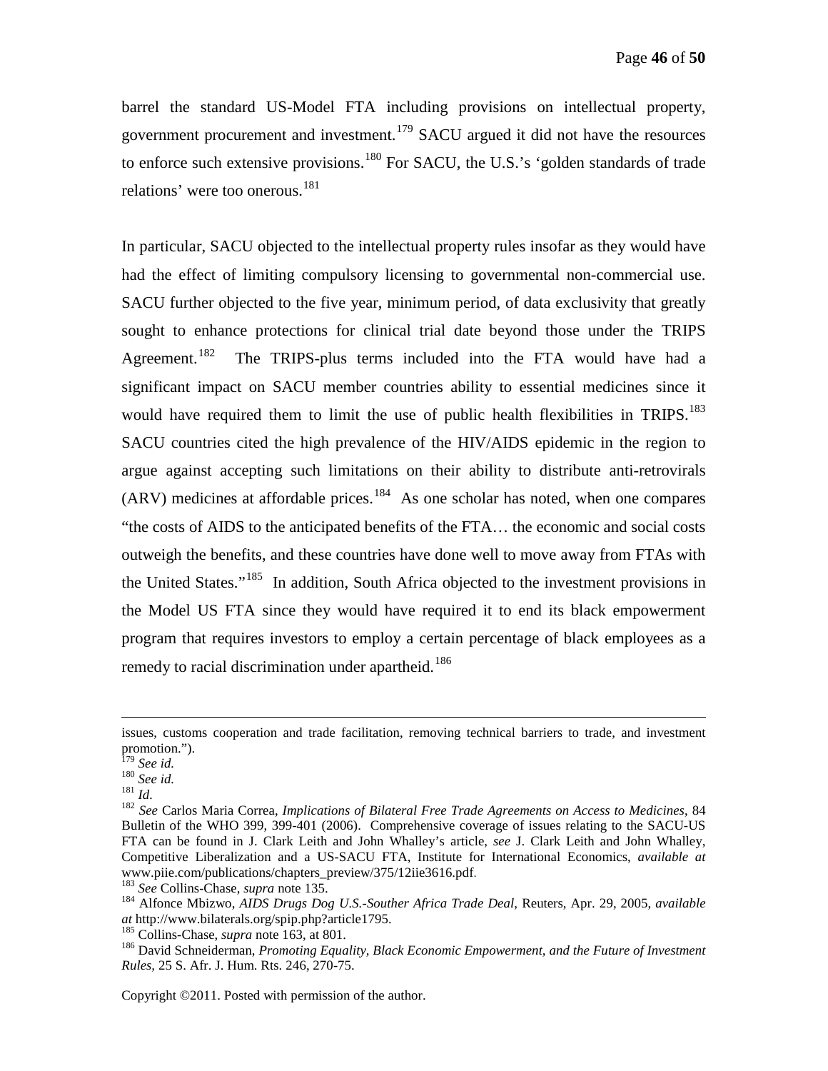barrel the standard US-Model FTA including provisions on intellectual property, government procurement and investment.[179] SACU argued it did not have the resources to enforce such extensive provisions.[180] For SACU, the U.S.'s 'golden standards of trade relations' were too onerous.[181]

In particular, SACU objected to the intellectual property rules insofar as they would have had the effect of limiting compulsory licensing to governmental non-commercial use. SACU further objected to the five year, minimum period, of data exclusivity that greatly sought to enhance protections for clinical trial date beyond those under the TRIPS Agreement.[182] The TRIPS-plus terms included into the FTA would have had a significant impact on SACU member countries ability to essential medicines since it would have required them to limit the use of public health flexibilities in TRIPS.[183] SACU countries cited the high prevalence of the HIV/AIDS epidemic in the region to argue against accepting such limitations on their ability to distribute anti-retrovirals (ARV) medicines at affordable prices.[184] As one scholar has noted, when one compares "the costs of AIDS to the anticipated benefits of the FTA… the economic and social costs outweigh the benefits, and these countries have done well to move away from FTAs with the United States."[185] In addition, South Africa objected to the investment provisions in the Model US FTA since they would have required it to end its black empowerment program that requires investors to employ a certain percentage of black employees as a remedy to racial discrimination under apartheid.[186]

---

issues, customs cooperation and trade facilitation, removing technical barriers to trade, and investment promotion.").

[179] *See id.*

[180] *See id.*

[181] *Id.*

[182] *See* Carlos Maria Correa, *Implications of Bilateral Free Trade Agreements on Access to Medicines*, 84 Bulletin of the WHO 399, 399-401 (2006). Comprehensive coverage of issues relating to the SACU-US FTA can be found in J. Clark Leith and John Whalley's article, *see* J. Clark Leith and John Whalley, Competitive Liberalization and a US-SACU FTA, Institute for International Economics, *available at* www.piie.com/publications/chapters_preview/375/12iie3616.pdf.

[183] *See* Collins-Chase, *supra* note 135.

[184] Alfonce Mbizwo, *AIDS Drugs Dog U.S.-Souther Africa Trade Deal*, Reuters, Apr. 29, 2005, *available at* http://www.bilaterals.org/spip.php?article1795.

[185] Collins-Chase, *supra* note 163, at 801.

[186] David Schneiderman, *Promoting Equality, Black Economic Empowerment, and the Future of Investment Rules*, 25 S. Afr. J. Hum. Rts. 246, 270-75.

Copyright ©2011. Posted with permission of the author.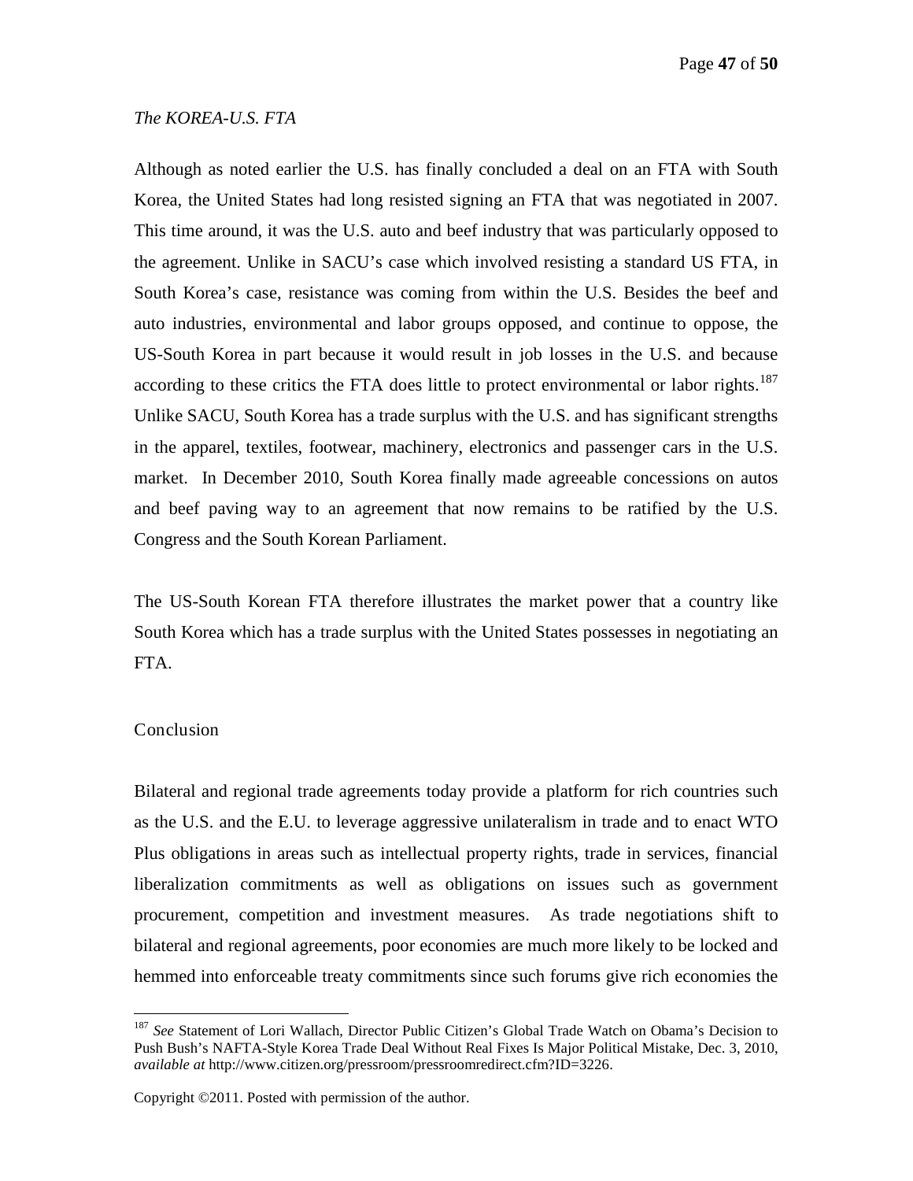*The KOREA-U.S. FTA*

Although as noted earlier the U.S. has finally concluded a deal on an FTA with South Korea, the United States had long resisted signing an FTA that was negotiated in 2007. This time around, it was the U.S. auto and beef industry that was particularly opposed to the agreement. Unlike in SACU's case which involved resisting a standard US FTA, in South Korea's case, resistance was coming from within the U.S. Besides the beef and auto industries, environmental and labor groups opposed, and continue to oppose, the US-South Korea in part because it would result in job losses in the U.S. and because according to these critics the FTA does little to protect environmental or labor rights.[187] Unlike SACU, South Korea has a trade surplus with the U.S. and has significant strengths in the apparel, textiles, footwear, machinery, electronics and passenger cars in the U.S. market. In December 2010, South Korea finally made agreeable concessions on autos and beef paving way to an agreement that now remains to be ratified by the U.S. Congress and the South Korean Parliament.

The US-South Korean FTA therefore illustrates the market power that a country like South Korea which has a trade surplus with the United States possesses in negotiating an FTA.

## Conclusion

Bilateral and regional trade agreements today provide a platform for rich countries such as the U.S. and the E.U. to leverage aggressive unilateralism in trade and to enact WTO Plus obligations in areas such as intellectual property rights, trade in services, financial liberalization commitments as well as obligations on issues such as government procurement, competition and investment measures. As trade negotiations shift to bilateral and regional agreements, poor economies are much more likely to be locked and hemmed into enforceable treaty commitments since such forums give rich economies the

---

[187] *See* Statement of Lori Wallach, Director Public Citizen's Global Trade Watch on Obama's Decision to Push Bush's NAFTA-Style Korea Trade Deal Without Real Fixes Is Major Political Mistake, Dec. 3, 2010, *available at* http://www.citizen.org/pressroom/pressroomredirect.cfm?ID=3226.

Copyright ©2011. Posted with permission of the author.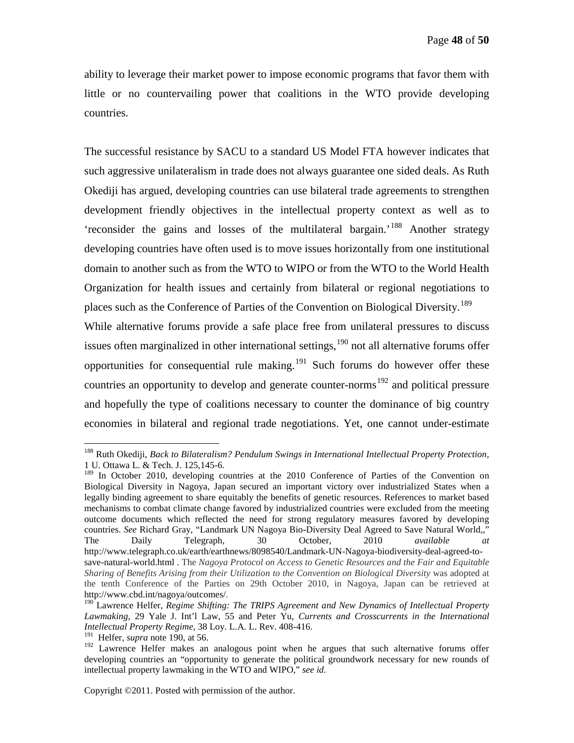ability to leverage their market power to impose economic programs that favor them with little or no countervailing power that coalitions in the WTO provide developing countries.

The successful resistance by SACU to a standard US Model FTA however indicates that such aggressive unilateralism in trade does not always guarantee one sided deals. As Ruth Okediji has argued, developing countries can use bilateral trade agreements to strengthen development friendly objectives in the intellectual property context as well as to 'reconsider the gains and losses of the multilateral bargain.'[188] Another strategy developing countries have often used is to move issues horizontally from one institutional domain to another such as from the WTO to WIPO or from the WTO to the World Health Organization for health issues and certainly from bilateral or regional negotiations to places such as the Conference of Parties of the Convention on Biological Diversity.[189] While alternative forums provide a safe place free from unilateral pressures to discuss issues often marginalized in other international settings,[190] not all alternative forums offer opportunities for consequential rule making.[191] Such forums do however offer these countries an opportunity to develop and generate counter-norms[192] and political pressure and hopefully the type of coalitions necessary to counter the dominance of big country economies in bilateral and regional trade negotiations. Yet, one cannot under-estimate

---

[188] Ruth Okediji, *Back to Bilateralism? Pendulum Swings in International Intellectual Property Protection*, 1 U. Ottawa L. & Tech. J. 125,145-6.

[189] In October 2010, developing countries at the 2010 Conference of Parties of the Convention on Biological Diversity in Nagoya, Japan secured an important victory over industrialized States when a legally binding agreement to share equitably the benefits of genetic resources. References to market based mechanisms to combat climate change favored by industrialized countries were excluded from the meeting outcome documents which reflected the need for strong regulatory measures favored by developing countries. *See* Richard Gray, "Landmark UN Nagoya Bio-Diversity Deal Agreed to Save Natural World,," The Daily Telegraph, 30 October, 2010 *available at* http://www.telegraph.co.uk/earth/earthnews/8098540/Landmark-UN-Nagoya-biodiversity-deal-agreed-to-save-natural-world.html . The *Nagoya Protocol on Access to Genetic Resources and the Fair and Equitable Sharing of Benefits Arising from their Utilization to the Convention on Biological Diversity* was adopted at the tenth Conference of the Parties on 29th October 2010, in Nagoya, Japan can be retrieved at http://www.cbd.int/nagoya/outcomes/.

[190] Lawrence Helfer, *Regime Shifting: The TRIPS Agreement and New Dynamics of Intellectual Property Lawmaking*, 29 Yale J. Int'l Law, 55 and Peter Yu, *Currents and Crosscurrents in the International Intellectual Property Regime*, 38 Loy. L.A. L. Rev. 408-416.

[191] Helfer, *supra* note 190, at 56.

[192] Lawrence Helfer makes an analogous point when he argues that such alternative forums offer developing countries an "opportunity to generate the political groundwork necessary for new rounds of intellectual property lawmaking in the WTO and WIPO," *see id.*

Copyright ©2011. Posted with permission of the author.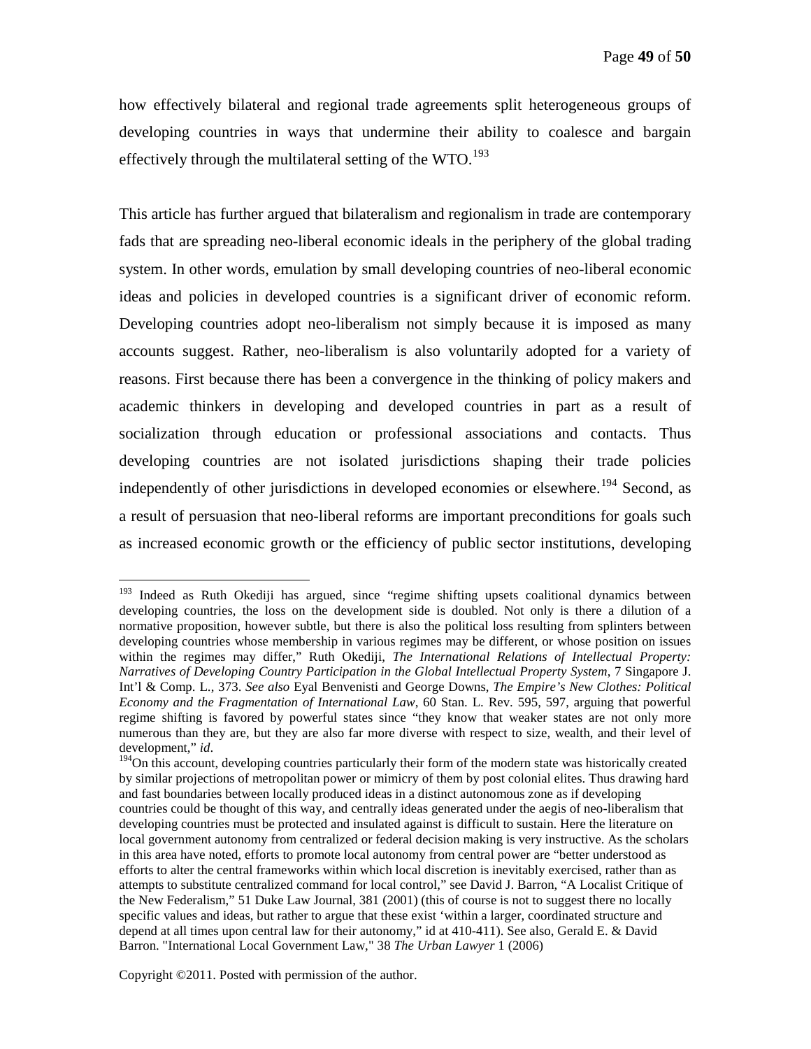how effectively bilateral and regional trade agreements split heterogeneous groups of developing countries in ways that undermine their ability to coalesce and bargain effectively through the multilateral setting of the WTO.[193]

This article has further argued that bilateralism and regionalism in trade are contemporary fads that are spreading neo-liberal economic ideals in the periphery of the global trading system. In other words, emulation by small developing countries of neo-liberal economic ideas and policies in developed countries is a significant driver of economic reform. Developing countries adopt neo-liberalism not simply because it is imposed as many accounts suggest. Rather, neo-liberalism is also voluntarily adopted for a variety of reasons. First because there has been a convergence in the thinking of policy makers and academic thinkers in developing and developed countries in part as a result of socialization through education or professional associations and contacts. Thus developing countries are not isolated jurisdictions shaping their trade policies independently of other jurisdictions in developed economies or elsewhere.[194] Second, as a result of persuasion that neo-liberal reforms are important preconditions for goals such as increased economic growth or the efficiency of public sector institutions, developing

---

[193] Indeed as Ruth Okediji has argued, since "regime shifting upsets coalitional dynamics between developing countries, the loss on the development side is doubled. Not only is there a dilution of a normative proposition, however subtle, but there is also the political loss resulting from splinters between developing countries whose membership in various regimes may be different, or whose position on issues within the regimes may differ," Ruth Okediji, *The International Relations of Intellectual Property: Narratives of Developing Country Participation in the Global Intellectual Property System*, 7 Singapore J. Int'l & Comp. L., 373. *See also* Eyal Benvenisti and George Downs, *The Empire's New Clothes: Political Economy and the Fragmentation of International Law*, 60 Stan. L. Rev. 595, 597, arguing that powerful regime shifting is favored by powerful states since "they know that weaker states are not only more numerous than they are, but they are also far more diverse with respect to size, wealth, and their level of development," *id*.

[194] On this account, developing countries particularly their form of the modern state was historically created by similar projections of metropolitan power or mimicry of them by post colonial elites. Thus drawing hard and fast boundaries between locally produced ideas in a distinct autonomous zone as if developing countries could be thought of this way, and centrally ideas generated under the aegis of neo-liberalism that developing countries must be protected and insulated against is difficult to sustain. Here the literature on local government autonomy from centralized or federal decision making is very instructive. As the scholars in this area have noted, efforts to promote local autonomy from central power are "better understood as efforts to alter the central frameworks within which local discretion is inevitably exercised, rather than as attempts to substitute centralized command for local control," see David J. Barron, "A Localist Critique of the New Federalism," 51 Duke Law Journal, 381 (2001) (this of course is not to suggest there no locally specific values and ideas, but rather to argue that these exist 'within a larger, coordinated structure and depend at all times upon central law for their autonomy," id at 410-411). See also, Gerald E. & David Barron. "International Local Government Law," 38 *The Urban Lawyer* 1 (2006)

Copyright ©2011. Posted with permission of the author.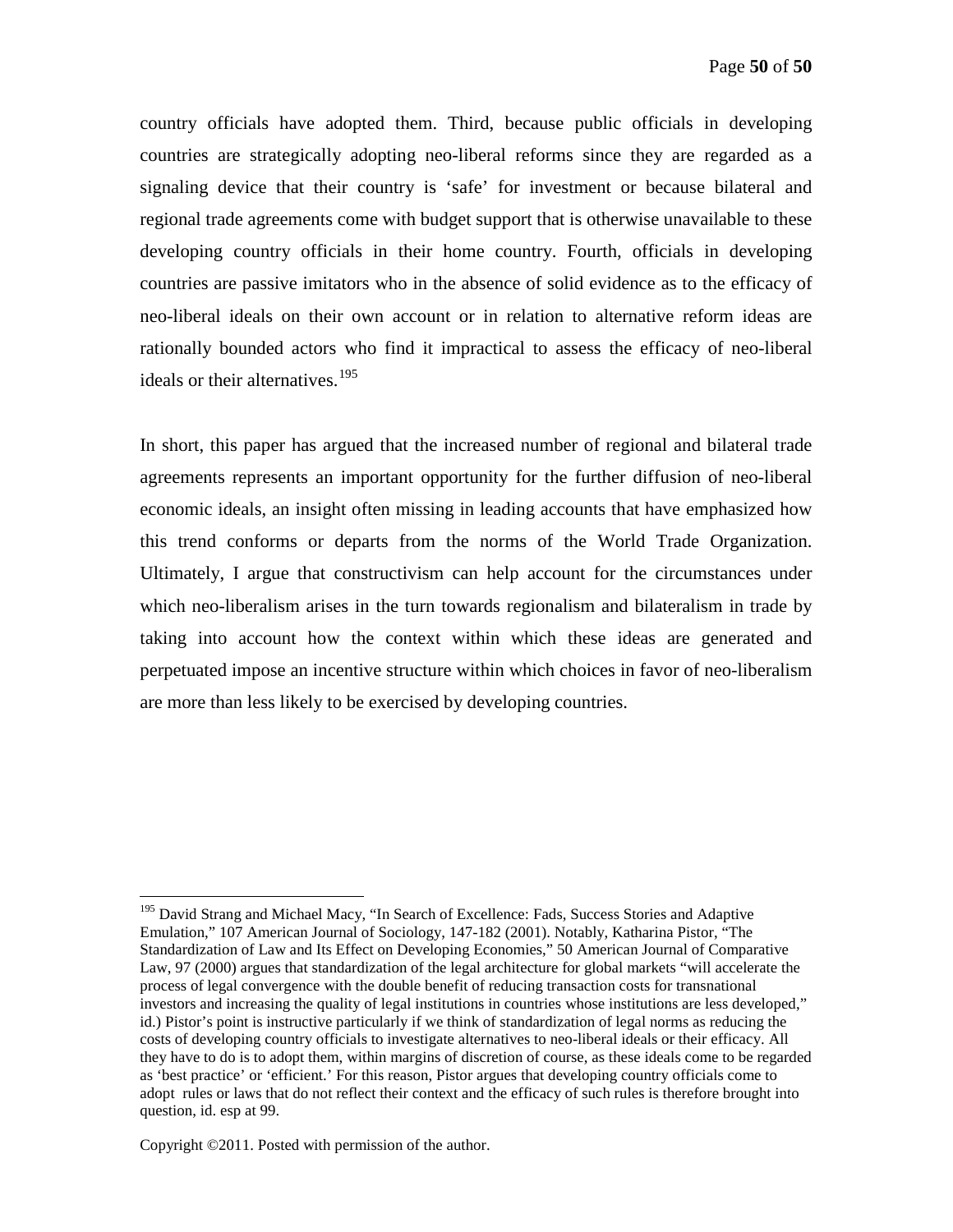country officials have adopted them. Third, because public officials in developing countries are strategically adopting neo-liberal reforms since they are regarded as a signaling device that their country is 'safe' for investment or because bilateral and regional trade agreements come with budget support that is otherwise unavailable to these developing country officials in their home country. Fourth, officials in developing countries are passive imitators who in the absence of solid evidence as to the efficacy of neo-liberal ideals on their own account or in relation to alternative reform ideas are rationally bounded actors who find it impractical to assess the efficacy of neo-liberal ideals or their alternatives.[195]

In short, this paper has argued that the increased number of regional and bilateral trade agreements represents an important opportunity for the further diffusion of neo-liberal economic ideals, an insight often missing in leading accounts that have emphasized how this trend conforms or departs from the norms of the World Trade Organization. Ultimately, I argue that constructivism can help account for the circumstances under which neo-liberalism arises in the turn towards regionalism and bilateralism in trade by taking into account how the context within which these ideas are generated and perpetuated impose an incentive structure within which choices in favor of neo-liberalism are more than less likely to be exercised by developing countries.

---

[195] David Strang and Michael Macy, "In Search of Excellence: Fads, Success Stories and Adaptive Emulation," 107 American Journal of Sociology, 147-182 (2001). Notably, Katharina Pistor, "The Standardization of Law and Its Effect on Developing Economies," 50 American Journal of Comparative Law, 97 (2000) argues that standardization of the legal architecture for global markets "will accelerate the process of legal convergence with the double benefit of reducing transaction costs for transnational investors and increasing the quality of legal institutions in countries whose institutions are less developed," id.) Pistor's point is instructive particularly if we think of standardization of legal norms as reducing the costs of developing country officials to investigate alternatives to neo-liberal ideals or their efficacy. All they have to do is to adopt them, within margins of discretion of course, as these ideals come to be regarded as 'best practice' or 'efficient.' For this reason, Pistor argues that developing country officials come to adopt rules or laws that do not reflect their context and the efficacy of such rules is therefore brought into question, id. esp at 99.

Copyright ©2011. Posted with permission of the author.